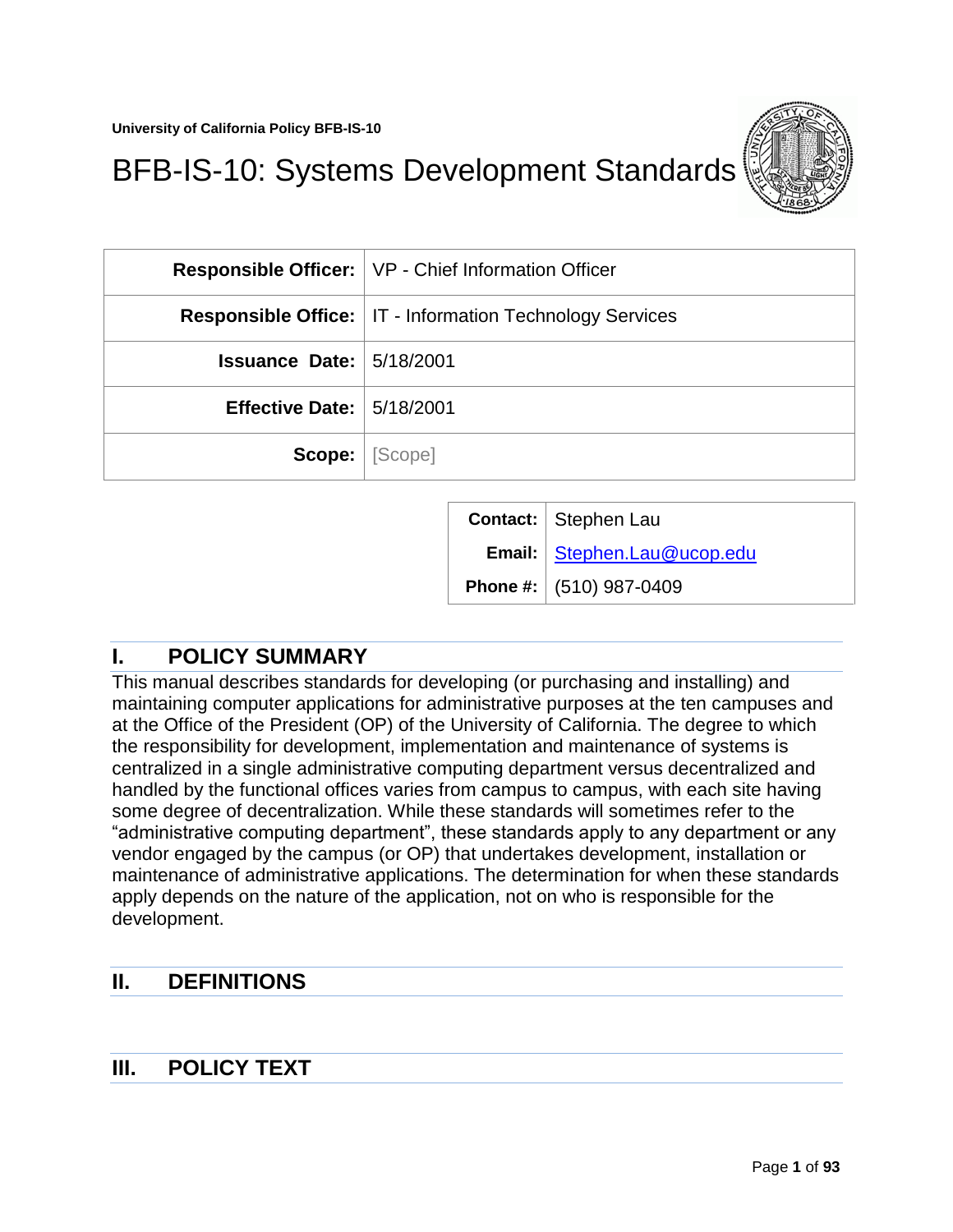University of California Policy BFB-IS-10

# BFB-IS-10: Systems Development Standards

| | |
|---|---|
| **Responsible Officer:** | VP - Chief Information Officer |
| **Responsible Office:** | IT - Information Technology Services |
| **Issuance Date:** | 5/18/2001 |
| **Effective Date:** | 5/18/2001 |
| **Scope:** | [Scope] |

| | |
|---|---|
| **Contact:** | Stephen Lau |
| **Email:** | Stephen.Lau@ucop.edu |
| **Phone #:** | (510) 987-0409 |

## I. POLICY SUMMARY

This manual describes standards for developing (or purchasing and installing) and maintaining computer applications for administrative purposes at the ten campuses and at the Office of the President (OP) of the University of California. The degree to which the responsibility for development, implementation and maintenance of systems is centralized in a single administrative computing department versus decentralized and handled by the functional offices varies from campus to campus, with each site having some degree of decentralization. While these standards will sometimes refer to the "administrative computing department", these standards apply to any department or any vendor engaged by the campus (or OP) that undertakes development, installation or maintenance of administrative applications. The determination for when these standards apply depends on the nature of the application, not on who is responsible for the development.

## II. DEFINITIONS

## III. POLICY TEXT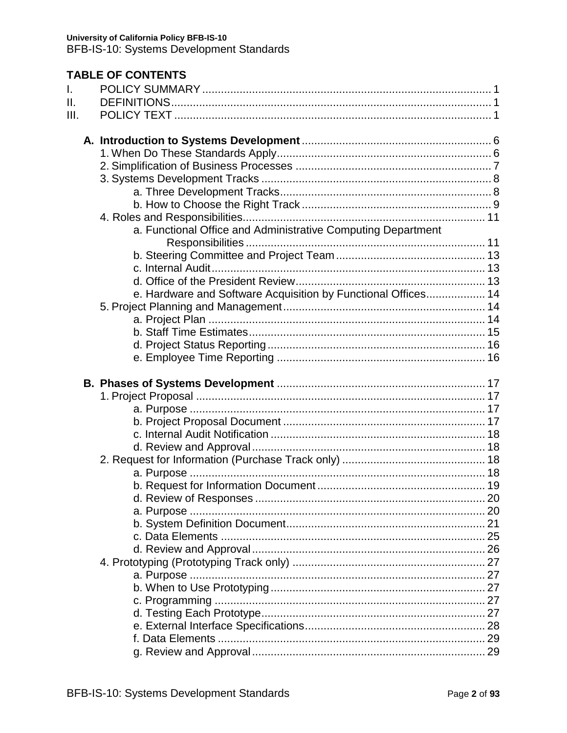University of California Policy BFB-IS-10
BFB-IS-10: Systems Development Standards

**TABLE OF CONTENTS**

I. POLICY SUMMARY ... 1
II. DEFINITIONS ... 1
III. POLICY TEXT ... 1

**A. Introduction to Systems Development** ... 6
- 1. When Do These Standards Apply ... 6
- 2. Simplification of Business Processes ... 7
- 3. Systems Development Tracks ... 8
  - a. Three Development Tracks ... 8
  - b. How to Choose the Right Track ... 9
- 4. Roles and Responsibilities ... 11
  - a. Functional Office and Administrative Computing Department Responsibilities ... 11
  - b. Steering Committee and Project Team ... 13
  - c. Internal Audit ... 13
  - d. Office of the President Review ... 13
  - e. Hardware and Software Acquisition by Functional Offices ... 14
- 5. Project Planning and Management ... 14
  - a. Project Plan ... 14
  - b. Staff Time Estimates ... 15
  - d. Project Status Reporting ... 16
  - e. Employee Time Reporting ... 16

**B. Phases of Systems Development** ... 17
- 1. Project Proposal ... 17
  - a. Purpose ... 17
  - b. Project Proposal Document ... 17
  - c. Internal Audit Notification ... 18
  - d. Review and Approval ... 18
- 2. Request for Information (Purchase Track only) ... 18
  - a. Purpose ... 18
  - b. Request for Information Document ... 19
  - d. Review of Responses ... 20
  - a. Purpose ... 20
  - b. System Definition Document ... 21
  - c. Data Elements ... 25
  - d. Review and Approval ... 26
- 4. Prototyping (Prototyping Track only) ... 27
  - a. Purpose ... 27
  - b. When to Use Prototyping ... 27
  - c. Programming ... 27
  - d. Testing Each Prototype ... 27
  - e. External Interface Specifications ... 28
  - f. Data Elements ... 29
  - g. Review and Approval ... 29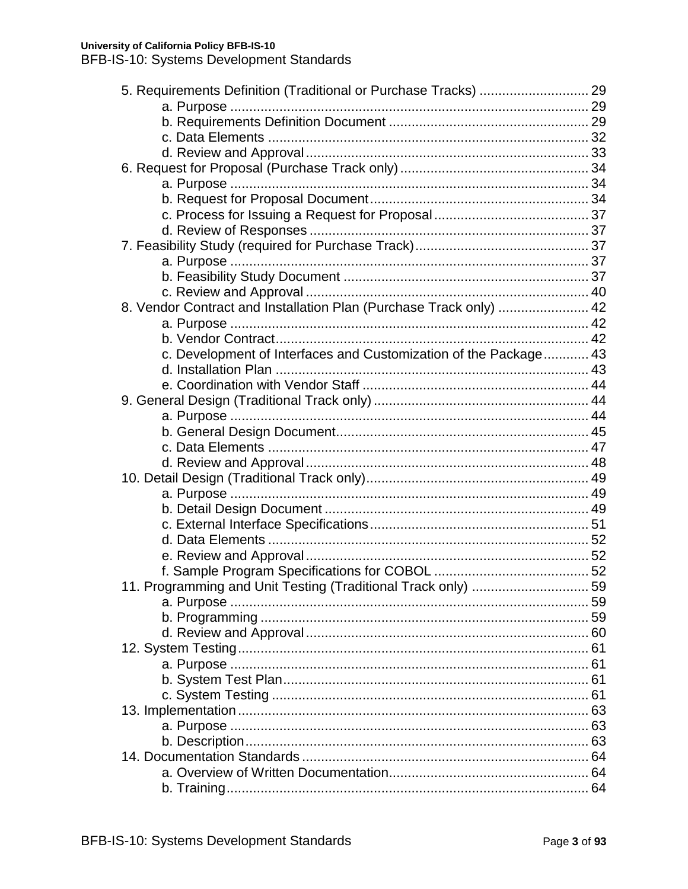5. Requirements Definition (Traditional or Purchase Tracks) ............................ 29
    a. Purpose ............................................................................................ 29
    b. Requirements Definition Document .................................................... 29
    c. Data Elements .................................................................................... 32
    d. Review and Approval .......................................................................... 33
6. Request for Proposal (Purchase Track only) ................................................ 34
    a. Purpose ............................................................................................ 34
    b. Request for Proposal Document ......................................................... 34
    c. Process for Issuing a Request for Proposal ........................................ 37
    d. Review of Responses ......................................................................... 37
7. Feasibility Study (required for Purchase Track) ............................................ 37
    a. Purpose ............................................................................................ 37
    b. Feasibility Study Document ................................................................ 37
    c. Review and Approval .......................................................................... 40
8. Vendor Contract and Installation Plan (Purchase Track only) ........................ 42
    a. Purpose ............................................................................................ 42
    b. Vendor Contract ................................................................................. 42
    c. Development of Interfaces and Customization of the Package ............ 43
    d. Installation Plan .................................................................................. 43
    e. Coordination with Vendor Staff ........................................................... 44
9. General Design (Traditional Track only) ........................................................ 44
    a. Purpose ............................................................................................ 44
    b. General Design Document .................................................................. 45
    c. Data Elements .................................................................................... 47
    d. Review and Approval .......................................................................... 48
10. Detail Design (Traditional Track only) .......................................................... 49
    a. Purpose ............................................................................................ 49
    b. Detail Design Document ..................................................................... 49
    c. External Interface Specifications ......................................................... 51
    d. Data Elements .................................................................................... 52
    e. Review and Approval .......................................................................... 52
    f. Sample Program Specifications for COBOL ......................................... 52
11. Programming and Unit Testing (Traditional Track only) ............................... 59
    a. Purpose ............................................................................................ 59
    b. Programming ...................................................................................... 59
    d. Review and Approval .......................................................................... 60
12. System Testing ............................................................................................ 61
    a. Purpose ............................................................................................ 61
    b. System Test Plan ................................................................................ 61
    c. System Testing ................................................................................... 61
13. Implementation ............................................................................................ 63
    a. Purpose ............................................................................................ 63
    b. Description .......................................................................................... 63
14. Documentation Standards ........................................................................... 64
    a. Overview of Written Documentation .................................................... 64
    b. Training ............................................................................................... 64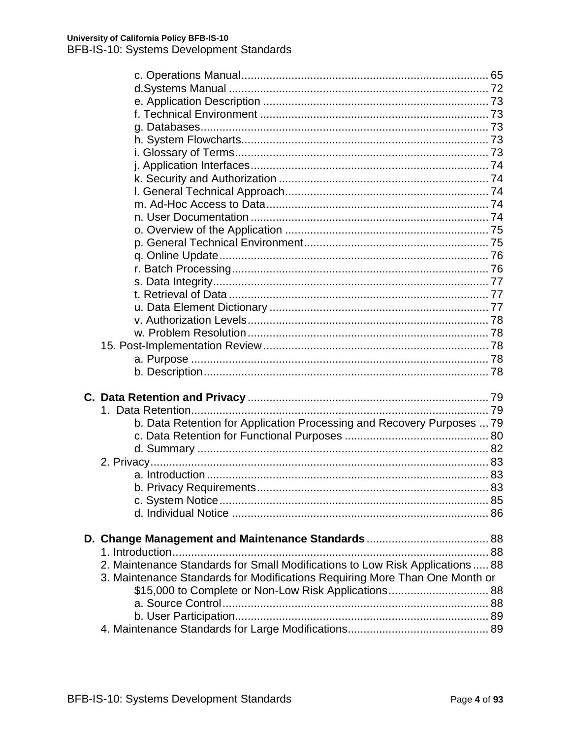c. Operations Manual ........ 65
d.Systems Manual ........ 72
e. Application Description ........ 73
f. Technical Environment ........ 73
g. Databases ........ 73
h. System Flowcharts ........ 73
i. Glossary of Terms ........ 73
j. Application Interfaces ........ 74
k. Security and Authorization ........ 74
l. General Technical Approach ........ 74
m. Ad-Hoc Access to Data ........ 74
n. User Documentation ........ 74
o. Overview of the Application ........ 75
p. General Technical Environment ........ 75
q. Online Update ........ 76
r. Batch Processing ........ 76
s. Data Integrity ........ 77
t. Retrieval of Data ........ 77
u. Data Element Dictionary ........ 77
v. Authorization Levels ........ 78
w. Problem Resolution ........ 78

15. Post-Implementation Review ........ 78
a. Purpose ........ 78
b. Description ........ 78

**C. Data Retention and Privacy** ........ 79

1. Data Retention ........ 79
b. Data Retention for Application Processing and Recovery Purposes ... 79
c. Data Retention for Functional Purposes ........ 80
d. Summary ........ 82

2. Privacy ........ 83
a. Introduction ........ 83
b. Privacy Requirements ........ 83
c. System Notice ........ 85
d. Individual Notice ........ 86

**D. Change Management and Maintenance Standards** ........ 88

1. Introduction ........ 88
2. Maintenance Standards for Small Modifications to Low Risk Applications ..... 88
3. Maintenance Standards for Modifications Requiring More Than One Month or $15,000 to Complete or Non-Low Risk Applications ........ 88
a. Source Control ........ 88
b. User Participation ........ 89
4. Maintenance Standards for Large Modifications ........ 89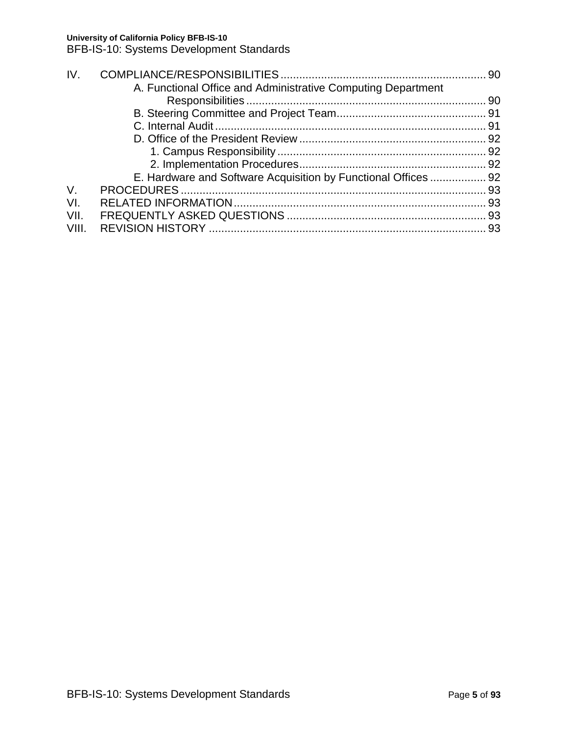IV. COMPLIANCE/RESPONSIBILITIES ............................................................... 90
   A. Functional Office and Administrative Computing Department Responsibilities ........................................................................... 90
   B. Steering Committee and Project Team............................................... 91
   C. Internal Audit ...................................................................................... 91
   D. Office of the President Review ........................................................... 92
      1. Campus Responsibility .................................................................. 92
      2. Implementation Procedures........................................................... 92
   E. Hardware and Software Acquisition by Functional Offices ................. 92

V. PROCEDURES ................................................................................................. 93

VI. RELATED INFORMATION ............................................................................... 93

VII. FREQUENTLY ASKED QUESTIONS .............................................................. 93

VIII. REVISION HISTORY ........................................................................................ 93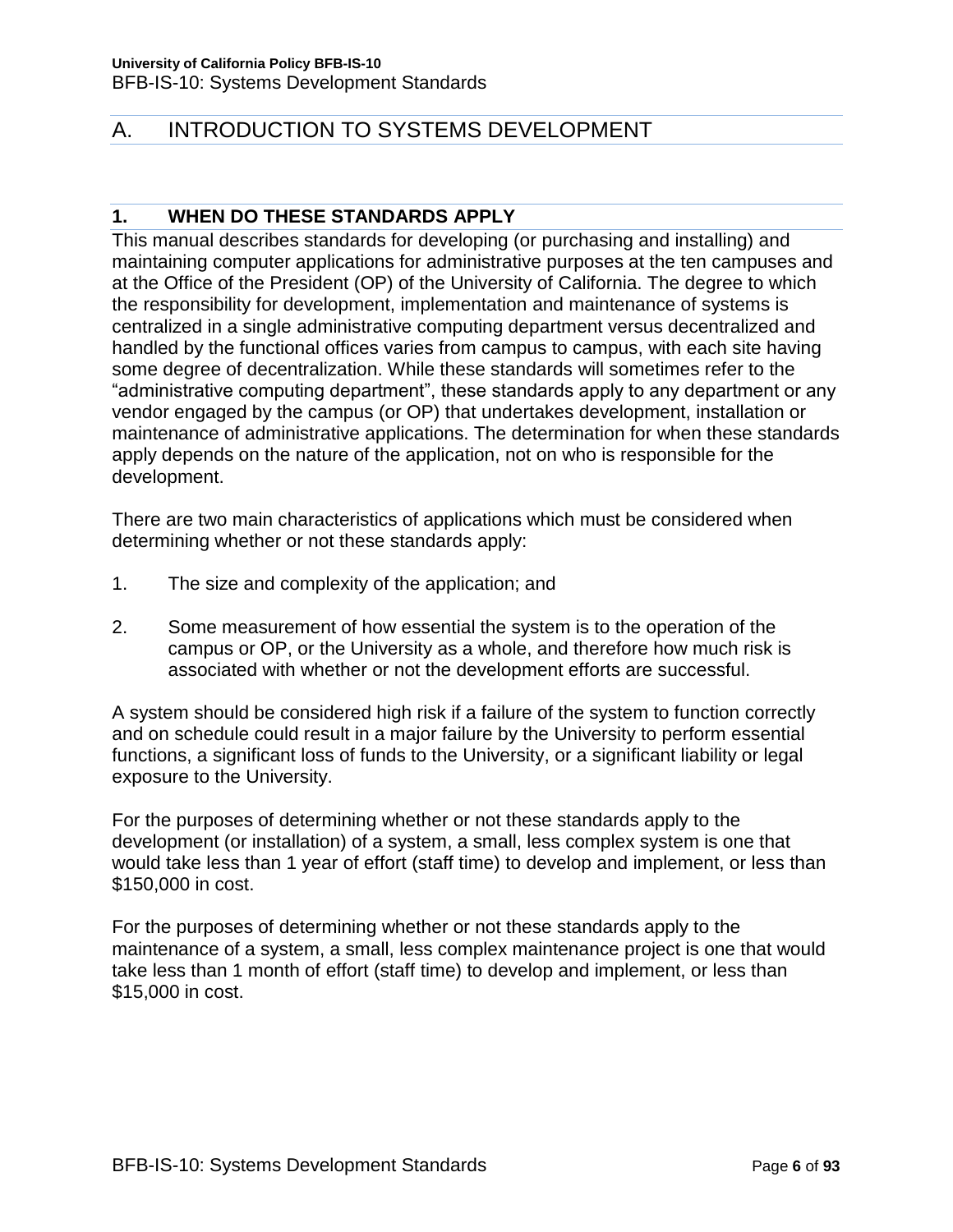## A. INTRODUCTION TO SYSTEMS DEVELOPMENT

### 1. WHEN DO THESE STANDARDS APPLY

This manual describes standards for developing (or purchasing and installing) and maintaining computer applications for administrative purposes at the ten campuses and at the Office of the President (OP) of the University of California. The degree to which the responsibility for development, implementation and maintenance of systems is centralized in a single administrative computing department versus decentralized and handled by the functional offices varies from campus to campus, with each site having some degree of decentralization. While these standards will sometimes refer to the "administrative computing department", these standards apply to any department or any vendor engaged by the campus (or OP) that undertakes development, installation or maintenance of administrative applications. The determination for when these standards apply depends on the nature of the application, not on who is responsible for the development.

There are two main characteristics of applications which must be considered when determining whether or not these standards apply:

1. The size and complexity of the application; and

2. Some measurement of how essential the system is to the operation of the campus or OP, or the University as a whole, and therefore how much risk is associated with whether or not the development efforts are successful.

A system should be considered high risk if a failure of the system to function correctly and on schedule could result in a major failure by the University to perform essential functions, a significant loss of funds to the University, or a significant liability or legal exposure to the University.

For the purposes of determining whether or not these standards apply to the development (or installation) of a system, a small, less complex system is one that would take less than 1 year of effort (staff time) to develop and implement, or less than $150,000 in cost.

For the purposes of determining whether or not these standards apply to the maintenance of a system, a small, less complex maintenance project is one that would take less than 1 month of effort (staff time) to develop and implement, or less than $15,000 in cost.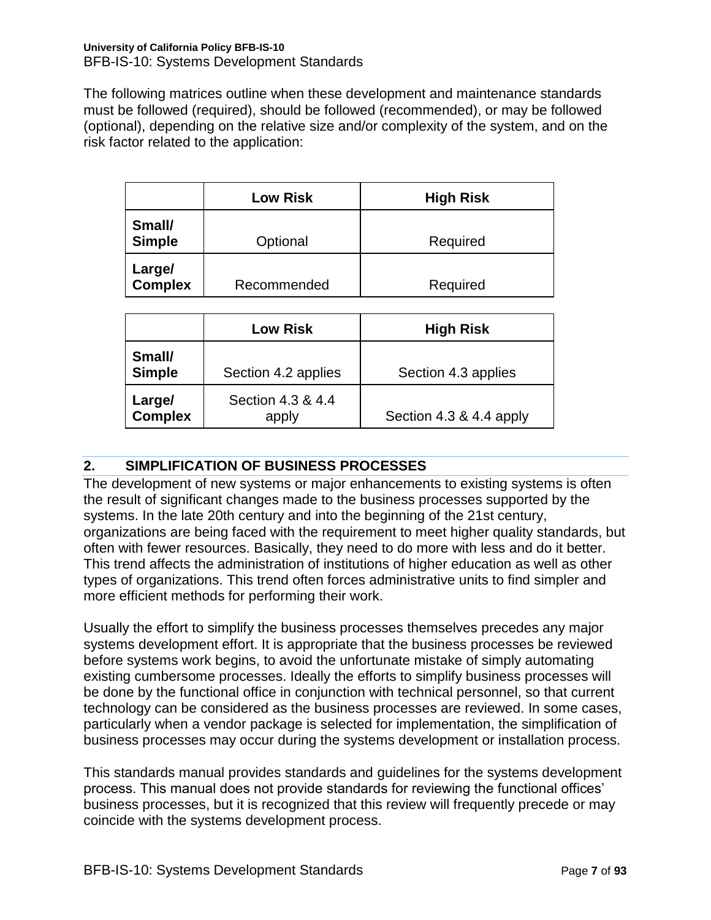The following matrices outline when these development and maintenance standards must be followed (required), should be followed (recommended), or may be followed (optional), depending on the relative size and/or complexity of the system, and on the risk factor related to the application:

| | Low Risk | High Risk |
|---|---|---|
| **Small/ Simple** | Optional | Required |
| **Large/ Complex** | Recommended | Required |

| | Low Risk | High Risk |
|---|---|---|
| **Small/ Simple** | Section 4.2 applies | Section 4.3 applies |
| **Large/ Complex** | Section 4.3 & 4.4 apply | Section 4.3 & 4.4 apply |

## 2. SIMPLIFICATION OF BUSINESS PROCESSES

The development of new systems or major enhancements to existing systems is often the result of significant changes made to the business processes supported by the systems. In the late 20th century and into the beginning of the 21st century, organizations are being faced with the requirement to meet higher quality standards, but often with fewer resources. Basically, they need to do more with less and do it better. This trend affects the administration of institutions of higher education as well as other types of organizations. This trend often forces administrative units to find simpler and more efficient methods for performing their work.

Usually the effort to simplify the business processes themselves precedes any major systems development effort. It is appropriate that the business processes be reviewed before systems work begins, to avoid the unfortunate mistake of simply automating existing cumbersome processes. Ideally the efforts to simplify business processes will be done by the functional office in conjunction with technical personnel, so that current technology can be considered as the business processes are reviewed. In some cases, particularly when a vendor package is selected for implementation, the simplification of business processes may occur during the systems development or installation process.

This standards manual provides standards and guidelines for the systems development process. This manual does not provide standards for reviewing the functional offices' business processes, but it is recognized that this review will frequently precede or may coincide with the systems development process.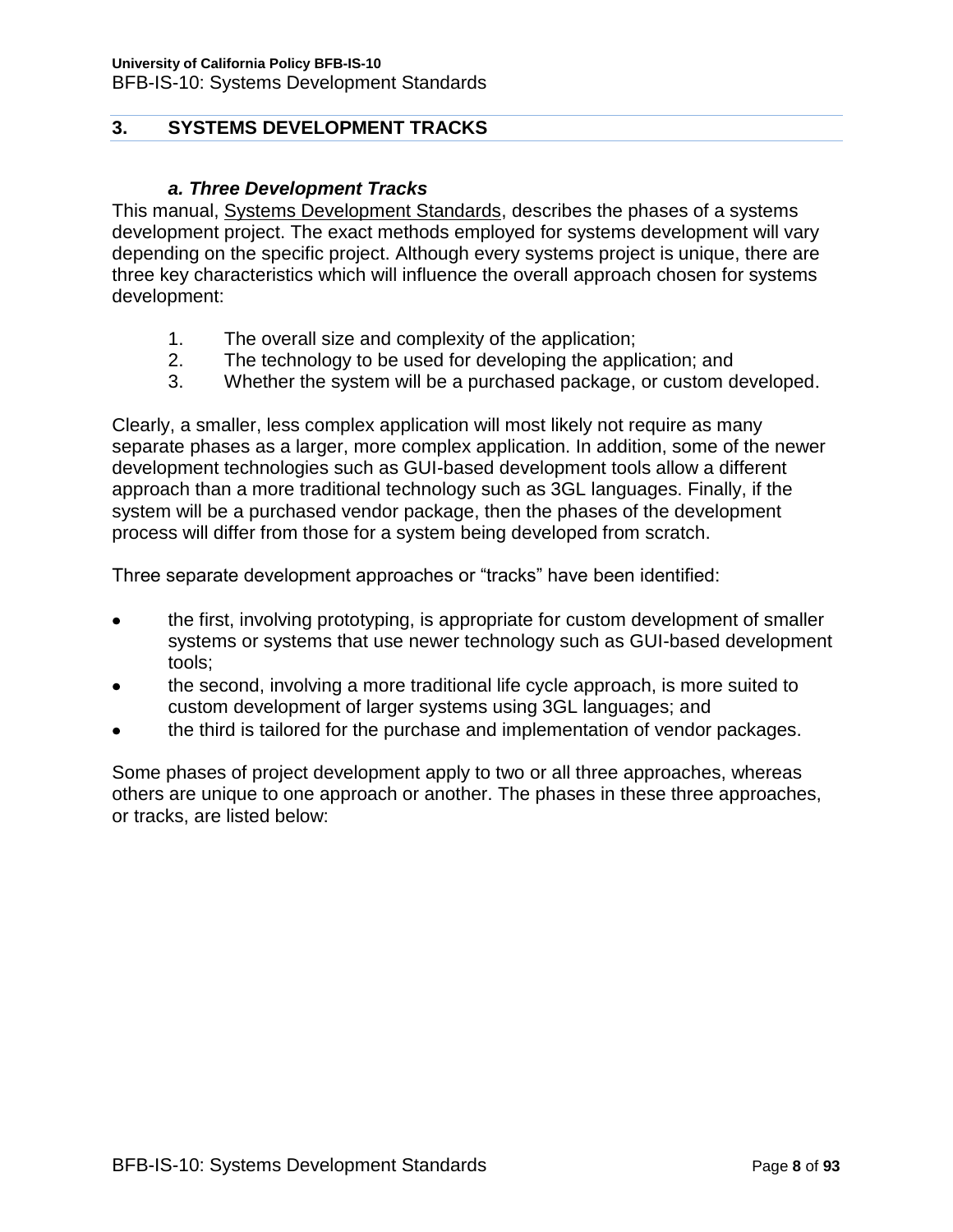## 3. SYSTEMS DEVELOPMENT TRACKS

### *a. Three Development Tracks*

This manual, Systems Development Standards, describes the phases of a systems development project. The exact methods employed for systems development will vary depending on the specific project. Although every systems project is unique, there are three key characteristics which will influence the overall approach chosen for systems development:

1. The overall size and complexity of the application;
2. The technology to be used for developing the application; and
3. Whether the system will be a purchased package, or custom developed.

Clearly, a smaller, less complex application will most likely not require as many separate phases as a larger, more complex application. In addition, some of the newer development technologies such as GUI-based development tools allow a different approach than a more traditional technology such as 3GL languages. Finally, if the system will be a purchased vendor package, then the phases of the development process will differ from those for a system being developed from scratch.

Three separate development approaches or "tracks" have been identified:

- the first, involving prototyping, is appropriate for custom development of smaller systems or systems that use newer technology such as GUI-based development tools;
- the second, involving a more traditional life cycle approach, is more suited to custom development of larger systems using 3GL languages; and
- the third is tailored for the purchase and implementation of vendor packages.

Some phases of project development apply to two or all three approaches, whereas others are unique to one approach or another. The phases in these three approaches, or tracks, are listed below: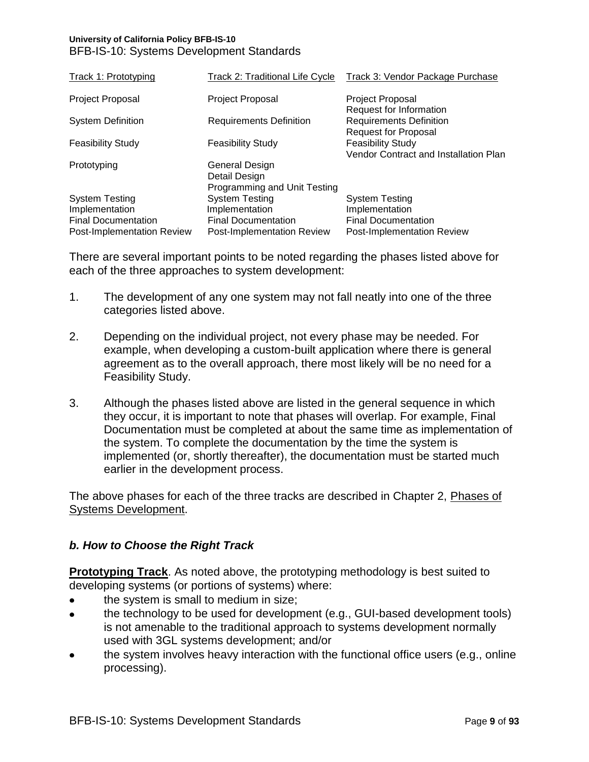| Track 1: Prototyping | Track 2: Traditional Life Cycle | Track 3: Vendor Package Purchase |
|---|---|---|
| Project Proposal | Project Proposal | Project Proposal<br>Request for Information |
| System Definition | Requirements Definition | Requirements Definition<br>Request for Proposal |
| Feasibility Study | Feasibility Study | Feasibility Study<br>Vendor Contract and Installation Plan |
| Prototyping | General Design<br>Detail Design<br>Programming and Unit Testing | |
| System Testing | System Testing | System Testing |
| Implementation | Implementation | Implementation |
| Final Documentation | Final Documentation | Final Documentation |
| Post-Implementation Review | Post-Implementation Review | Post-Implementation Review |

There are several important points to be noted regarding the phases listed above for each of the three approaches to system development:

1. The development of any one system may not fall neatly into one of the three categories listed above.

2. Depending on the individual project, not every phase may be needed. For example, when developing a custom-built application where there is general agreement as to the overall approach, there most likely will be no need for a Feasibility Study.

3. Although the phases listed above are listed in the general sequence in which they occur, it is important to note that phases will overlap. For example, Final Documentation must be completed at about the same time as implementation of the system. To complete the documentation by the time the system is implemented (or, shortly thereafter), the documentation must be started much earlier in the development process.

The above phases for each of the three tracks are described in Chapter 2, Phases of Systems Development.

### *b. How to Choose the Right Track*

**Prototyping Track**. As noted above, the prototyping methodology is best suited to developing systems (or portions of systems) where:

- the system is small to medium in size;
- the technology to be used for development (e.g., GUI-based development tools) is not amenable to the traditional approach to systems development normally used with 3GL systems development; and/or
- the system involves heavy interaction with the functional office users (e.g., online processing).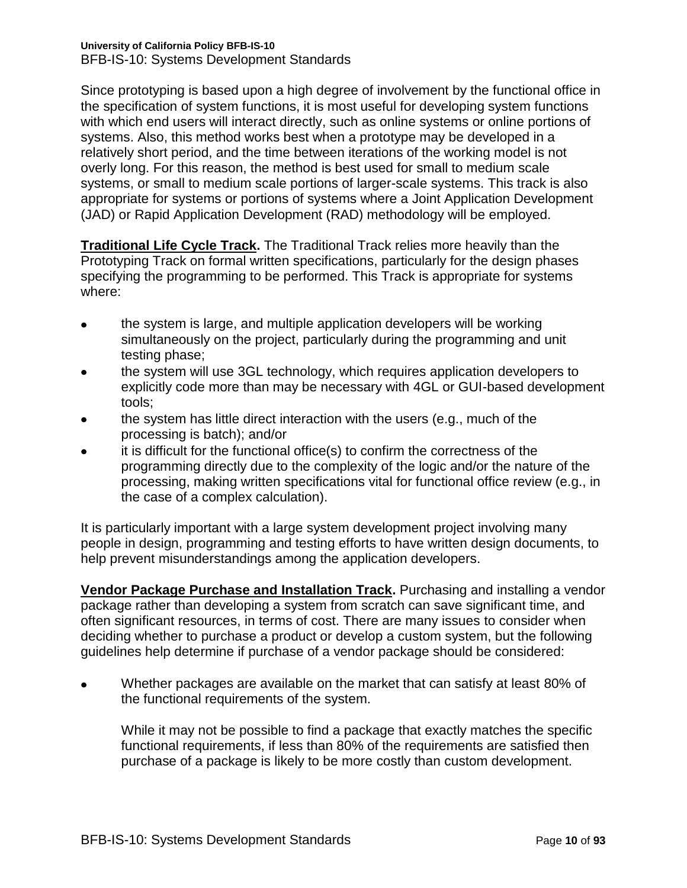Since prototyping is based upon a high degree of involvement by the functional office in the specification of system functions, it is most useful for developing system functions with which end users will interact directly, such as online systems or online portions of systems. Also, this method works best when a prototype may be developed in a relatively short period, and the time between iterations of the working model is not overly long. For this reason, the method is best used for small to medium scale systems, or small to medium scale portions of larger-scale systems. This track is also appropriate for systems or portions of systems where a Joint Application Development (JAD) or Rapid Application Development (RAD) methodology will be employed.

**Traditional Life Cycle Track.** The Traditional Track relies more heavily than the Prototyping Track on formal written specifications, particularly for the design phases specifying the programming to be performed. This Track is appropriate for systems where:

- the system is large, and multiple application developers will be working simultaneously on the project, particularly during the programming and unit testing phase;
- the system will use 3GL technology, which requires application developers to explicitly code more than may be necessary with 4GL or GUI-based development tools;
- the system has little direct interaction with the users (e.g., much of the processing is batch); and/or
- it is difficult for the functional office(s) to confirm the correctness of the programming directly due to the complexity of the logic and/or the nature of the processing, making written specifications vital for functional office review (e.g., in the case of a complex calculation).

It is particularly important with a large system development project involving many people in design, programming and testing efforts to have written design documents, to help prevent misunderstandings among the application developers.

**Vendor Package Purchase and Installation Track.** Purchasing and installing a vendor package rather than developing a system from scratch can save significant time, and often significant resources, in terms of cost. There are many issues to consider when deciding whether to purchase a product or develop a custom system, but the following guidelines help determine if purchase of a vendor package should be considered:

- Whether packages are available on the market that can satisfy at least 80% of the functional requirements of the system.

  While it may not be possible to find a package that exactly matches the specific functional requirements, if less than 80% of the requirements are satisfied then purchase of a package is likely to be more costly than custom development.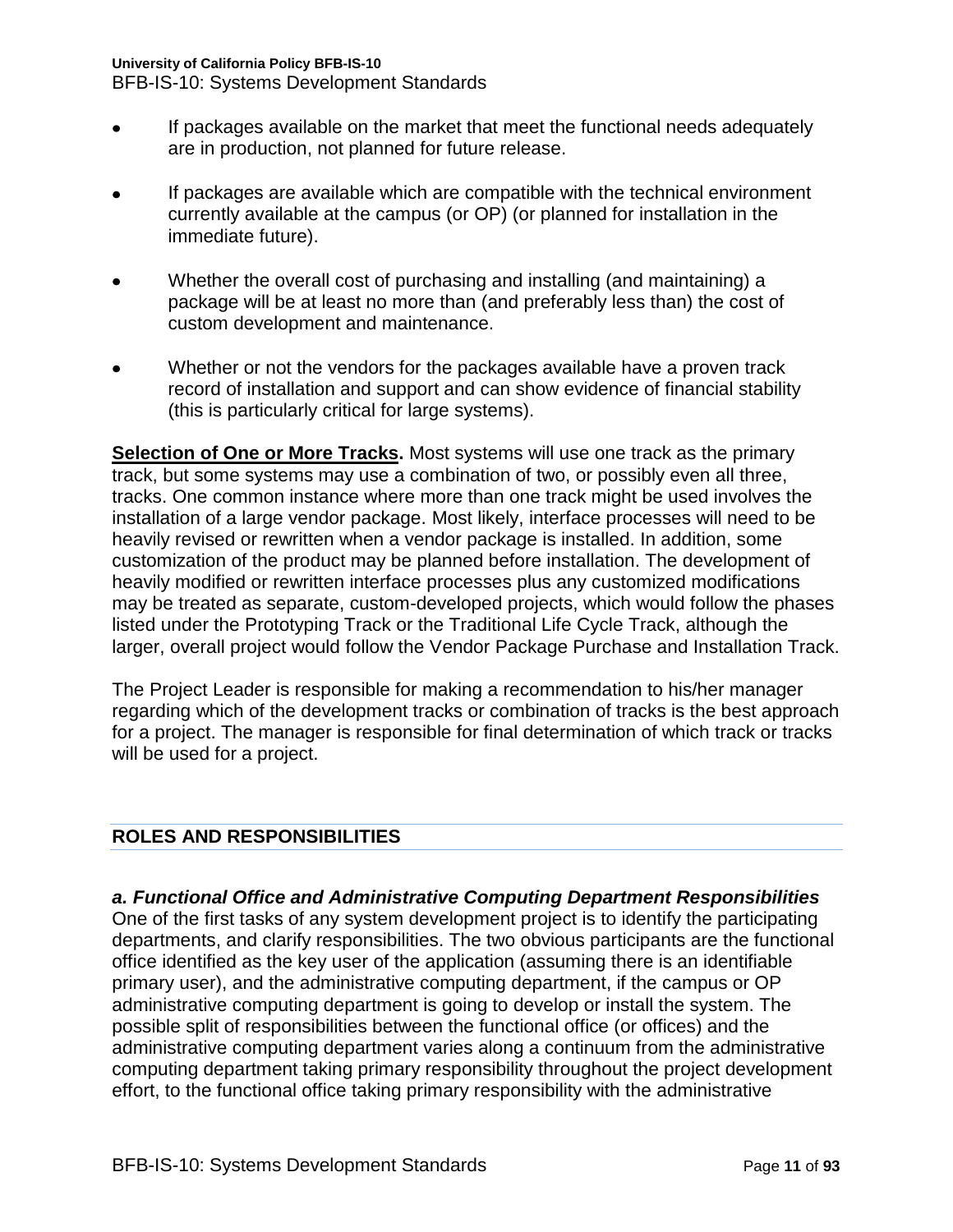- If packages available on the market that meet the functional needs adequately are in production, not planned for future release.
- If packages are available which are compatible with the technical environment currently available at the campus (or OP) (or planned for installation in the immediate future).
- Whether the overall cost of purchasing and installing (and maintaining) a package will be at least no more than (and preferably less than) the cost of custom development and maintenance.
- Whether or not the vendors for the packages available have a proven track record of installation and support and can show evidence of financial stability (this is particularly critical for large systems).

**Selection of One or More Tracks.** Most systems will use one track as the primary track, but some systems may use a combination of two, or possibly even all three, tracks. One common instance where more than one track might be used involves the installation of a large vendor package. Most likely, interface processes will need to be heavily revised or rewritten when a vendor package is installed. In addition, some customization of the product may be planned before installation. The development of heavily modified or rewritten interface processes plus any customized modifications may be treated as separate, custom-developed projects, which would follow the phases listed under the Prototyping Track or the Traditional Life Cycle Track, although the larger, overall project would follow the Vendor Package Purchase and Installation Track.

The Project Leader is responsible for making a recommendation to his/her manager regarding which of the development tracks or combination of tracks is the best approach for a project. The manager is responsible for final determination of which track or tracks will be used for a project.

## ROLES AND RESPONSIBILITIES

### *a. Functional Office and Administrative Computing Department Responsibilities*

One of the first tasks of any system development project is to identify the participating departments, and clarify responsibilities. The two obvious participants are the functional office identified as the key user of the application (assuming there is an identifiable primary user), and the administrative computing department, if the campus or OP administrative computing department is going to develop or install the system. The possible split of responsibilities between the functional office (or offices) and the administrative computing department varies along a continuum from the administrative computing department taking primary responsibility throughout the project development effort, to the functional office taking primary responsibility with the administrative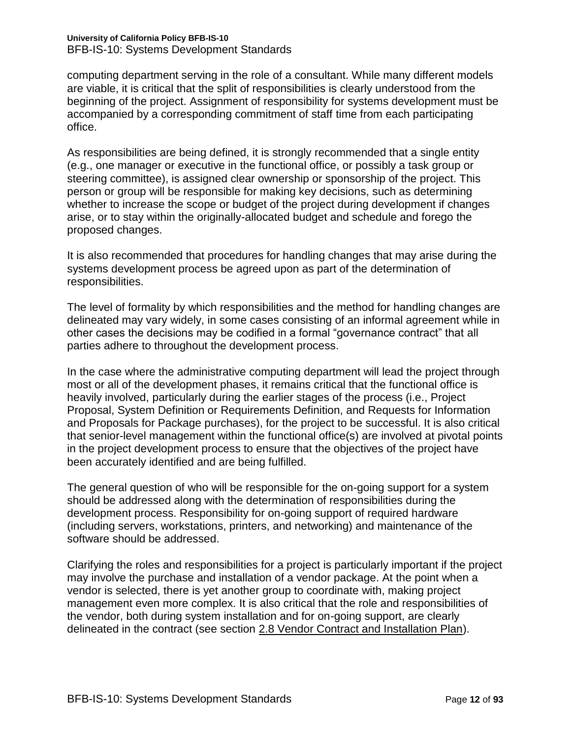computing department serving in the role of a consultant. While many different models are viable, it is critical that the split of responsibilities is clearly understood from the beginning of the project. Assignment of responsibility for systems development must be accompanied by a corresponding commitment of staff time from each participating office.

As responsibilities are being defined, it is strongly recommended that a single entity (e.g., one manager or executive in the functional office, or possibly a task group or steering committee), is assigned clear ownership or sponsorship of the project. This person or group will be responsible for making key decisions, such as determining whether to increase the scope or budget of the project during development if changes arise, or to stay within the originally-allocated budget and schedule and forego the proposed changes.

It is also recommended that procedures for handling changes that may arise during the systems development process be agreed upon as part of the determination of responsibilities.

The level of formality by which responsibilities and the method for handling changes are delineated may vary widely, in some cases consisting of an informal agreement while in other cases the decisions may be codified in a formal "governance contract" that all parties adhere to throughout the development process.

In the case where the administrative computing department will lead the project through most or all of the development phases, it remains critical that the functional office is heavily involved, particularly during the earlier stages of the process (i.e., Project Proposal, System Definition or Requirements Definition, and Requests for Information and Proposals for Package purchases), for the project to be successful. It is also critical that senior-level management within the functional office(s) are involved at pivotal points in the project development process to ensure that the objectives of the project have been accurately identified and are being fulfilled.

The general question of who will be responsible for the on-going support for a system should be addressed along with the determination of responsibilities during the development process. Responsibility for on-going support of required hardware (including servers, workstations, printers, and networking) and maintenance of the software should be addressed.

Clarifying the roles and responsibilities for a project is particularly important if the project may involve the purchase and installation of a vendor package. At the point when a vendor is selected, there is yet another group to coordinate with, making project management even more complex. It is also critical that the role and responsibilities of the vendor, both during system installation and for on-going support, are clearly delineated in the contract (see section 2.8 Vendor Contract and Installation Plan).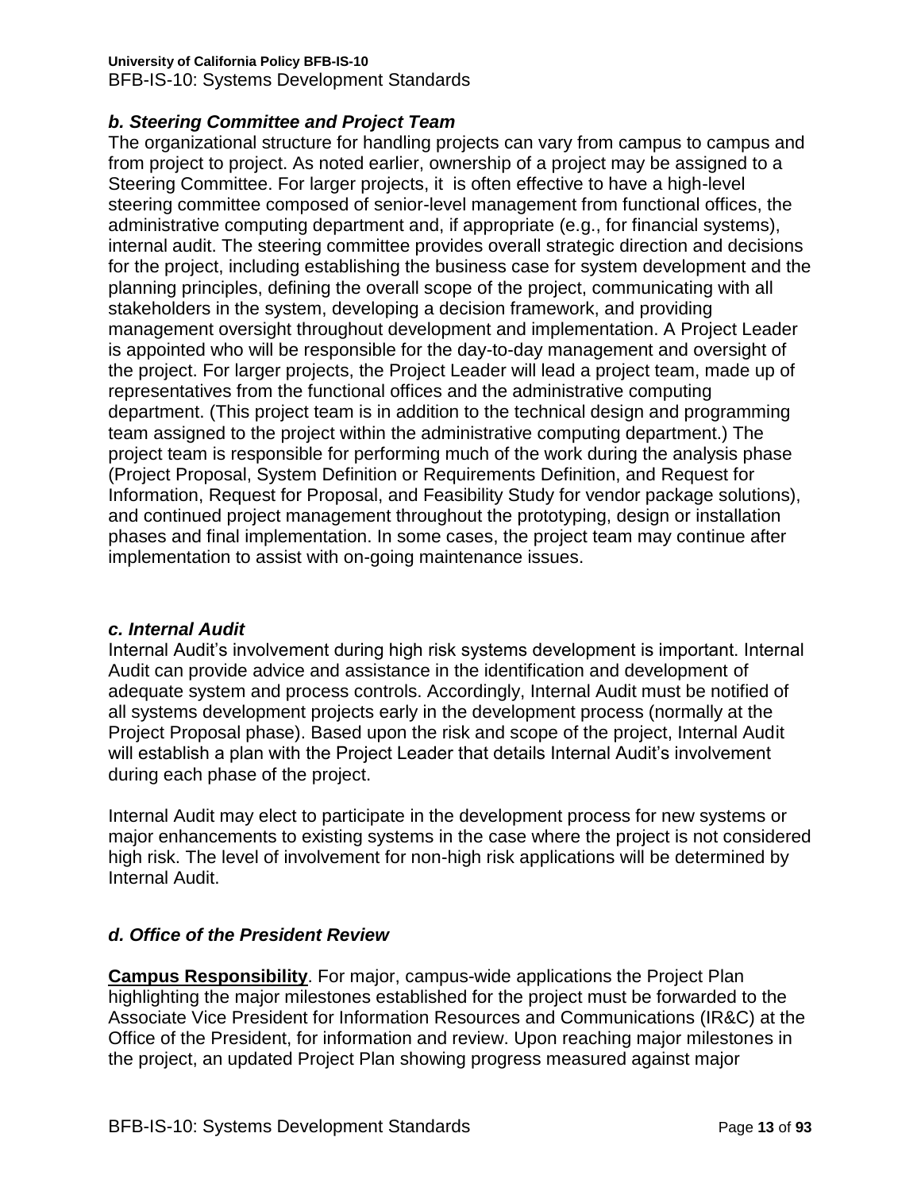### *b. Steering Committee and Project Team*

The organizational structure for handling projects can vary from campus to campus and from project to project. As noted earlier, ownership of a project may be assigned to a Steering Committee. For larger projects, it is often effective to have a high-level steering committee composed of senior-level management from functional offices, the administrative computing department and, if appropriate (e.g., for financial systems), internal audit. The steering committee provides overall strategic direction and decisions for the project, including establishing the business case for system development and the planning principles, defining the overall scope of the project, communicating with all stakeholders in the system, developing a decision framework, and providing management oversight throughout development and implementation. A Project Leader is appointed who will be responsible for the day-to-day management and oversight of the project. For larger projects, the Project Leader will lead a project team, made up of representatives from the functional offices and the administrative computing department. (This project team is in addition to the technical design and programming team assigned to the project within the administrative computing department.) The project team is responsible for performing much of the work during the analysis phase (Project Proposal, System Definition or Requirements Definition, and Request for Information, Request for Proposal, and Feasibility Study for vendor package solutions), and continued project management throughout the prototyping, design or installation phases and final implementation. In some cases, the project team may continue after implementation to assist with on-going maintenance issues.

### *c. Internal Audit*

Internal Audit's involvement during high risk systems development is important. Internal Audit can provide advice and assistance in the identification and development of adequate system and process controls. Accordingly, Internal Audit must be notified of all systems development projects early in the development process (normally at the Project Proposal phase). Based upon the risk and scope of the project, Internal Audit will establish a plan with the Project Leader that details Internal Audit's involvement during each phase of the project.

Internal Audit may elect to participate in the development process for new systems or major enhancements to existing systems in the case where the project is not considered high risk. The level of involvement for non-high risk applications will be determined by Internal Audit.

### *d. Office of the President Review*

**Campus Responsibility**. For major, campus-wide applications the Project Plan highlighting the major milestones established for the project must be forwarded to the Associate Vice President for Information Resources and Communications (IR&C) at the Office of the President, for information and review. Upon reaching major milestones in the project, an updated Project Plan showing progress measured against major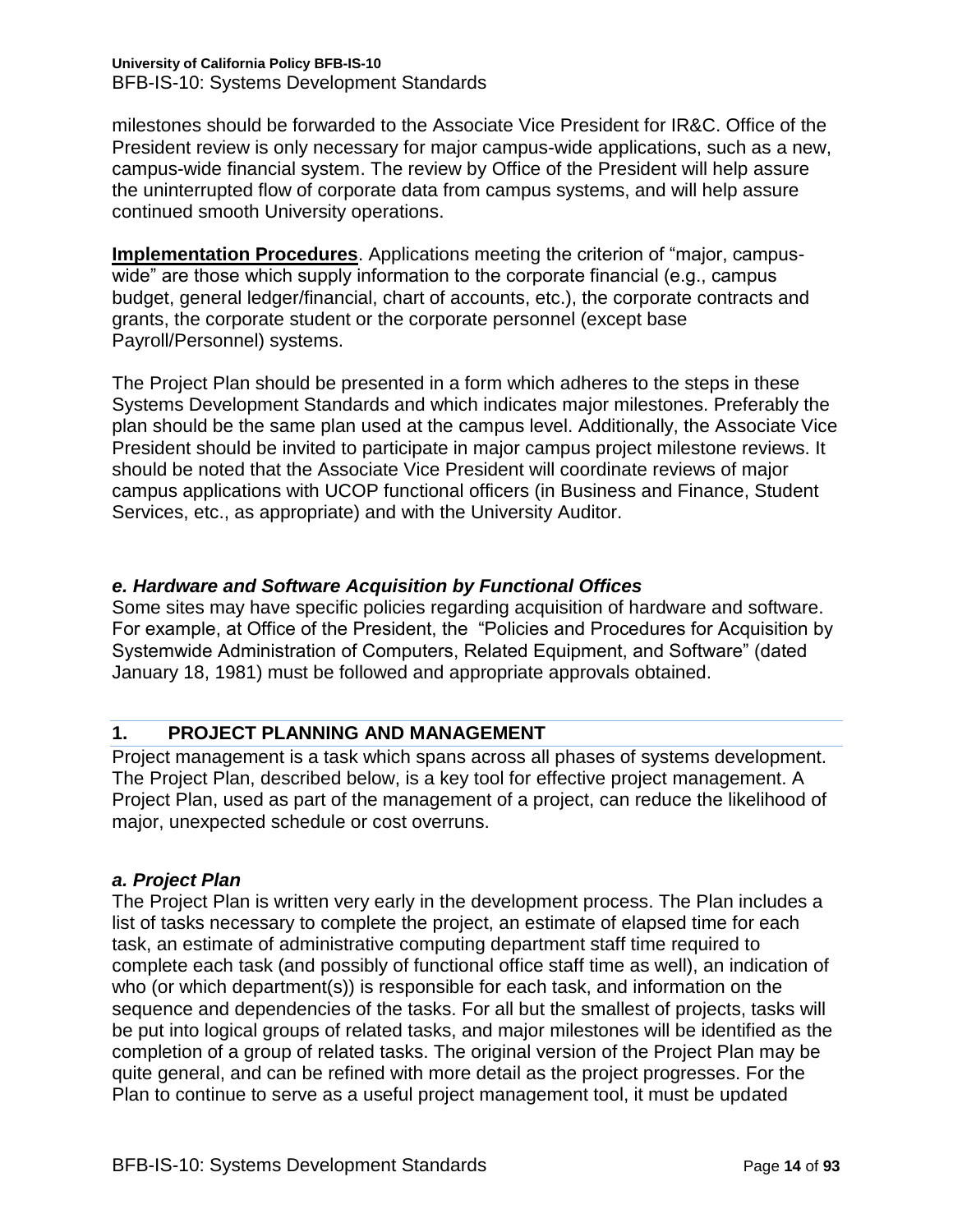milestones should be forwarded to the Associate Vice President for IR&C. Office of the President review is only necessary for major campus-wide applications, such as a new, campus-wide financial system. The review by Office of the President will help assure the uninterrupted flow of corporate data from campus systems, and will help assure continued smooth University operations.

**Implementation Procedures**. Applications meeting the criterion of "major, campus-wide" are those which supply information to the corporate financial (e.g., campus budget, general ledger/financial, chart of accounts, etc.), the corporate contracts and grants, the corporate student or the corporate personnel (except base Payroll/Personnel) systems.

The Project Plan should be presented in a form which adheres to the steps in these Systems Development Standards and which indicates major milestones. Preferably the plan should be the same plan used at the campus level. Additionally, the Associate Vice President should be invited to participate in major campus project milestone reviews. It should be noted that the Associate Vice President will coordinate reviews of major campus applications with UCOP functional officers (in Business and Finance, Student Services, etc., as appropriate) and with the University Auditor.

### *e. Hardware and Software Acquisition by Functional Offices*

Some sites may have specific policies regarding acquisition of hardware and software. For example, at Office of the President, the "Policies and Procedures for Acquisition by Systemwide Administration of Computers, Related Equipment, and Software" (dated January 18, 1981) must be followed and appropriate approvals obtained.

## 1. PROJECT PLANNING AND MANAGEMENT

Project management is a task which spans across all phases of systems development. The Project Plan, described below, is a key tool for effective project management. A Project Plan, used as part of the management of a project, can reduce the likelihood of major, unexpected schedule or cost overruns.

### *a. Project Plan*

The Project Plan is written very early in the development process. The Plan includes a list of tasks necessary to complete the project, an estimate of elapsed time for each task, an estimate of administrative computing department staff time required to complete each task (and possibly of functional office staff time as well), an indication of who (or which department(s)) is responsible for each task, and information on the sequence and dependencies of the tasks. For all but the smallest of projects, tasks will be put into logical groups of related tasks, and major milestones will be identified as the completion of a group of related tasks. The original version of the Project Plan may be quite general, and can be refined with more detail as the project progresses. For the Plan to continue to serve as a useful project management tool, it must be updated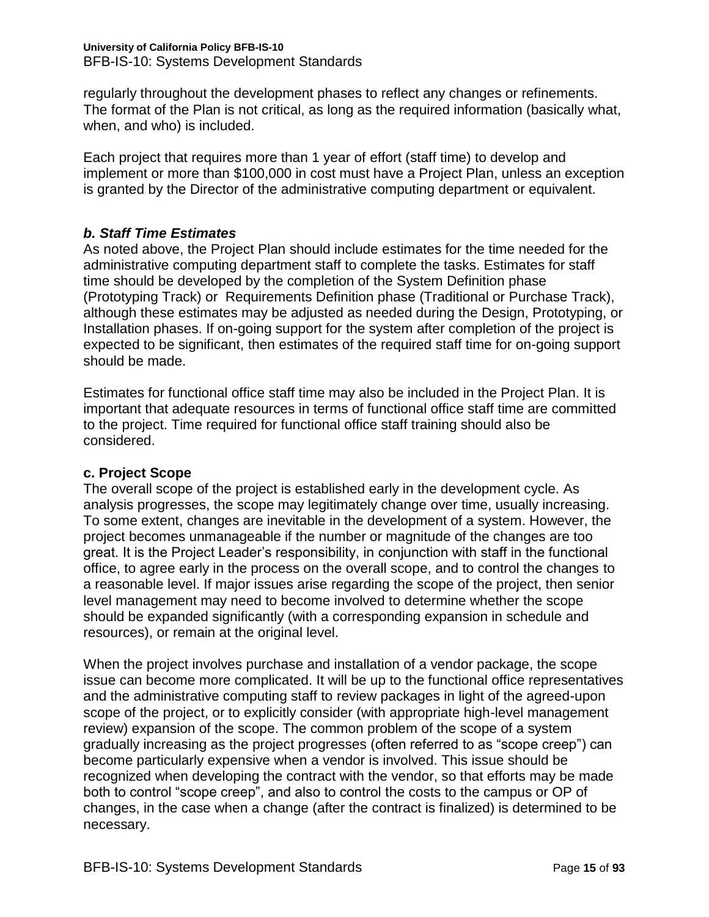regularly throughout the development phases to reflect any changes or refinements. The format of the Plan is not critical, as long as the required information (basically what, when, and who) is included.

Each project that requires more than 1 year of effort (staff time) to develop and implement or more than $100,000 in cost must have a Project Plan, unless an exception is granted by the Director of the administrative computing department or equivalent.

### *b. Staff Time Estimates*

As noted above, the Project Plan should include estimates for the time needed for the administrative computing department staff to complete the tasks. Estimates for staff time should be developed by the completion of the System Definition phase (Prototyping Track) or Requirements Definition phase (Traditional or Purchase Track), although these estimates may be adjusted as needed during the Design, Prototyping, or Installation phases. If on-going support for the system after completion of the project is expected to be significant, then estimates of the required staff time for on-going support should be made.

Estimates for functional office staff time may also be included in the Project Plan. It is important that adequate resources in terms of functional office staff time are committed to the project. Time required for functional office staff training should also be considered.

### c. Project Scope

The overall scope of the project is established early in the development cycle. As analysis progresses, the scope may legitimately change over time, usually increasing. To some extent, changes are inevitable in the development of a system. However, the project becomes unmanageable if the number or magnitude of the changes are too great. It is the Project Leader's responsibility, in conjunction with staff in the functional office, to agree early in the process on the overall scope, and to control the changes to a reasonable level. If major issues arise regarding the scope of the project, then senior level management may need to become involved to determine whether the scope should be expanded significantly (with a corresponding expansion in schedule and resources), or remain at the original level.

When the project involves purchase and installation of a vendor package, the scope issue can become more complicated. It will be up to the functional office representatives and the administrative computing staff to review packages in light of the agreed-upon scope of the project, or to explicitly consider (with appropriate high-level management review) expansion of the scope. The common problem of the scope of a system gradually increasing as the project progresses (often referred to as "scope creep") can become particularly expensive when a vendor is involved. This issue should be recognized when developing the contract with the vendor, so that efforts may be made both to control "scope creep", and also to control the costs to the campus or OP of changes, in the case when a change (after the contract is finalized) is determined to be necessary.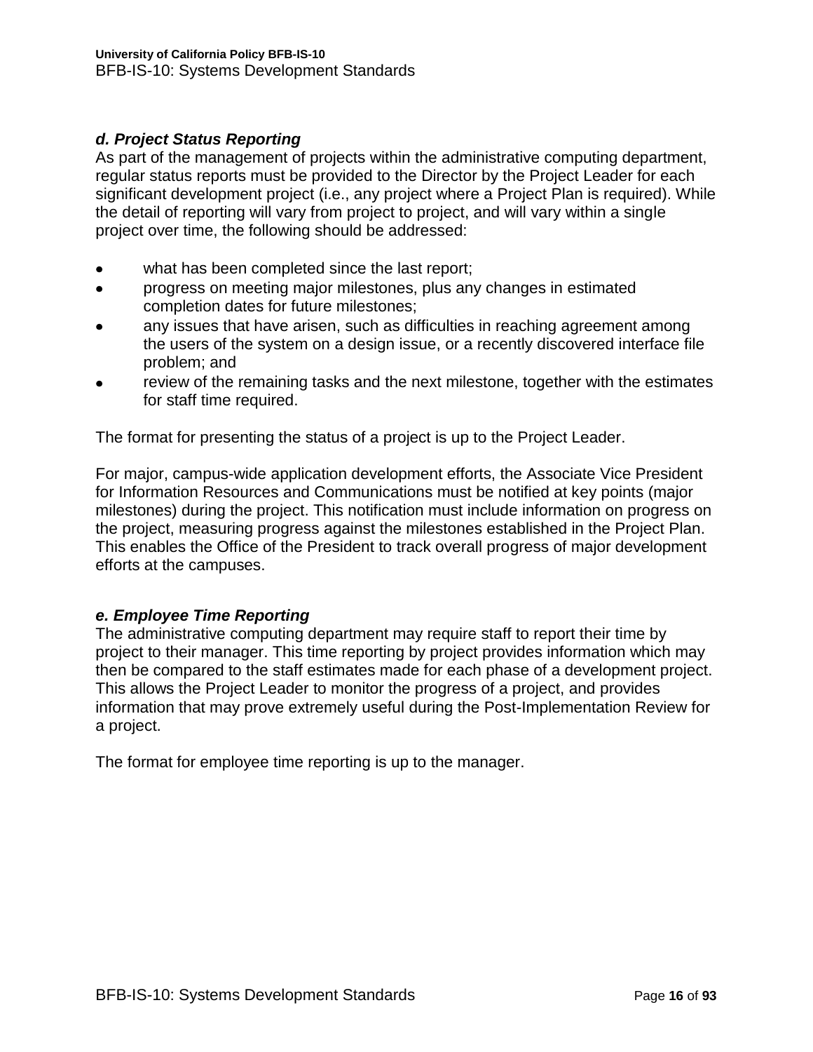### *d. Project Status Reporting*

As part of the management of projects within the administrative computing department, regular status reports must be provided to the Director by the Project Leader for each significant development project (i.e., any project where a Project Plan is required). While the detail of reporting will vary from project to project, and will vary within a single project over time, the following should be addressed:

- what has been completed since the last report;
- progress on meeting major milestones, plus any changes in estimated completion dates for future milestones;
- any issues that have arisen, such as difficulties in reaching agreement among the users of the system on a design issue, or a recently discovered interface file problem; and
- review of the remaining tasks and the next milestone, together with the estimates for staff time required.

The format for presenting the status of a project is up to the Project Leader.

For major, campus-wide application development efforts, the Associate Vice President for Information Resources and Communications must be notified at key points (major milestones) during the project. This notification must include information on progress on the project, measuring progress against the milestones established in the Project Plan. This enables the Office of the President to track overall progress of major development efforts at the campuses.

### *e. Employee Time Reporting*

The administrative computing department may require staff to report their time by project to their manager. This time reporting by project provides information which may then be compared to the staff estimates made for each phase of a development project. This allows the Project Leader to monitor the progress of a project, and provides information that may prove extremely useful during the Post-Implementation Review for a project.

The format for employee time reporting is up to the manager.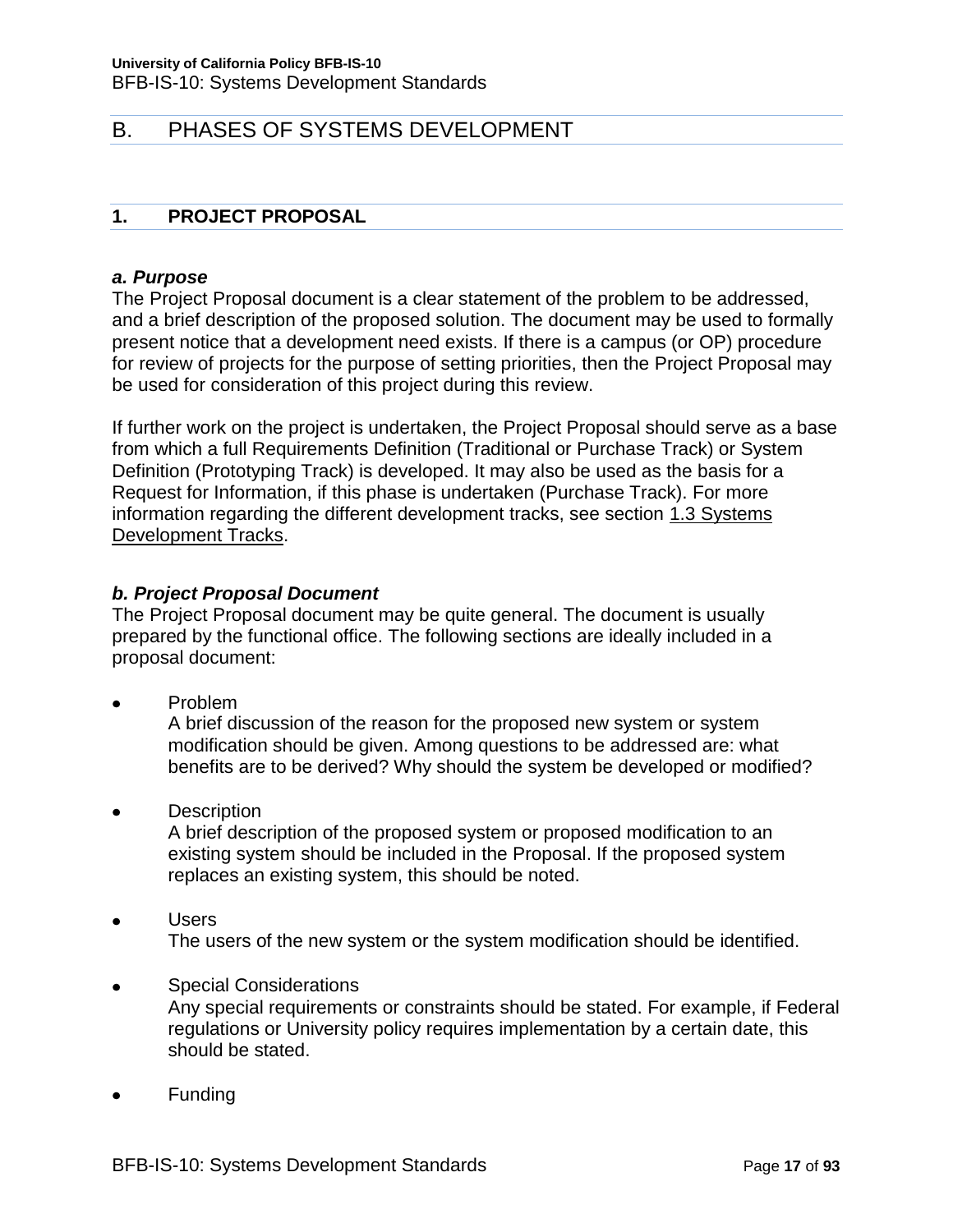# B. PHASES OF SYSTEMS DEVELOPMENT

## 1. PROJECT PROPOSAL

### *a. Purpose*

The Project Proposal document is a clear statement of the problem to be addressed, and a brief description of the proposed solution. The document may be used to formally present notice that a development need exists. If there is a campus (or OP) procedure for review of projects for the purpose of setting priorities, then the Project Proposal may be used for consideration of this project during this review.

If further work on the project is undertaken, the Project Proposal should serve as a base from which a full Requirements Definition (Traditional or Purchase Track) or System Definition (Prototyping Track) is developed. It may also be used as the basis for a Request for Information, if this phase is undertaken (Purchase Track). For more information regarding the different development tracks, see section 1.3 Systems Development Tracks.

### *b. Project Proposal Document*

The Project Proposal document may be quite general. The document is usually prepared by the functional office. The following sections are ideally included in a proposal document:

- Problem
  A brief discussion of the reason for the proposed new system or system modification should be given. Among questions to be addressed are: what benefits are to be derived? Why should the system be developed or modified?

- Description
  A brief description of the proposed system or proposed modification to an existing system should be included in the Proposal. If the proposed system replaces an existing system, this should be noted.

- Users
  The users of the new system or the system modification should be identified.

- Special Considerations
  Any special requirements or constraints should be stated. For example, if Federal regulations or University policy requires implementation by a certain date, this should be stated.

- Funding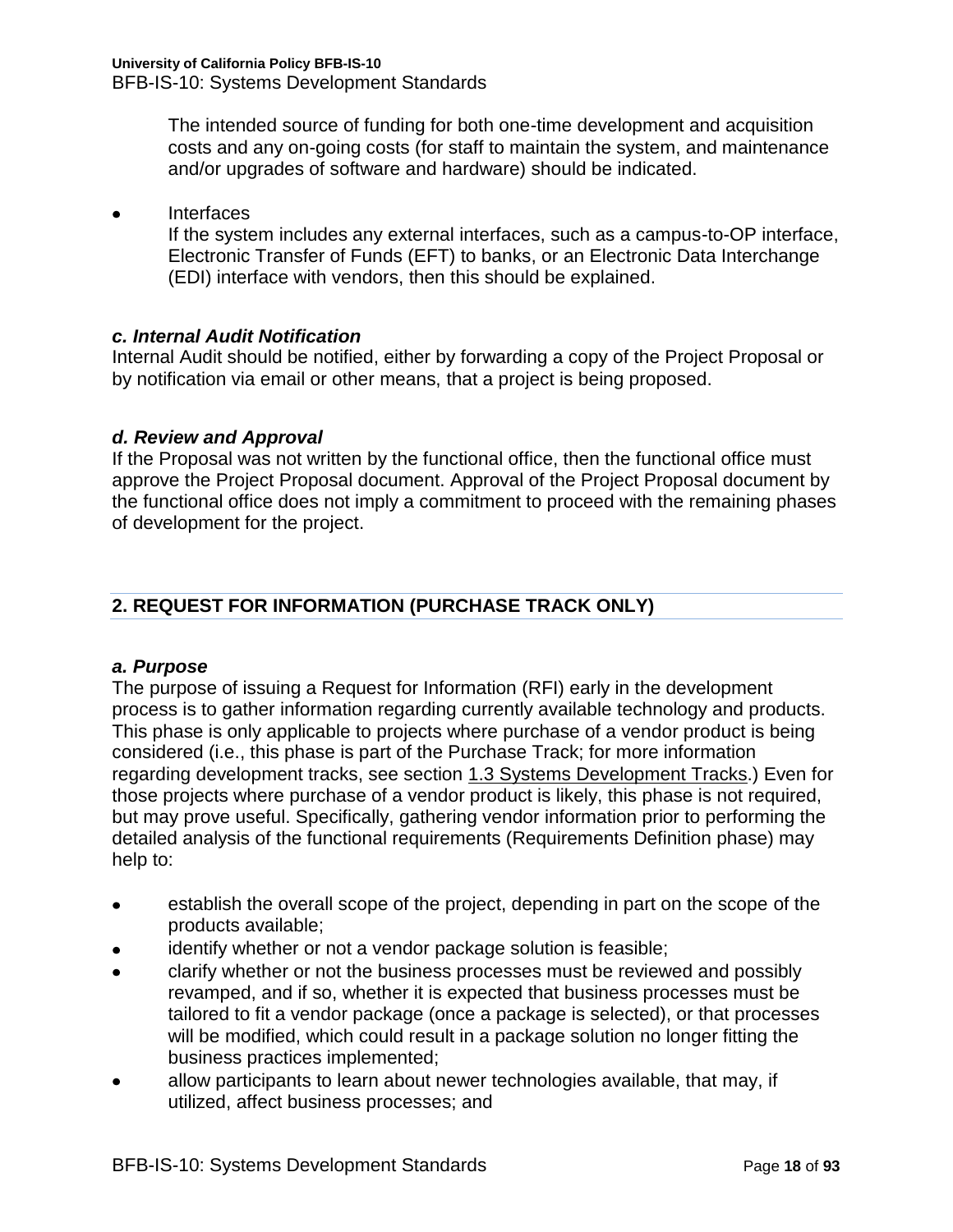The intended source of funding for both one-time development and acquisition costs and any on-going costs (for staff to maintain the system, and maintenance and/or upgrades of software and hardware) should be indicated.

- Interfaces
  If the system includes any external interfaces, such as a campus-to-OP interface, Electronic Transfer of Funds (EFT) to banks, or an Electronic Data Interchange (EDI) interface with vendors, then this should be explained.

### *c. Internal Audit Notification*

Internal Audit should be notified, either by forwarding a copy of the Project Proposal or by notification via email or other means, that a project is being proposed.

### *d. Review and Approval*

If the Proposal was not written by the functional office, then the functional office must approve the Project Proposal document. Approval of the Project Proposal document by the functional office does not imply a commitment to proceed with the remaining phases of development for the project.

## 2. REQUEST FOR INFORMATION (PURCHASE TRACK ONLY)

### *a. Purpose*

The purpose of issuing a Request for Information (RFI) early in the development process is to gather information regarding currently available technology and products. This phase is only applicable to projects where purchase of a vendor product is being considered (i.e., this phase is part of the Purchase Track; for more information regarding development tracks, see section 1.3 Systems Development Tracks.) Even for those projects where purchase of a vendor product is likely, this phase is not required, but may prove useful. Specifically, gathering vendor information prior to performing the detailed analysis of the functional requirements (Requirements Definition phase) may help to:

- establish the overall scope of the project, depending in part on the scope of the products available;
- identify whether or not a vendor package solution is feasible;
- clarify whether or not the business processes must be reviewed and possibly revamped, and if so, whether it is expected that business processes must be tailored to fit a vendor package (once a package is selected), or that processes will be modified, which could result in a package solution no longer fitting the business practices implemented;
- allow participants to learn about newer technologies available, that may, if utilized, affect business processes; and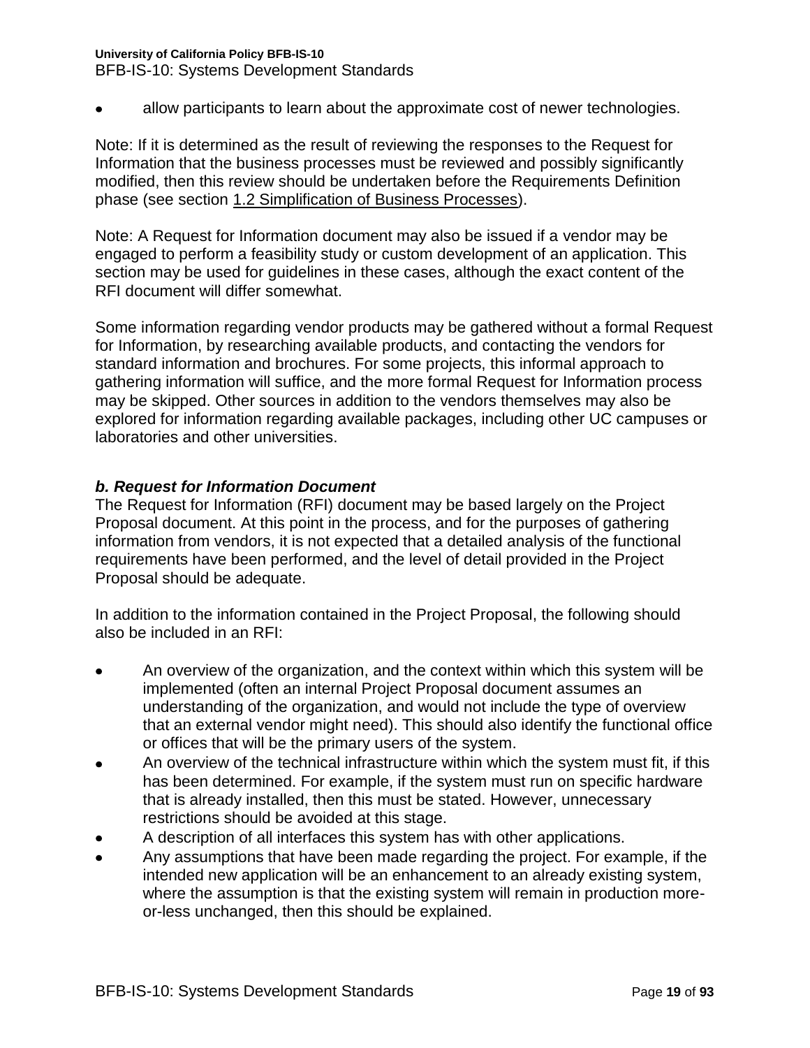- allow participants to learn about the approximate cost of newer technologies.

Note: If it is determined as the result of reviewing the responses to the Request for Information that the business processes must be reviewed and possibly significantly modified, then this review should be undertaken before the Requirements Definition phase (see section 1.2 Simplification of Business Processes).

Note: A Request for Information document may also be issued if a vendor may be engaged to perform a feasibility study or custom development of an application. This section may be used for guidelines in these cases, although the exact content of the RFI document will differ somewhat.

Some information regarding vendor products may be gathered without a formal Request for Information, by researching available products, and contacting the vendors for standard information and brochures. For some projects, this informal approach to gathering information will suffice, and the more formal Request for Information process may be skipped. Other sources in addition to the vendors themselves may also be explored for information regarding available packages, including other UC campuses or laboratories and other universities.

#### *b. Request for Information Document*

The Request for Information (RFI) document may be based largely on the Project Proposal document. At this point in the process, and for the purposes of gathering information from vendors, it is not expected that a detailed analysis of the functional requirements have been performed, and the level of detail provided in the Project Proposal should be adequate.

In addition to the information contained in the Project Proposal, the following should also be included in an RFI:

- An overview of the organization, and the context within which this system will be implemented (often an internal Project Proposal document assumes an understanding of the organization, and would not include the type of overview that an external vendor might need). This should also identify the functional office or offices that will be the primary users of the system.
- An overview of the technical infrastructure within which the system must fit, if this has been determined. For example, if the system must run on specific hardware that is already installed, then this must be stated. However, unnecessary restrictions should be avoided at this stage.
- A description of all interfaces this system has with other applications.
- Any assumptions that have been made regarding the project. For example, if the intended new application will be an enhancement to an already existing system, where the assumption is that the existing system will remain in production more-or-less unchanged, then this should be explained.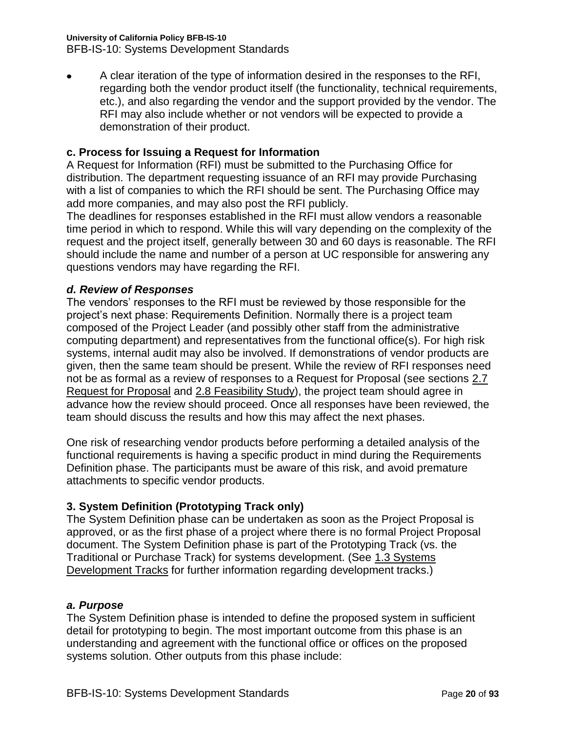- A clear iteration of the type of information desired in the responses to the RFI, regarding both the vendor product itself (the functionality, technical requirements, etc.), and also regarding the vendor and the support provided by the vendor. The RFI may also include whether or not vendors will be expected to provide a demonstration of their product.

### c. Process for Issuing a Request for Information

A Request for Information (RFI) must be submitted to the Purchasing Office for distribution. The department requesting issuance of an RFI may provide Purchasing with a list of companies to which the RFI should be sent. The Purchasing Office may add more companies, and may also post the RFI publicly.

The deadlines for responses established in the RFI must allow vendors a reasonable time period in which to respond. While this will vary depending on the complexity of the request and the project itself, generally between 30 and 60 days is reasonable. The RFI should include the name and number of a person at UC responsible for answering any questions vendors may have regarding the RFI.

### *d. Review of Responses*

The vendors' responses to the RFI must be reviewed by those responsible for the project's next phase: Requirements Definition. Normally there is a project team composed of the Project Leader (and possibly other staff from the administrative computing department) and representatives from the functional office(s). For high risk systems, internal audit may also be involved. If demonstrations of vendor products are given, then the same team should be present. While the review of RFI responses need not be as formal as a review of responses to a Request for Proposal (see sections 2.7 Request for Proposal and 2.8 Feasibility Study), the project team should agree in advance how the review should proceed. Once all responses have been reviewed, the team should discuss the results and how this may affect the next phases.

One risk of researching vendor products before performing a detailed analysis of the functional requirements is having a specific product in mind during the Requirements Definition phase. The participants must be aware of this risk, and avoid premature attachments to specific vendor products.

## 3. System Definition (Prototyping Track only)

The System Definition phase can be undertaken as soon as the Project Proposal is approved, or as the first phase of a project where there is no formal Project Proposal document. The System Definition phase is part of the Prototyping Track (vs. the Traditional or Purchase Track) for systems development. (See 1.3 Systems Development Tracks for further information regarding development tracks.)

### *a. Purpose*

The System Definition phase is intended to define the proposed system in sufficient detail for prototyping to begin. The most important outcome from this phase is an understanding and agreement with the functional office or offices on the proposed systems solution. Other outputs from this phase include: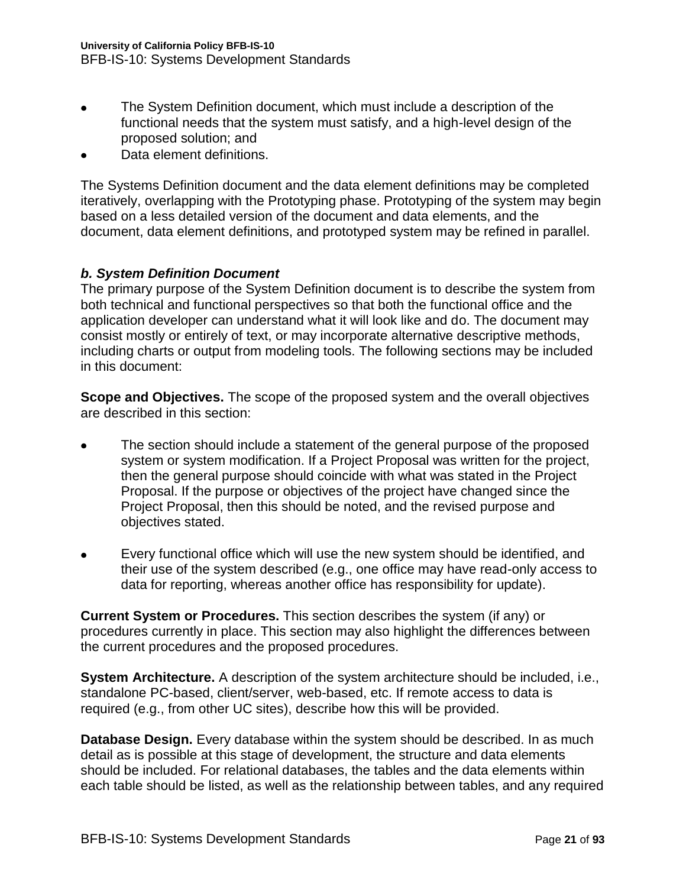- The System Definition document, which must include a description of the functional needs that the system must satisfy, and a high-level design of the proposed solution; and
- Data element definitions.

The Systems Definition document and the data element definitions may be completed iteratively, overlapping with the Prototyping phase. Prototyping of the system may begin based on a less detailed version of the document and data elements, and the document, data element definitions, and prototyped system may be refined in parallel.

### *b. System Definition Document*

The primary purpose of the System Definition document is to describe the system from both technical and functional perspectives so that both the functional office and the application developer can understand what it will look like and do. The document may consist mostly or entirely of text, or may incorporate alternative descriptive methods, including charts or output from modeling tools. The following sections may be included in this document:

**Scope and Objectives.** The scope of the proposed system and the overall objectives are described in this section:

- The section should include a statement of the general purpose of the proposed system or system modification. If a Project Proposal was written for the project, then the general purpose should coincide with what was stated in the Project Proposal. If the purpose or objectives of the project have changed since the Project Proposal, then this should be noted, and the revised purpose and objectives stated.

- Every functional office which will use the new system should be identified, and their use of the system described (e.g., one office may have read-only access to data for reporting, whereas another office has responsibility for update).

**Current System or Procedures.** This section describes the system (if any) or procedures currently in place. This section may also highlight the differences between the current procedures and the proposed procedures.

**System Architecture.** A description of the system architecture should be included, i.e., standalone PC-based, client/server, web-based, etc. If remote access to data is required (e.g., from other UC sites), describe how this will be provided.

**Database Design.** Every database within the system should be described. In as much detail as is possible at this stage of development, the structure and data elements should be included. For relational databases, the tables and the data elements within each table should be listed, as well as the relationship between tables, and any required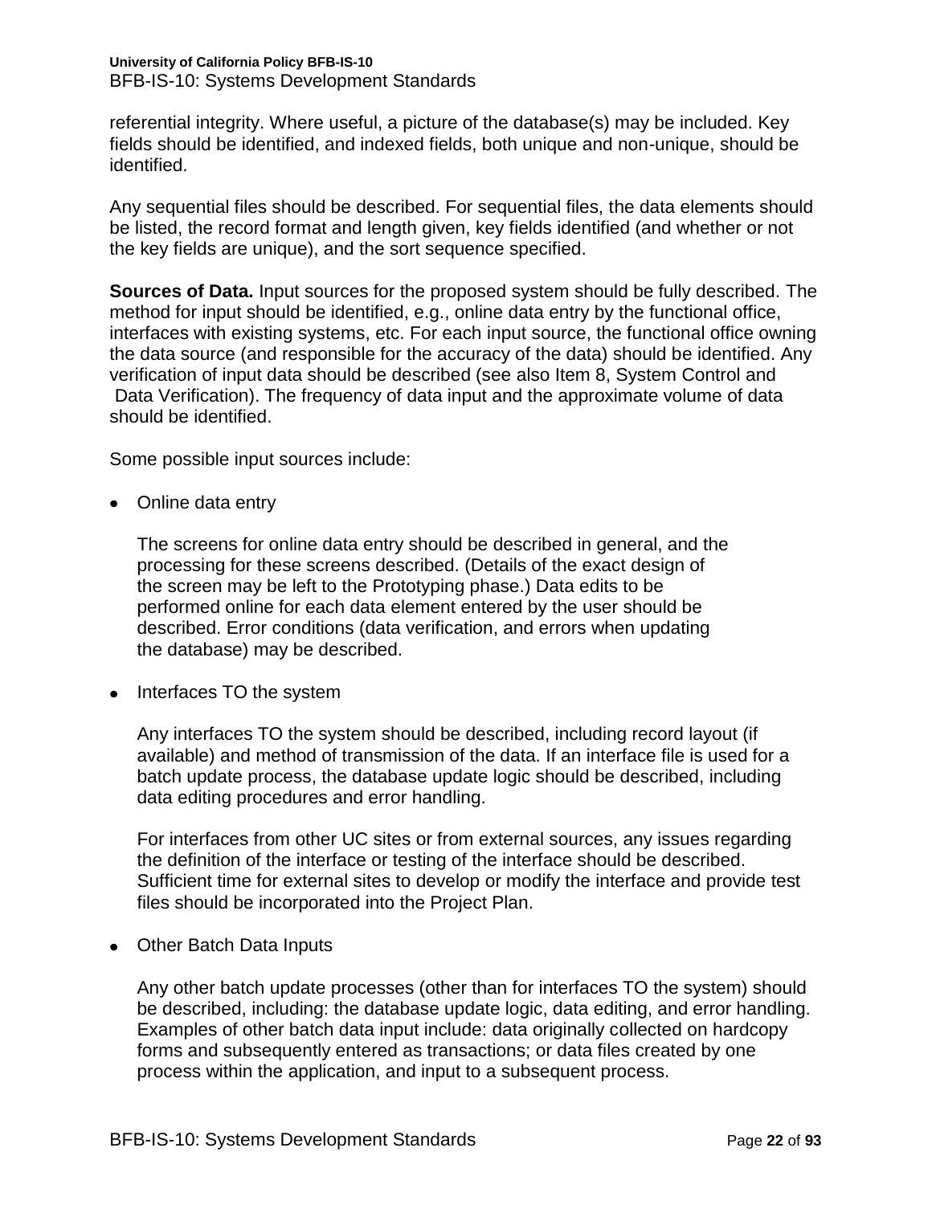referential integrity. Where useful, a picture of the database(s) may be included. Key fields should be identified, and indexed fields, both unique and non-unique, should be identified.

Any sequential files should be described. For sequential files, the data elements should be listed, the record format and length given, key fields identified (and whether or not the key fields are unique), and the sort sequence specified.

**Sources of Data.** Input sources for the proposed system should be fully described. The method for input should be identified, e.g., online data entry by the functional office, interfaces with existing systems, etc. For each input source, the functional office owning the data source (and responsible for the accuracy of the data) should be identified. Any verification of input data should be described (see also Item 8, System Control and Data Verification). The frequency of data input and the approximate volume of data should be identified.

Some possible input sources include:

- Online data entry

  The screens for online data entry should be described in general, and the processing for these screens described. (Details of the exact design of the screen may be left to the Prototyping phase.) Data edits to be performed online for each data element entered by the user should be described. Error conditions (data verification, and errors when updating the database) may be described.

- Interfaces TO the system

  Any interfaces TO the system should be described, including record layout (if available) and method of transmission of the data. If an interface file is used for a batch update process, the database update logic should be described, including data editing procedures and error handling.

  For interfaces from other UC sites or from external sources, any issues regarding the definition of the interface or testing of the interface should be described. Sufficient time for external sites to develop or modify the interface and provide test files should be incorporated into the Project Plan.

- Other Batch Data Inputs

  Any other batch update processes (other than for interfaces TO the system) should be described, including: the database update logic, data editing, and error handling. Examples of other batch data input include: data originally collected on hardcopy forms and subsequently entered as transactions; or data files created by one process within the application, and input to a subsequent process.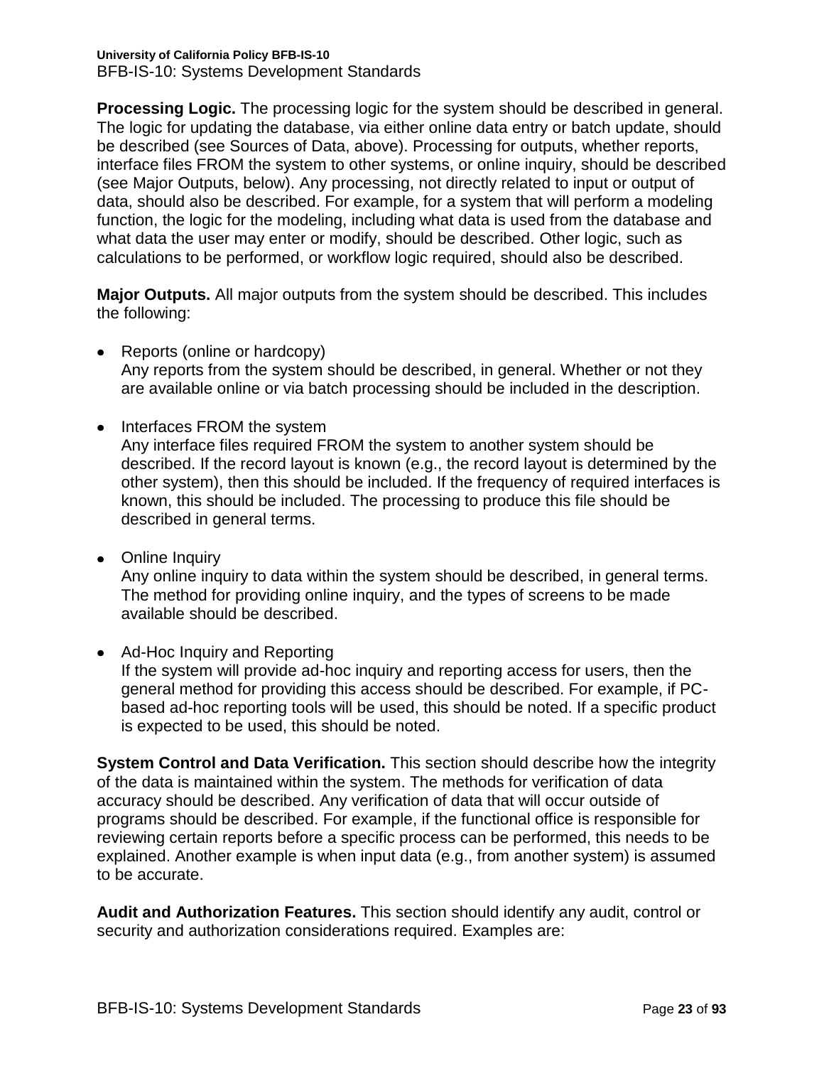**Processing Logic.** The processing logic for the system should be described in general. The logic for updating the database, via either online data entry or batch update, should be described (see Sources of Data, above). Processing for outputs, whether reports, interface files FROM the system to other systems, or online inquiry, should be described (see Major Outputs, below). Any processing, not directly related to input or output of data, should also be described. For example, for a system that will perform a modeling function, the logic for the modeling, including what data is used from the database and what data the user may enter or modify, should be described. Other logic, such as calculations to be performed, or workflow logic required, should also be described.

**Major Outputs.** All major outputs from the system should be described. This includes the following:

- Reports (online or hardcopy)
  Any reports from the system should be described, in general. Whether or not they are available online or via batch processing should be included in the description.

- Interfaces FROM the system
  Any interface files required FROM the system to another system should be described. If the record layout is known (e.g., the record layout is determined by the other system), then this should be included. If the frequency of required interfaces is known, this should be included. The processing to produce this file should be described in general terms.

- Online Inquiry
  Any online inquiry to data within the system should be described, in general terms. The method for providing online inquiry, and the types of screens to be made available should be described.

- Ad-Hoc Inquiry and Reporting
  If the system will provide ad-hoc inquiry and reporting access for users, then the general method for providing this access should be described. For example, if PC-based ad-hoc reporting tools will be used, this should be noted. If a specific product is expected to be used, this should be noted.

**System Control and Data Verification.** This section should describe how the integrity of the data is maintained within the system. The methods for verification of data accuracy should be described. Any verification of data that will occur outside of programs should be described. For example, if the functional office is responsible for reviewing certain reports before a specific process can be performed, this needs to be explained. Another example is when input data (e.g., from another system) is assumed to be accurate.

**Audit and Authorization Features.** This section should identify any audit, control or security and authorization considerations required. Examples are: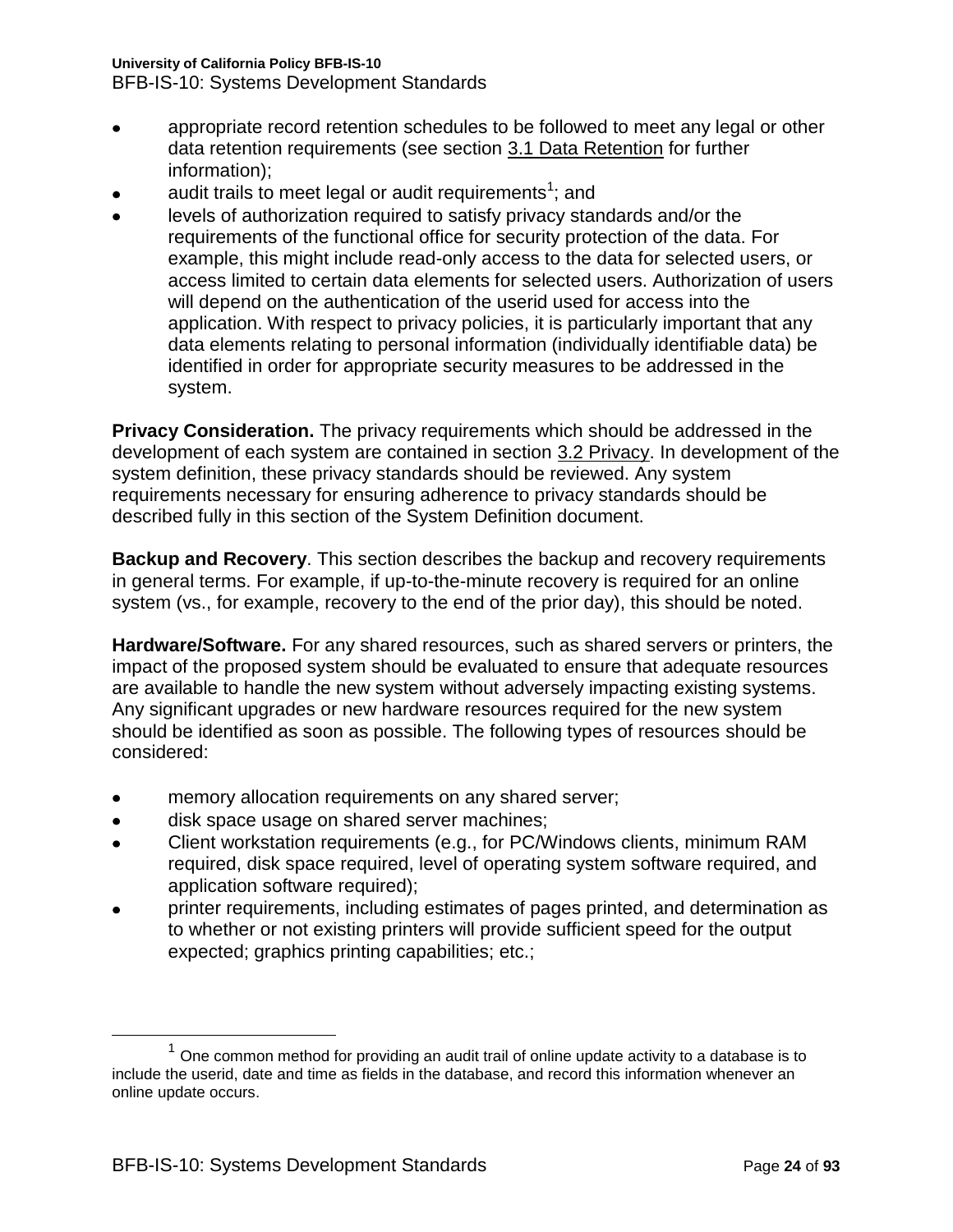- appropriate record retention schedules to be followed to meet any legal or other data retention requirements (see section 3.1 Data Retention for further information);
- audit trails to meet legal or audit requirements[1]; and
- levels of authorization required to satisfy privacy standards and/or the requirements of the functional office for security protection of the data. For example, this might include read-only access to the data for selected users, or access limited to certain data elements for selected users. Authorization of users will depend on the authentication of the userid used for access into the application. With respect to privacy policies, it is particularly important that any data elements relating to personal information (individually identifiable data) be identified in order for appropriate security measures to be addressed in the system.

**Privacy Consideration.** The privacy requirements which should be addressed in the development of each system are contained in section 3.2 Privacy. In development of the system definition, these privacy standards should be reviewed. Any system requirements necessary for ensuring adherence to privacy standards should be described fully in this section of the System Definition document.

**Backup and Recovery**. This section describes the backup and recovery requirements in general terms. For example, if up-to-the-minute recovery is required for an online system (vs., for example, recovery to the end of the prior day), this should be noted.

**Hardware/Software.** For any shared resources, such as shared servers or printers, the impact of the proposed system should be evaluated to ensure that adequate resources are available to handle the new system without adversely impacting existing systems. Any significant upgrades or new hardware resources required for the new system should be identified as soon as possible. The following types of resources should be considered:

- memory allocation requirements on any shared server;
- disk space usage on shared server machines;
- Client workstation requirements (e.g., for PC/Windows clients, minimum RAM required, disk space required, level of operating system software required, and application software required);
- printer requirements, including estimates of pages printed, and determination as to whether or not existing printers will provide sufficient speed for the output expected; graphics printing capabilities; etc.;

---

[1] One common method for providing an audit trail of online update activity to a database is to include the userid, date and time as fields in the database, and record this information whenever an online update occurs.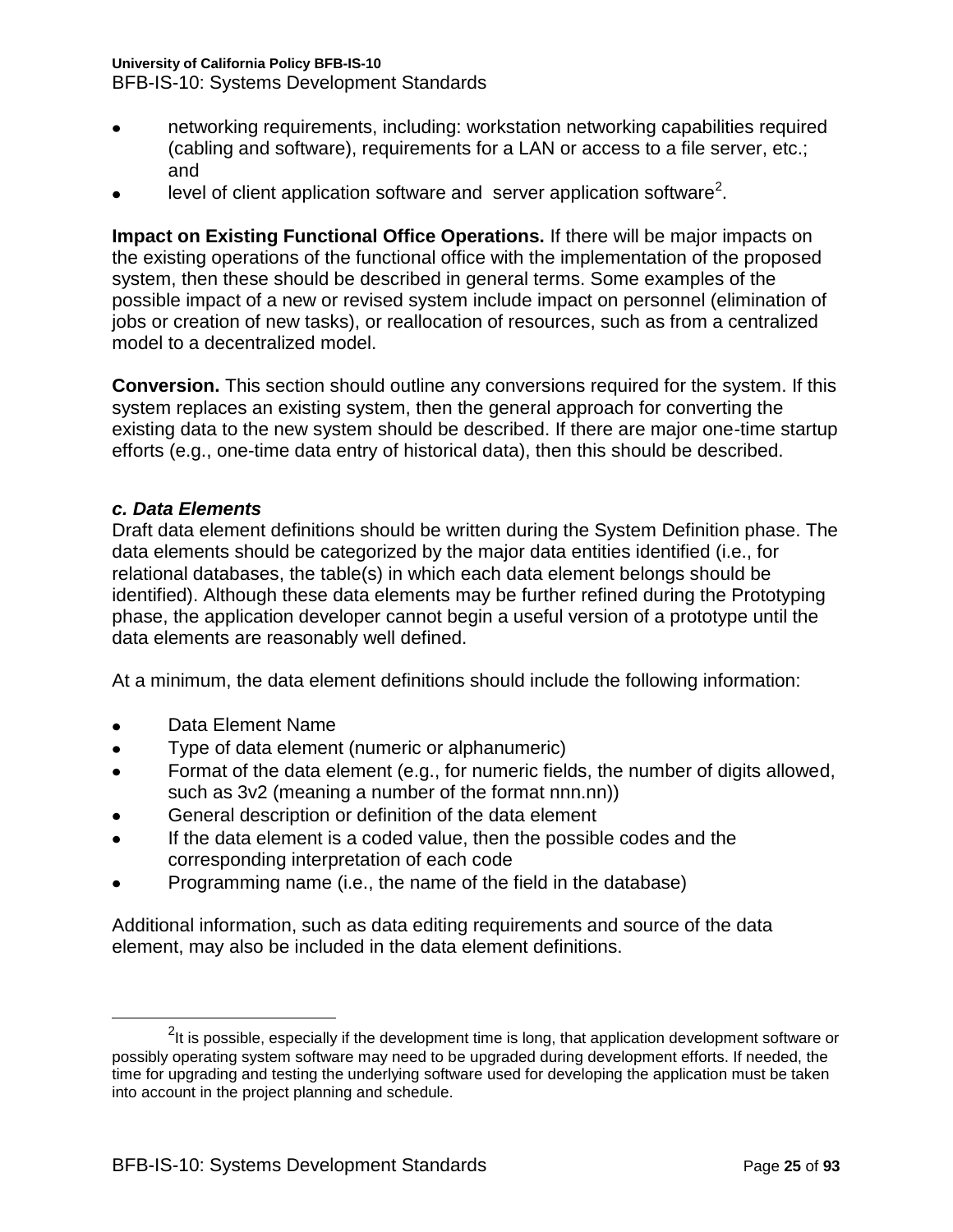- networking requirements, including: workstation networking capabilities required (cabling and software), requirements for a LAN or access to a file server, etc.; and
- level of client application software and server application software[2].

**Impact on Existing Functional Office Operations.** If there will be major impacts on the existing operations of the functional office with the implementation of the proposed system, then these should be described in general terms. Some examples of the possible impact of a new or revised system include impact on personnel (elimination of jobs or creation of new tasks), or reallocation of resources, such as from a centralized model to a decentralized model.

**Conversion.** This section should outline any conversions required for the system. If this system replaces an existing system, then the general approach for converting the existing data to the new system should be described. If there are major one-time startup efforts (e.g., one-time data entry of historical data), then this should be described.

### *c. Data Elements*

Draft data element definitions should be written during the System Definition phase. The data elements should be categorized by the major data entities identified (i.e., for relational databases, the table(s) in which each data element belongs should be identified). Although these data elements may be further refined during the Prototyping phase, the application developer cannot begin a useful version of a prototype until the data elements are reasonably well defined.

At a minimum, the data element definitions should include the following information:

- Data Element Name
- Type of data element (numeric or alphanumeric)
- Format of the data element (e.g., for numeric fields, the number of digits allowed, such as 3v2 (meaning a number of the format nnn.nn))
- General description or definition of the data element
- If the data element is a coded value, then the possible codes and the corresponding interpretation of each code
- Programming name (i.e., the name of the field in the database)

Additional information, such as data editing requirements and source of the data element, may also be included in the data element definitions.

---

[2] It is possible, especially if the development time is long, that application development software or possibly operating system software may need to be upgraded during development efforts. If needed, the time for upgrading and testing the underlying software used for developing the application must be taken into account in the project planning and schedule.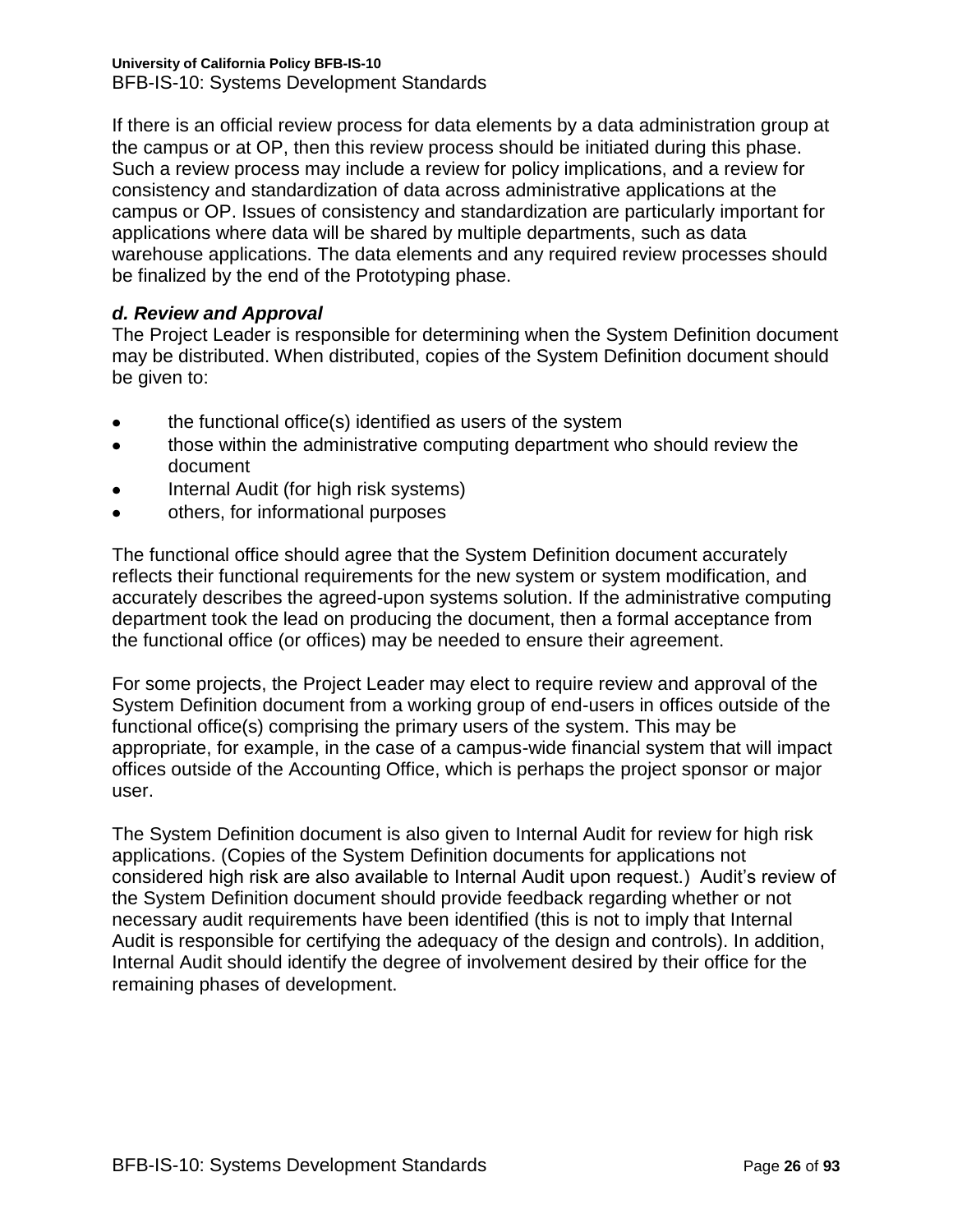If there is an official review process for data elements by a data administration group at the campus or at OP, then this review process should be initiated during this phase. Such a review process may include a review for policy implications, and a review for consistency and standardization of data across administrative applications at the campus or OP. Issues of consistency and standardization are particularly important for applications where data will be shared by multiple departments, such as data warehouse applications. The data elements and any required review processes should be finalized by the end of the Prototyping phase.

### *d. Review and Approval*

The Project Leader is responsible for determining when the System Definition document may be distributed. When distributed, copies of the System Definition document should be given to:

- the functional office(s) identified as users of the system
- those within the administrative computing department who should review the document
- Internal Audit (for high risk systems)
- others, for informational purposes

The functional office should agree that the System Definition document accurately reflects their functional requirements for the new system or system modification, and accurately describes the agreed-upon systems solution. If the administrative computing department took the lead on producing the document, then a formal acceptance from the functional office (or offices) may be needed to ensure their agreement.

For some projects, the Project Leader may elect to require review and approval of the System Definition document from a working group of end-users in offices outside of the functional office(s) comprising the primary users of the system. This may be appropriate, for example, in the case of a campus-wide financial system that will impact offices outside of the Accounting Office, which is perhaps the project sponsor or major user.

The System Definition document is also given to Internal Audit for review for high risk applications. (Copies of the System Definition documents for applications not considered high risk are also available to Internal Audit upon request.) Audit's review of the System Definition document should provide feedback regarding whether or not necessary audit requirements have been identified (this is not to imply that Internal Audit is responsible for certifying the adequacy of the design and controls). In addition, Internal Audit should identify the degree of involvement desired by their office for the remaining phases of development.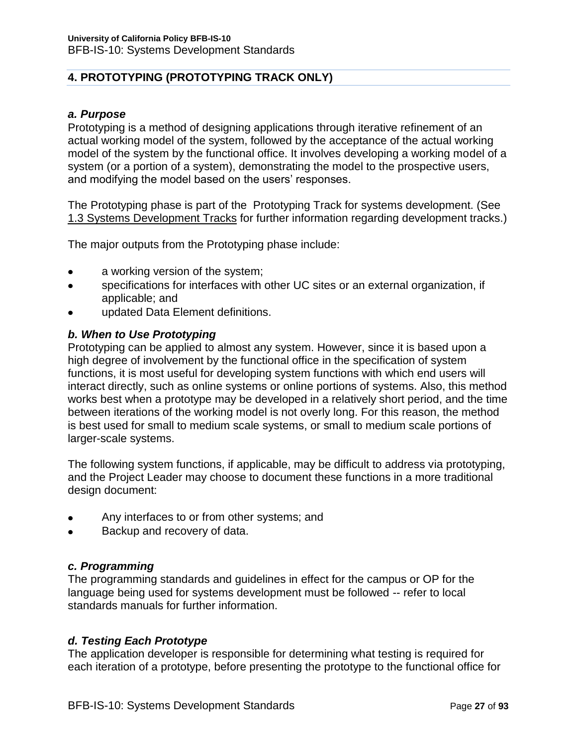## 4. PROTOTYPING (PROTOTYPING TRACK ONLY)

### *a. Purpose*

Prototyping is a method of designing applications through iterative refinement of an actual working model of the system, followed by the acceptance of the actual working model of the system by the functional office. It involves developing a working model of a system (or a portion of a system), demonstrating the model to the prospective users, and modifying the model based on the users' responses.

The Prototyping phase is part of the Prototyping Track for systems development. (See 1.3 Systems Development Tracks for further information regarding development tracks.)

The major outputs from the Prototyping phase include:

- a working version of the system;
- specifications for interfaces with other UC sites or an external organization, if applicable; and
- updated Data Element definitions.

### *b. When to Use Prototyping*

Prototyping can be applied to almost any system. However, since it is based upon a high degree of involvement by the functional office in the specification of system functions, it is most useful for developing system functions with which end users will interact directly, such as online systems or online portions of systems. Also, this method works best when a prototype may be developed in a relatively short period, and the time between iterations of the working model is not overly long. For this reason, the method is best used for small to medium scale systems, or small to medium scale portions of larger-scale systems.

The following system functions, if applicable, may be difficult to address via prototyping, and the Project Leader may choose to document these functions in a more traditional design document:

- Any interfaces to or from other systems; and
- Backup and recovery of data.

### *c. Programming*

The programming standards and guidelines in effect for the campus or OP for the language being used for systems development must be followed -- refer to local standards manuals for further information.

### *d. Testing Each Prototype*

The application developer is responsible for determining what testing is required for each iteration of a prototype, before presenting the prototype to the functional office for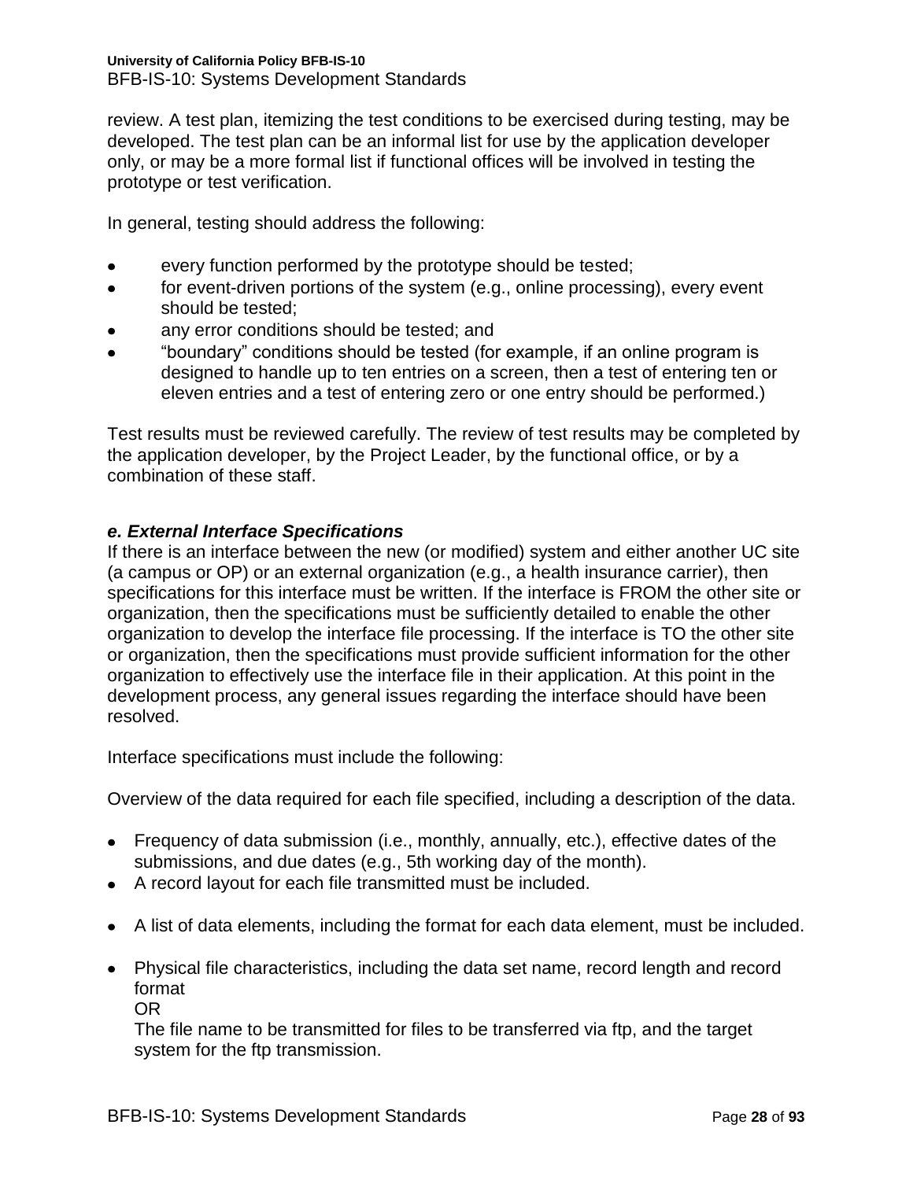review. A test plan, itemizing the test conditions to be exercised during testing, may be developed. The test plan can be an informal list for use by the application developer only, or may be a more formal list if functional offices will be involved in testing the prototype or test verification.

In general, testing should address the following:

- every function performed by the prototype should be tested;
- for event-driven portions of the system (e.g., online processing), every event should be tested;
- any error conditions should be tested; and
- "boundary" conditions should be tested (for example, if an online program is designed to handle up to ten entries on a screen, then a test of entering ten or eleven entries and a test of entering zero or one entry should be performed.)

Test results must be reviewed carefully. The review of test results may be completed by the application developer, by the Project Leader, by the functional office, or by a combination of these staff.

***e. External Interface Specifications***

If there is an interface between the new (or modified) system and either another UC site (a campus or OP) or an external organization (e.g., a health insurance carrier), then specifications for this interface must be written. If the interface is FROM the other site or organization, then the specifications must be sufficiently detailed to enable the other organization to develop the interface file processing. If the interface is TO the other site or organization, then the specifications must provide sufficient information for the other organization to effectively use the interface file in their application. At this point in the development process, any general issues regarding the interface should have been resolved.

Interface specifications must include the following:

Overview of the data required for each file specified, including a description of the data.

- Frequency of data submission (i.e., monthly, annually, etc.), effective dates of the submissions, and due dates (e.g., 5th working day of the month).
- A record layout for each file transmitted must be included.
- A list of data elements, including the format for each data element, must be included.
- Physical file characteristics, including the data set name, record length and record format
  OR
  The file name to be transmitted for files to be transferred via ftp, and the target system for the ftp transmission.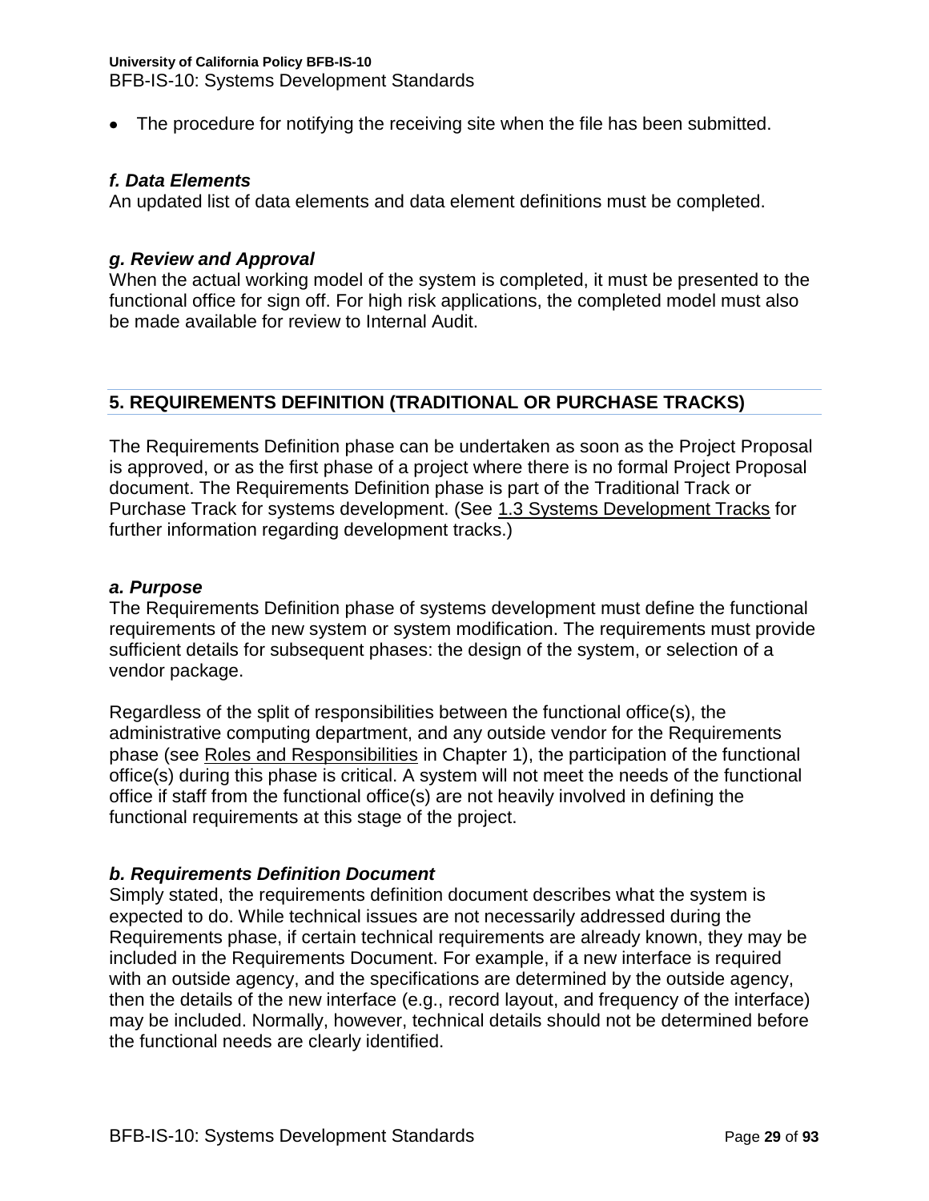- The procedure for notifying the receiving site when the file has been submitted.

### *f. Data Elements*

An updated list of data elements and data element definitions must be completed.

### *g. Review and Approval*

When the actual working model of the system is completed, it must be presented to the functional office for sign off. For high risk applications, the completed model must also be made available for review to Internal Audit.

## 5. REQUIREMENTS DEFINITION (TRADITIONAL OR PURCHASE TRACKS)

The Requirements Definition phase can be undertaken as soon as the Project Proposal is approved, or as the first phase of a project where there is no formal Project Proposal document. The Requirements Definition phase is part of the Traditional Track or Purchase Track for systems development. (See 1.3 Systems Development Tracks for further information regarding development tracks.)

### *a. Purpose*

The Requirements Definition phase of systems development must define the functional requirements of the new system or system modification. The requirements must provide sufficient details for subsequent phases: the design of the system, or selection of a vendor package.

Regardless of the split of responsibilities between the functional office(s), the administrative computing department, and any outside vendor for the Requirements phase (see Roles and Responsibilities in Chapter 1), the participation of the functional office(s) during this phase is critical. A system will not meet the needs of the functional office if staff from the functional office(s) are not heavily involved in defining the functional requirements at this stage of the project.

### *b. Requirements Definition Document*

Simply stated, the requirements definition document describes what the system is expected to do. While technical issues are not necessarily addressed during the Requirements phase, if certain technical requirements are already known, they may be included in the Requirements Document. For example, if a new interface is required with an outside agency, and the specifications are determined by the outside agency, then the details of the new interface (e.g., record layout, and frequency of the interface) may be included. Normally, however, technical details should not be determined before the functional needs are clearly identified.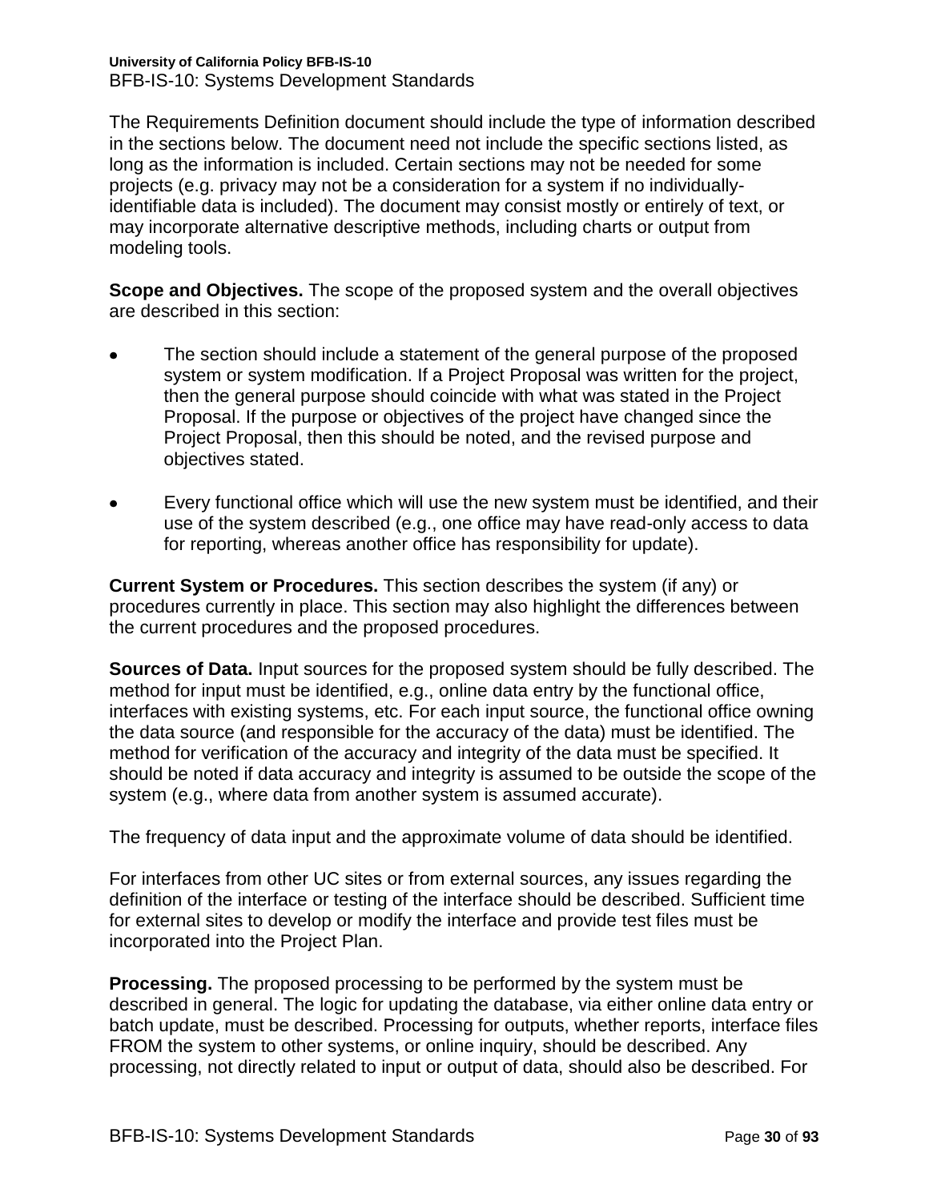The Requirements Definition document should include the type of information described in the sections below. The document need not include the specific sections listed, as long as the information is included. Certain sections may not be needed for some projects (e.g. privacy may not be a consideration for a system if no individually-identifiable data is included). The document may consist mostly or entirely of text, or may incorporate alternative descriptive methods, including charts or output from modeling tools.

**Scope and Objectives.** The scope of the proposed system and the overall objectives are described in this section:

- The section should include a statement of the general purpose of the proposed system or system modification. If a Project Proposal was written for the project, then the general purpose should coincide with what was stated in the Project Proposal. If the purpose or objectives of the project have changed since the Project Proposal, then this should be noted, and the revised purpose and objectives stated.

- Every functional office which will use the new system must be identified, and their use of the system described (e.g., one office may have read-only access to data for reporting, whereas another office has responsibility for update).

**Current System or Procedures.** This section describes the system (if any) or procedures currently in place. This section may also highlight the differences between the current procedures and the proposed procedures.

**Sources of Data.** Input sources for the proposed system should be fully described. The method for input must be identified, e.g., online data entry by the functional office, interfaces with existing systems, etc. For each input source, the functional office owning the data source (and responsible for the accuracy of the data) must be identified. The method for verification of the accuracy and integrity of the data must be specified. It should be noted if data accuracy and integrity is assumed to be outside the scope of the system (e.g., where data from another system is assumed accurate).

The frequency of data input and the approximate volume of data should be identified.

For interfaces from other UC sites or from external sources, any issues regarding the definition of the interface or testing of the interface should be described. Sufficient time for external sites to develop or modify the interface and provide test files must be incorporated into the Project Plan.

**Processing.** The proposed processing to be performed by the system must be described in general. The logic for updating the database, via either online data entry or batch update, must be described. Processing for outputs, whether reports, interface files FROM the system to other systems, or online inquiry, should be described. Any processing, not directly related to input or output of data, should also be described. For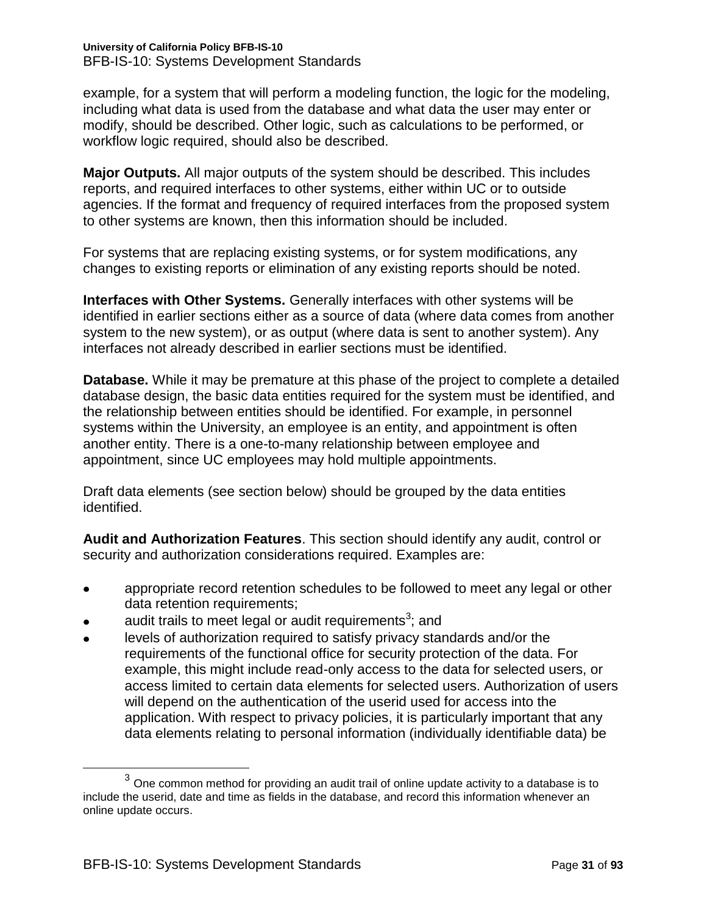example, for a system that will perform a modeling function, the logic for the modeling, including what data is used from the database and what data the user may enter or modify, should be described. Other logic, such as calculations to be performed, or workflow logic required, should also be described.

**Major Outputs.** All major outputs of the system should be described. This includes reports, and required interfaces to other systems, either within UC or to outside agencies. If the format and frequency of required interfaces from the proposed system to other systems are known, then this information should be included.

For systems that are replacing existing systems, or for system modifications, any changes to existing reports or elimination of any existing reports should be noted.

**Interfaces with Other Systems.** Generally interfaces with other systems will be identified in earlier sections either as a source of data (where data comes from another system to the new system), or as output (where data is sent to another system). Any interfaces not already described in earlier sections must be identified.

**Database.** While it may be premature at this phase of the project to complete a detailed database design, the basic data entities required for the system must be identified, and the relationship between entities should be identified. For example, in personnel systems within the University, an employee is an entity, and appointment is often another entity. There is a one-to-many relationship between employee and appointment, since UC employees may hold multiple appointments.

Draft data elements (see section below) should be grouped by the data entities identified.

**Audit and Authorization Features**. This section should identify any audit, control or security and authorization considerations required. Examples are:

- appropriate record retention schedules to be followed to meet any legal or other data retention requirements;
- audit trails to meet legal or audit requirements[3]; and
- levels of authorization required to satisfy privacy standards and/or the requirements of the functional office for security protection of the data. For example, this might include read-only access to the data for selected users, or access limited to certain data elements for selected users. Authorization of users will depend on the authentication of the userid used for access into the application. With respect to privacy policies, it is particularly important that any data elements relating to personal information (individually identifiable data) be

[3] One common method for providing an audit trail of online update activity to a database is to include the userid, date and time as fields in the database, and record this information whenever an online update occurs.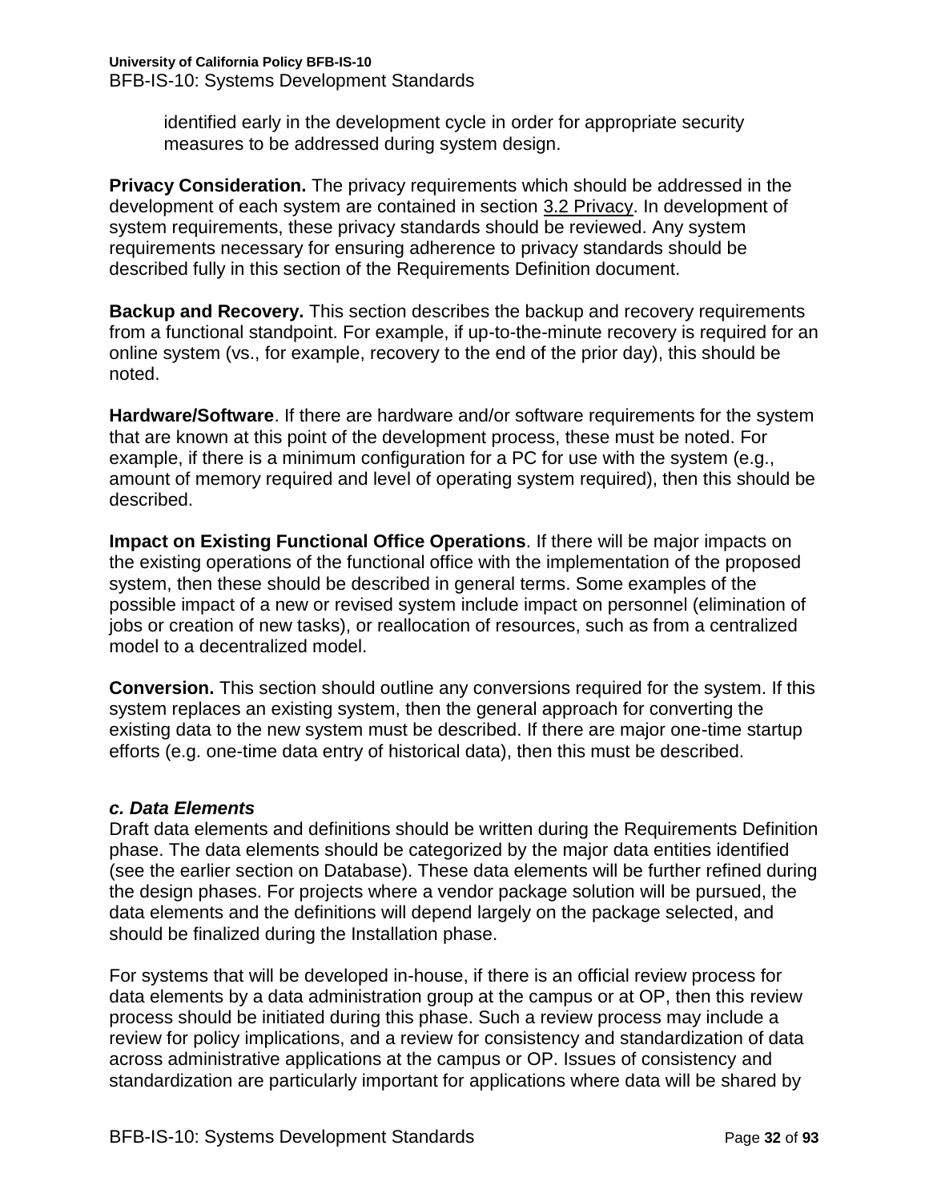identified early in the development cycle in order for appropriate security measures to be addressed during system design.

**Privacy Consideration.** The privacy requirements which should be addressed in the development of each system are contained in section 3.2 Privacy. In development of system requirements, these privacy standards should be reviewed. Any system requirements necessary for ensuring adherence to privacy standards should be described fully in this section of the Requirements Definition document.

**Backup and Recovery.** This section describes the backup and recovery requirements from a functional standpoint. For example, if up-to-the-minute recovery is required for an online system (vs., for example, recovery to the end of the prior day), this should be noted.

**Hardware/Software**. If there are hardware and/or software requirements for the system that are known at this point of the development process, these must be noted. For example, if there is a minimum configuration for a PC for use with the system (e.g., amount of memory required and level of operating system required), then this should be described.

**Impact on Existing Functional Office Operations**. If there will be major impacts on the existing operations of the functional office with the implementation of the proposed system, then these should be described in general terms. Some examples of the possible impact of a new or revised system include impact on personnel (elimination of jobs or creation of new tasks), or reallocation of resources, such as from a centralized model to a decentralized model.

**Conversion.** This section should outline any conversions required for the system. If this system replaces an existing system, then the general approach for converting the existing data to the new system must be described. If there are major one-time startup efforts (e.g. one-time data entry of historical data), then this must be described.

***c. Data Elements***

Draft data elements and definitions should be written during the Requirements Definition phase. The data elements should be categorized by the major data entities identified (see the earlier section on Database). These data elements will be further refined during the design phases. For projects where a vendor package solution will be pursued, the data elements and the definitions will depend largely on the package selected, and should be finalized during the Installation phase.

For systems that will be developed in-house, if there is an official review process for data elements by a data administration group at the campus or at OP, then this review process should be initiated during this phase. Such a review process may include a review for policy implications, and a review for consistency and standardization of data across administrative applications at the campus or OP. Issues of consistency and standardization are particularly important for applications where data will be shared by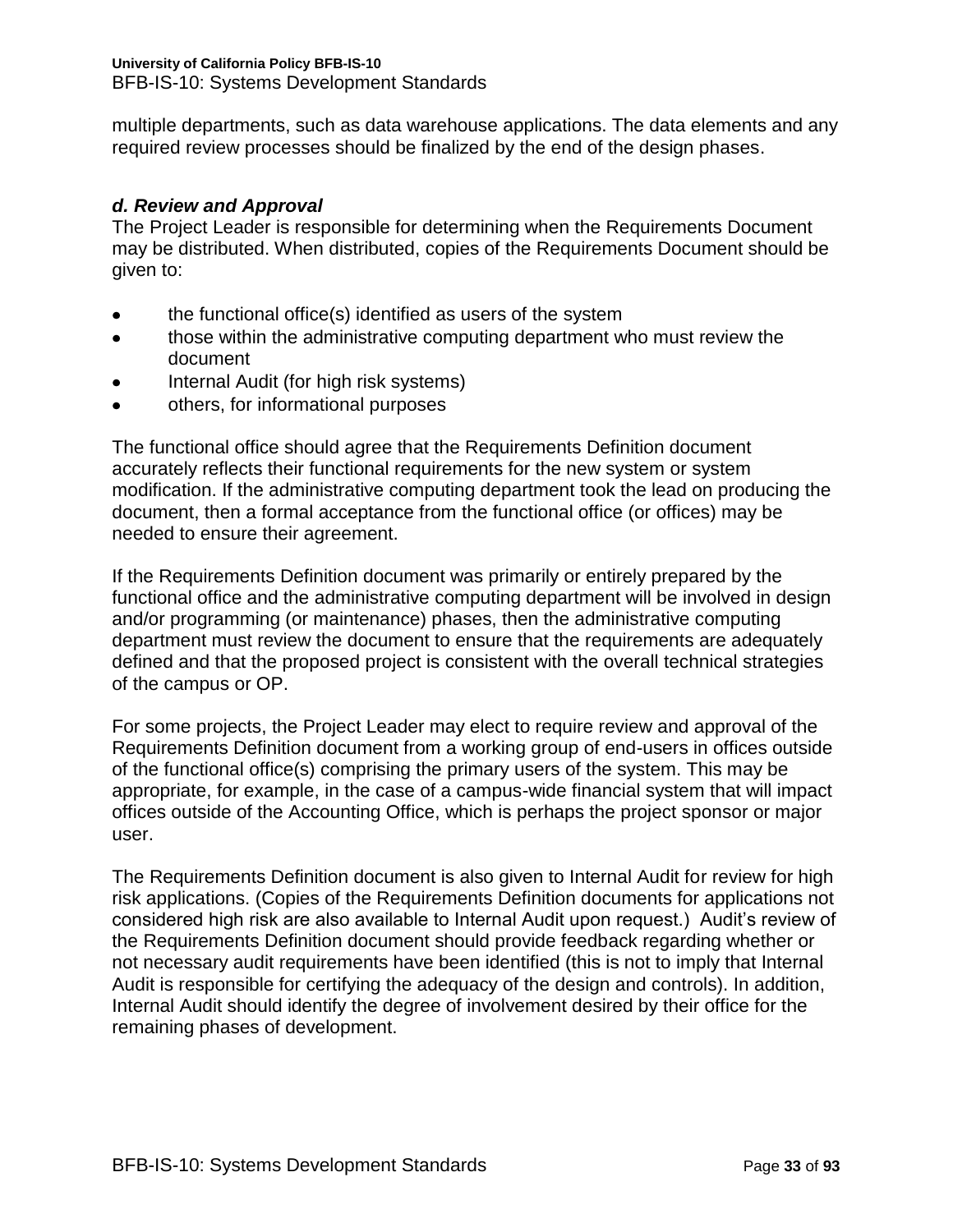multiple departments, such as data warehouse applications. The data elements and any required review processes should be finalized by the end of the design phases.

### *d. Review and Approval*

The Project Leader is responsible for determining when the Requirements Document may be distributed. When distributed, copies of the Requirements Document should be given to:

- the functional office(s) identified as users of the system
- those within the administrative computing department who must review the document
- Internal Audit (for high risk systems)
- others, for informational purposes

The functional office should agree that the Requirements Definition document accurately reflects their functional requirements for the new system or system modification. If the administrative computing department took the lead on producing the document, then a formal acceptance from the functional office (or offices) may be needed to ensure their agreement.

If the Requirements Definition document was primarily or entirely prepared by the functional office and the administrative computing department will be involved in design and/or programming (or maintenance) phases, then the administrative computing department must review the document to ensure that the requirements are adequately defined and that the proposed project is consistent with the overall technical strategies of the campus or OP.

For some projects, the Project Leader may elect to require review and approval of the Requirements Definition document from a working group of end-users in offices outside of the functional office(s) comprising the primary users of the system. This may be appropriate, for example, in the case of a campus-wide financial system that will impact offices outside of the Accounting Office, which is perhaps the project sponsor or major user.

The Requirements Definition document is also given to Internal Audit for review for high risk applications. (Copies of the Requirements Definition documents for applications not considered high risk are also available to Internal Audit upon request.) Audit's review of the Requirements Definition document should provide feedback regarding whether or not necessary audit requirements have been identified (this is not to imply that Internal Audit is responsible for certifying the adequacy of the design and controls). In addition, Internal Audit should identify the degree of involvement desired by their office for the remaining phases of development.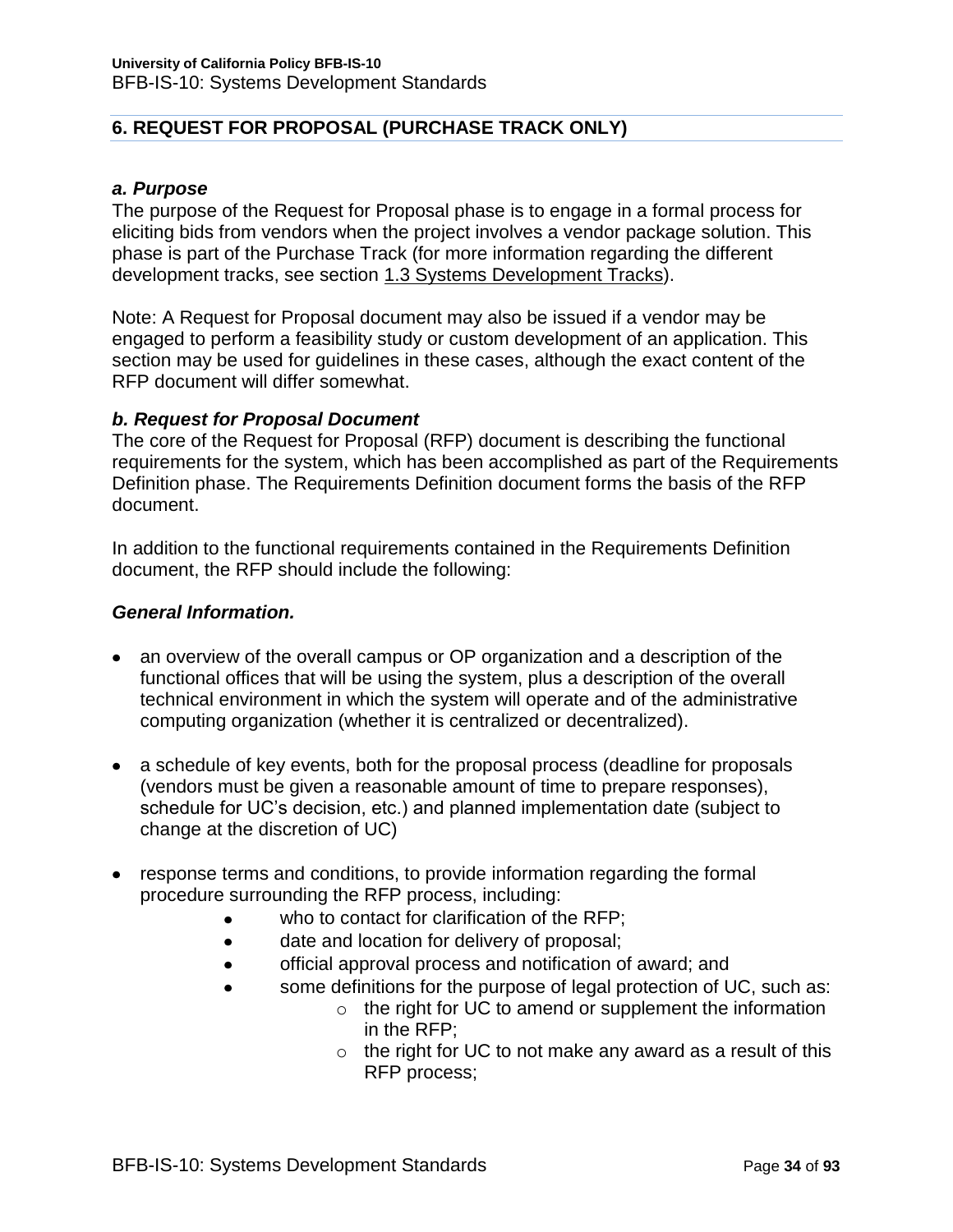## 6. REQUEST FOR PROPOSAL (PURCHASE TRACK ONLY)

### *a. Purpose*

The purpose of the Request for Proposal phase is to engage in a formal process for eliciting bids from vendors when the project involves a vendor package solution. This phase is part of the Purchase Track (for more information regarding the different development tracks, see section 1.3 Systems Development Tracks).

Note: A Request for Proposal document may also be issued if a vendor may be engaged to perform a feasibility study or custom development of an application. This section may be used for guidelines in these cases, although the exact content of the RFP document will differ somewhat.

### *b. Request for Proposal Document*

The core of the Request for Proposal (RFP) document is describing the functional requirements for the system, which has been accomplished as part of the Requirements Definition phase. The Requirements Definition document forms the basis of the RFP document.

In addition to the functional requirements contained in the Requirements Definition document, the RFP should include the following:

#### *General Information.*

- an overview of the overall campus or OP organization and a description of the functional offices that will be using the system, plus a description of the overall technical environment in which the system will operate and of the administrative computing organization (whether it is centralized or decentralized).
- a schedule of key events, both for the proposal process (deadline for proposals (vendors must be given a reasonable amount of time to prepare responses), schedule for UC's decision, etc.) and planned implementation date (subject to change at the discretion of UC)
- response terms and conditions, to provide information regarding the formal procedure surrounding the RFP process, including:
    - who to contact for clarification of the RFP;
    - date and location for delivery of proposal;
    - official approval process and notification of award; and
    - some definitions for the purpose of legal protection of UC, such as:
        - the right for UC to amend or supplement the information in the RFP;
        - the right for UC to not make any award as a result of this RFP process;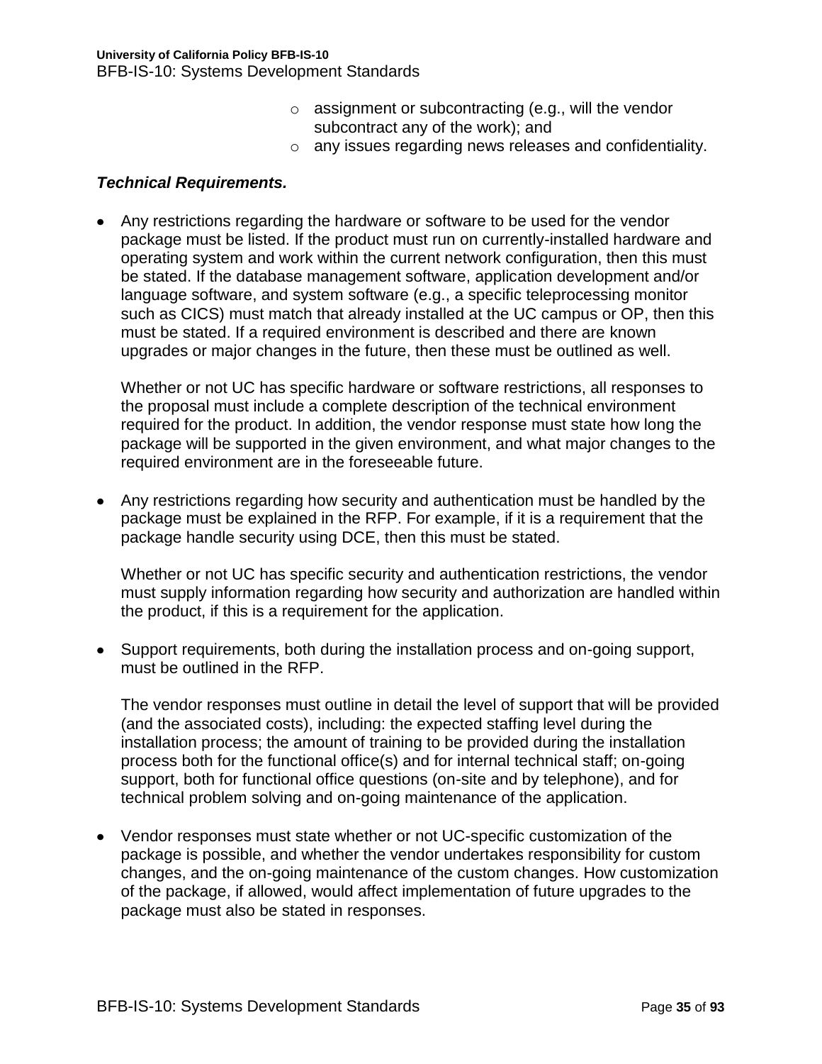- assignment or subcontracting (e.g., will the vendor subcontract any of the work); and
    - any issues regarding news releases and confidentiality.

***Technical Requirements.***

- Any restrictions regarding the hardware or software to be used for the vendor package must be listed. If the product must run on currently-installed hardware and operating system and work within the current network configuration, then this must be stated. If the database management software, application development and/or language software, and system software (e.g., a specific teleprocessing monitor such as CICS) must match that already installed at the UC campus or OP, then this must be stated. If a required environment is described and there are known upgrades or major changes in the future, then these must be outlined as well.

  Whether or not UC has specific hardware or software restrictions, all responses to the proposal must include a complete description of the technical environment required for the product. In addition, the vendor response must state how long the package will be supported in the given environment, and what major changes to the required environment are in the foreseeable future.

- Any restrictions regarding how security and authentication must be handled by the package must be explained in the RFP. For example, if it is a requirement that the package handle security using DCE, then this must be stated.

  Whether or not UC has specific security and authentication restrictions, the vendor must supply information regarding how security and authorization are handled within the product, if this is a requirement for the application.

- Support requirements, both during the installation process and on-going support, must be outlined in the RFP.

  The vendor responses must outline in detail the level of support that will be provided (and the associated costs), including: the expected staffing level during the installation process; the amount of training to be provided during the installation process both for the functional office(s) and for internal technical staff; on-going support, both for functional office questions (on-site and by telephone), and for technical problem solving and on-going maintenance of the application.

- Vendor responses must state whether or not UC-specific customization of the package is possible, and whether the vendor undertakes responsibility for custom changes, and the on-going maintenance of the custom changes. How customization of the package, if allowed, would affect implementation of future upgrades to the package must also be stated in responses.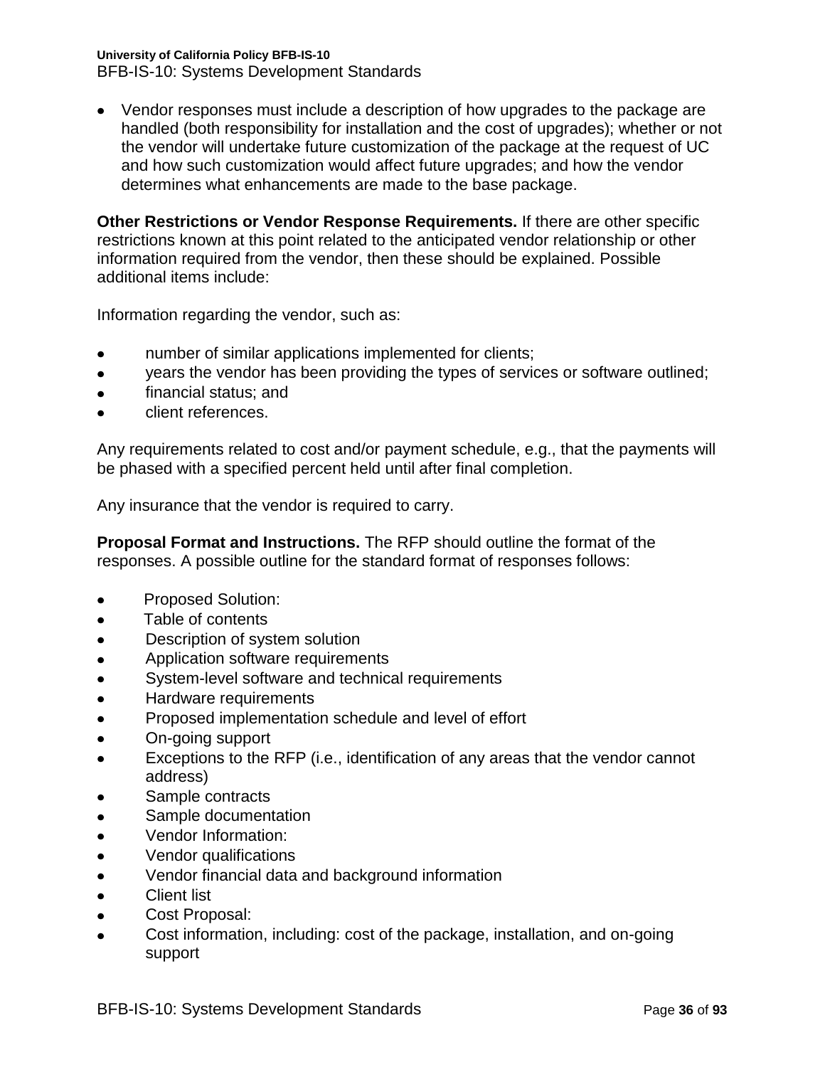- Vendor responses must include a description of how upgrades to the package are handled (both responsibility for installation and the cost of upgrades); whether or not the vendor will undertake future customization of the package at the request of UC and how such customization would affect future upgrades; and how the vendor determines what enhancements are made to the base package.

**Other Restrictions or Vendor Response Requirements.** If there are other specific restrictions known at this point related to the anticipated vendor relationship or other information required from the vendor, then these should be explained. Possible additional items include:

Information regarding the vendor, such as:

- number of similar applications implemented for clients;
- years the vendor has been providing the types of services or software outlined;
- financial status; and
- client references.

Any requirements related to cost and/or payment schedule, e.g., that the payments will be phased with a specified percent held until after final completion.

Any insurance that the vendor is required to carry.

**Proposal Format and Instructions.** The RFP should outline the format of the responses. A possible outline for the standard format of responses follows:

- Proposed Solution:
- Table of contents
- Description of system solution
- Application software requirements
- System-level software and technical requirements
- Hardware requirements
- Proposed implementation schedule and level of effort
- On-going support
- Exceptions to the RFP (i.e., identification of any areas that the vendor cannot address)
- Sample contracts
- Sample documentation
- Vendor Information:
- Vendor qualifications
- Vendor financial data and background information
- Client list
- Cost Proposal:
- Cost information, including: cost of the package, installation, and on-going support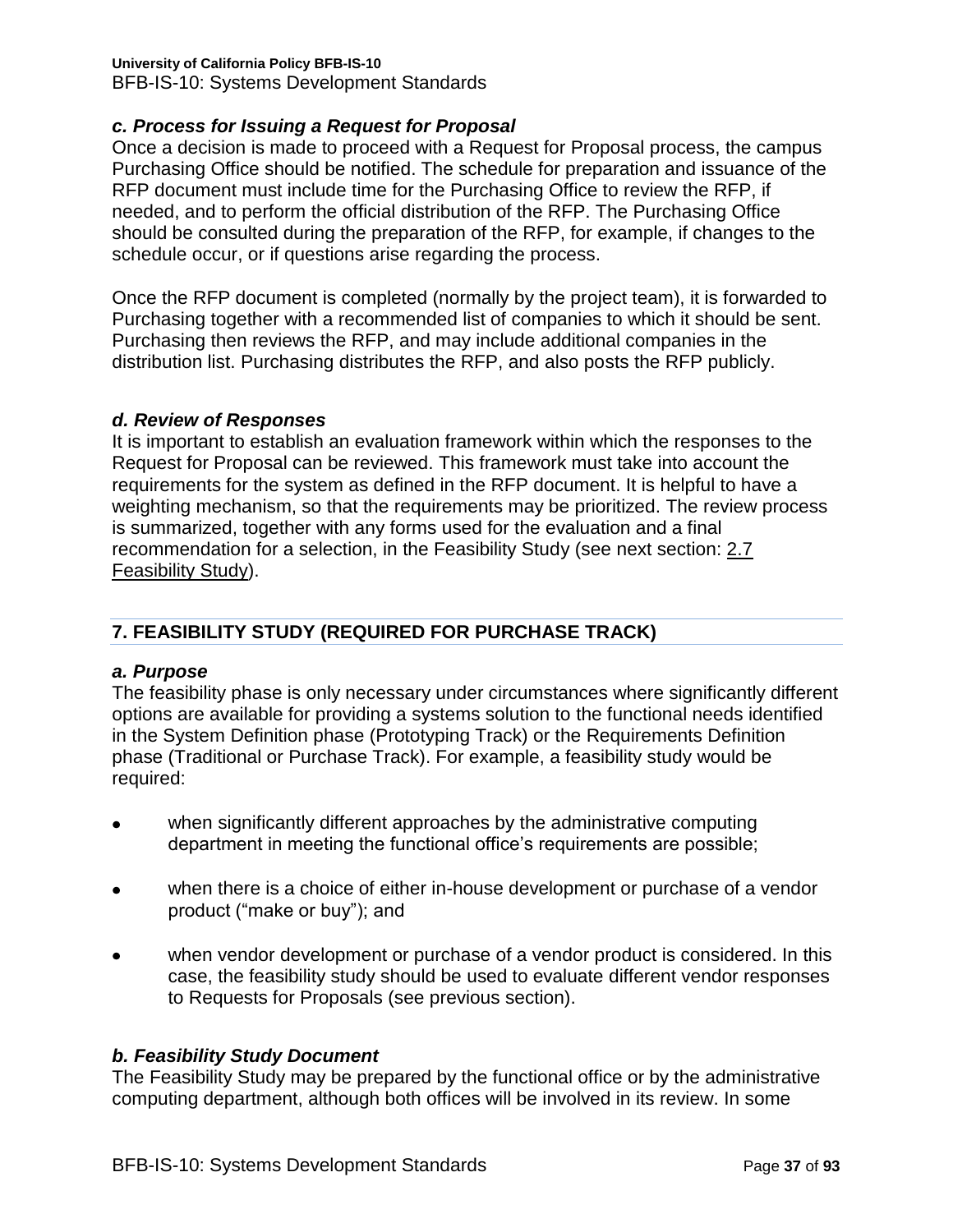### *c. Process for Issuing a Request for Proposal*

Once a decision is made to proceed with a Request for Proposal process, the campus Purchasing Office should be notified. The schedule for preparation and issuance of the RFP document must include time for the Purchasing Office to review the RFP, if needed, and to perform the official distribution of the RFP. The Purchasing Office should be consulted during the preparation of the RFP, for example, if changes to the schedule occur, or if questions arise regarding the process.

Once the RFP document is completed (normally by the project team), it is forwarded to Purchasing together with a recommended list of companies to which it should be sent. Purchasing then reviews the RFP, and may include additional companies in the distribution list. Purchasing distributes the RFP, and also posts the RFP publicly.

### *d. Review of Responses*

It is important to establish an evaluation framework within which the responses to the Request for Proposal can be reviewed. This framework must take into account the requirements for the system as defined in the RFP document. It is helpful to have a weighting mechanism, so that the requirements may be prioritized. The review process is summarized, together with any forms used for the evaluation and a final recommendation for a selection, in the Feasibility Study (see next section: 2.7 Feasibility Study).

## 7. FEASIBILITY STUDY (REQUIRED FOR PURCHASE TRACK)

### *a. Purpose*

The feasibility phase is only necessary under circumstances where significantly different options are available for providing a systems solution to the functional needs identified in the System Definition phase (Prototyping Track) or the Requirements Definition phase (Traditional or Purchase Track). For example, a feasibility study would be required:

- when significantly different approaches by the administrative computing department in meeting the functional office's requirements are possible;
- when there is a choice of either in-house development or purchase of a vendor product ("make or buy"); and
- when vendor development or purchase of a vendor product is considered. In this case, the feasibility study should be used to evaluate different vendor responses to Requests for Proposals (see previous section).

### *b. Feasibility Study Document*

The Feasibility Study may be prepared by the functional office or by the administrative computing department, although both offices will be involved in its review. In some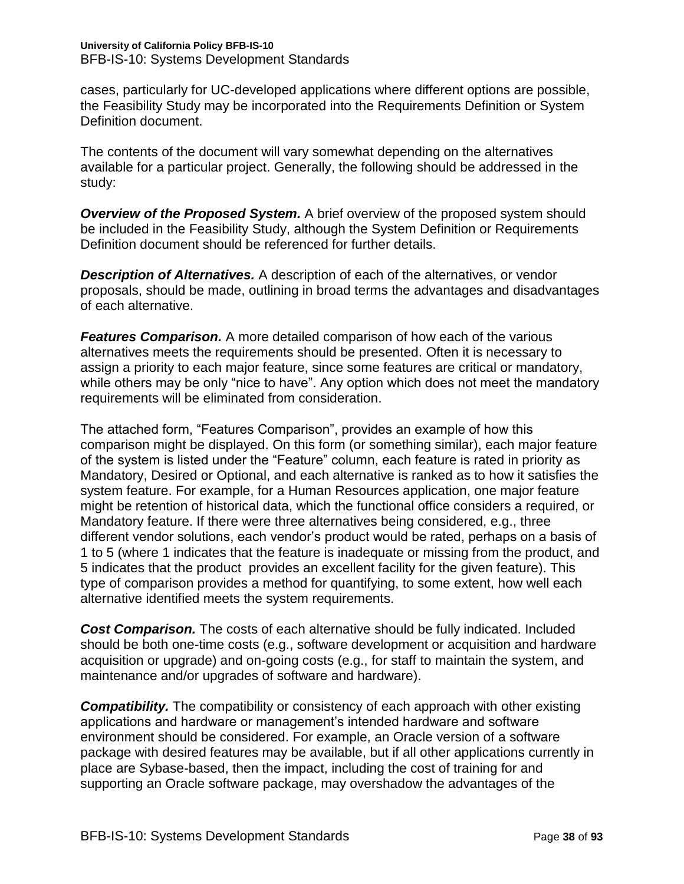cases, particularly for UC-developed applications where different options are possible, the Feasibility Study may be incorporated into the Requirements Definition or System Definition document.

The contents of the document will vary somewhat depending on the alternatives available for a particular project. Generally, the following should be addressed in the study:

***Overview of the Proposed System.*** A brief overview of the proposed system should be included in the Feasibility Study, although the System Definition or Requirements Definition document should be referenced for further details.

***Description of Alternatives.*** A description of each of the alternatives, or vendor proposals, should be made, outlining in broad terms the advantages and disadvantages of each alternative.

***Features Comparison.*** A more detailed comparison of how each of the various alternatives meets the requirements should be presented. Often it is necessary to assign a priority to each major feature, since some features are critical or mandatory, while others may be only "nice to have". Any option which does not meet the mandatory requirements will be eliminated from consideration.

The attached form, "Features Comparison", provides an example of how this comparison might be displayed. On this form (or something similar), each major feature of the system is listed under the "Feature" column, each feature is rated in priority as Mandatory, Desired or Optional, and each alternative is ranked as to how it satisfies the system feature. For example, for a Human Resources application, one major feature might be retention of historical data, which the functional office considers a required, or Mandatory feature. If there were three alternatives being considered, e.g., three different vendor solutions, each vendor's product would be rated, perhaps on a basis of 1 to 5 (where 1 indicates that the feature is inadequate or missing from the product, and 5 indicates that the product provides an excellent facility for the given feature). This type of comparison provides a method for quantifying, to some extent, how well each alternative identified meets the system requirements.

***Cost Comparison.*** The costs of each alternative should be fully indicated. Included should be both one-time costs (e.g., software development or acquisition and hardware acquisition or upgrade) and on-going costs (e.g., for staff to maintain the system, and maintenance and/or upgrades of software and hardware).

***Compatibility.*** The compatibility or consistency of each approach with other existing applications and hardware or management's intended hardware and software environment should be considered. For example, an Oracle version of a software package with desired features may be available, but if all other applications currently in place are Sybase-based, then the impact, including the cost of training for and supporting an Oracle software package, may overshadow the advantages of the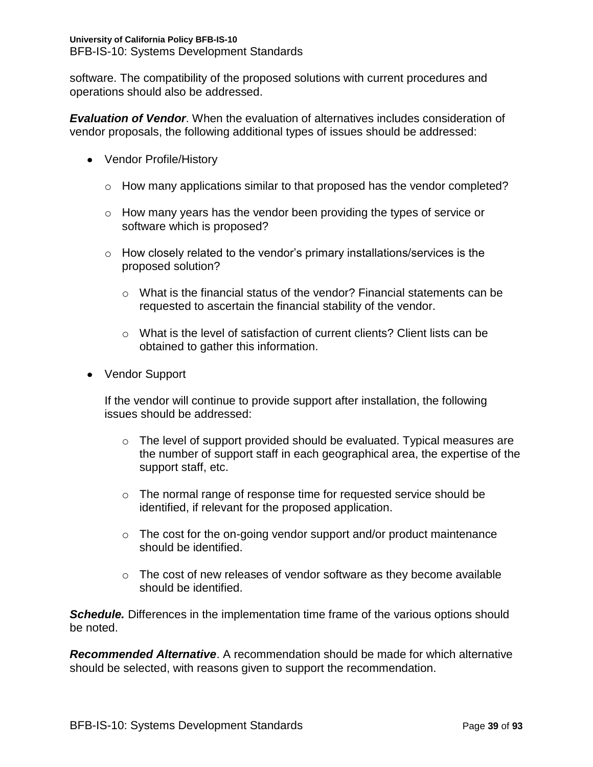software. The compatibility of the proposed solutions with current procedures and operations should also be addressed.

***Evaluation of Vendor***. When the evaluation of alternatives includes consideration of vendor proposals, the following additional types of issues should be addressed:

- Vendor Profile/History
  - How many applications similar to that proposed has the vendor completed?
  - How many years has the vendor been providing the types of service or software which is proposed?
  - How closely related to the vendor's primary installations/services is the proposed solution?
    - What is the financial status of the vendor? Financial statements can be requested to ascertain the financial stability of the vendor.
    - What is the level of satisfaction of current clients? Client lists can be obtained to gather this information.
- Vendor Support

  If the vendor will continue to provide support after installation, the following issues should be addressed:

    - The level of support provided should be evaluated. Typical measures are the number of support staff in each geographical area, the expertise of the support staff, etc.
    - The normal range of response time for requested service should be identified, if relevant for the proposed application.
    - The cost for the on-going vendor support and/or product maintenance should be identified.
    - The cost of new releases of vendor software as they become available should be identified.

***Schedule.*** Differences in the implementation time frame of the various options should be noted.

***Recommended Alternative***. A recommendation should be made for which alternative should be selected, with reasons given to support the recommendation.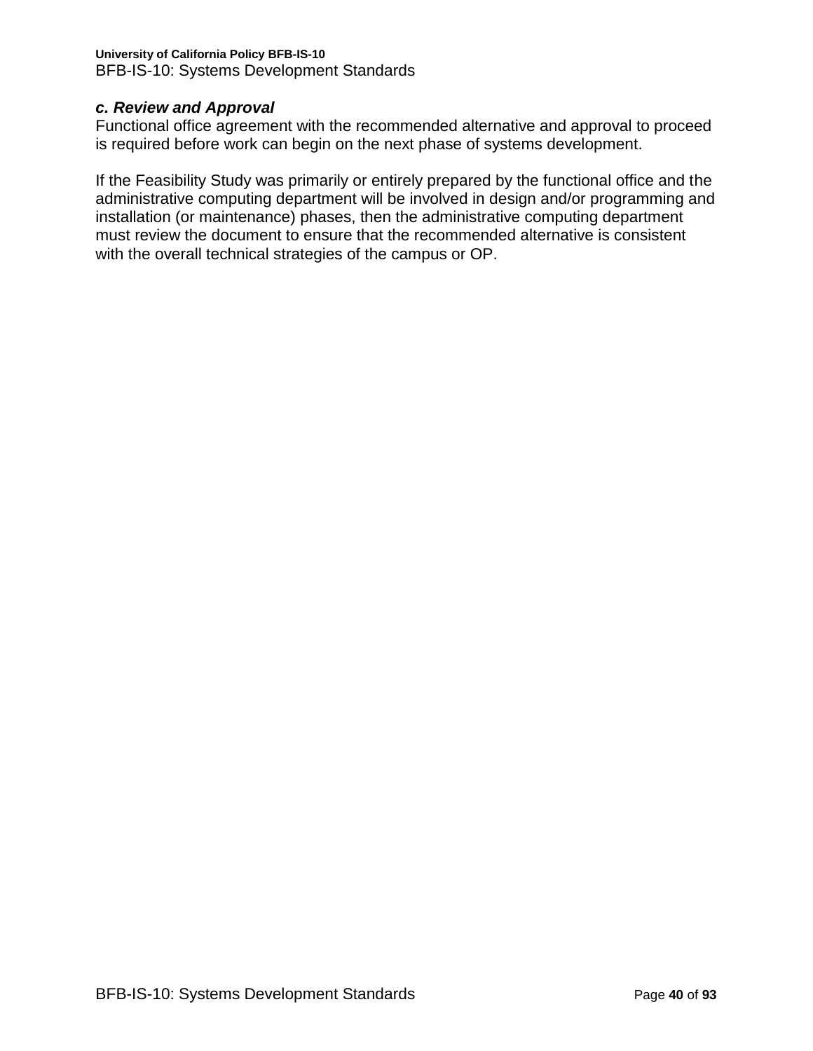***c. Review and Approval***

Functional office agreement with the recommended alternative and approval to proceed is required before work can begin on the next phase of systems development.

If the Feasibility Study was primarily or entirely prepared by the functional office and the administrative computing department will be involved in design and/or programming and installation (or maintenance) phases, then the administrative computing department must review the document to ensure that the recommended alternative is consistent with the overall technical strategies of the campus or OP.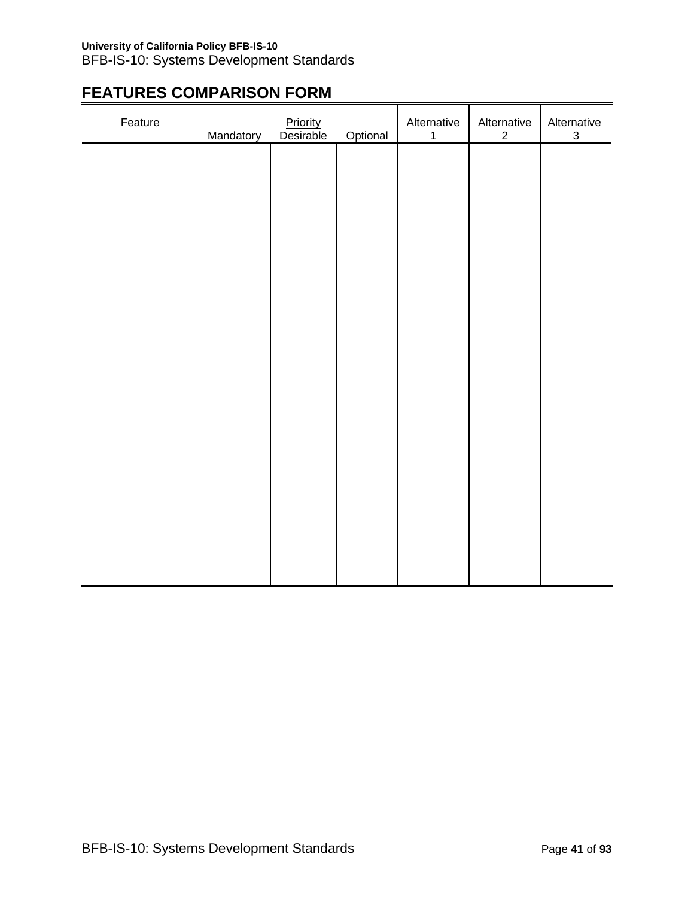## FEATURES COMPARISON FORM

| Feature | Priority | | | Alternative 1 | Alternative 2 | Alternative 3 |
|---|---|---|---|---|---|---|
| | Mandatory | Desirable | Optional | | | |
| | | | | | | |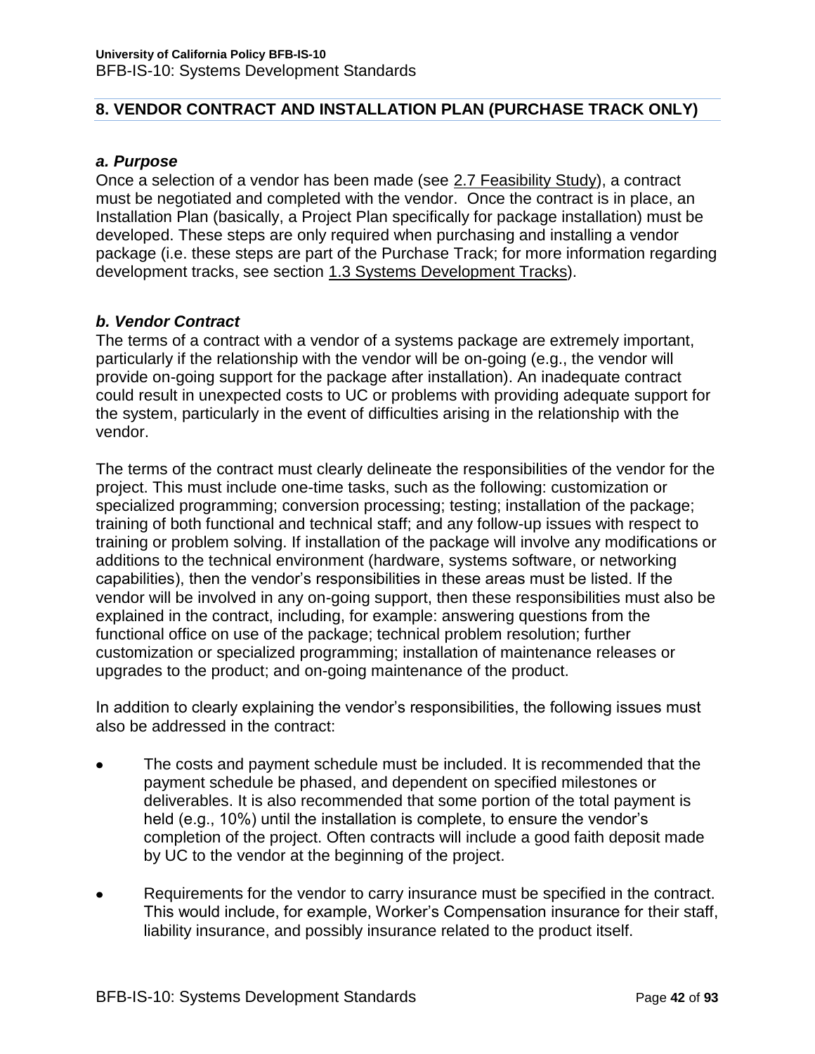## 8. VENDOR CONTRACT AND INSTALLATION PLAN (PURCHASE TRACK ONLY)

### *a. Purpose*

Once a selection of a vendor has been made (see 2.7 Feasibility Study), a contract must be negotiated and completed with the vendor. Once the contract is in place, an Installation Plan (basically, a Project Plan specifically for package installation) must be developed. These steps are only required when purchasing and installing a vendor package (i.e. these steps are part of the Purchase Track; for more information regarding development tracks, see section 1.3 Systems Development Tracks).

### *b. Vendor Contract*

The terms of a contract with a vendor of a systems package are extremely important, particularly if the relationship with the vendor will be on-going (e.g., the vendor will provide on-going support for the package after installation). An inadequate contract could result in unexpected costs to UC or problems with providing adequate support for the system, particularly in the event of difficulties arising in the relationship with the vendor.

The terms of the contract must clearly delineate the responsibilities of the vendor for the project. This must include one-time tasks, such as the following: customization or specialized programming; conversion processing; testing; installation of the package; training of both functional and technical staff; and any follow-up issues with respect to training or problem solving. If installation of the package will involve any modifications or additions to the technical environment (hardware, systems software, or networking capabilities), then the vendor's responsibilities in these areas must be listed. If the vendor will be involved in any on-going support, then these responsibilities must also be explained in the contract, including, for example: answering questions from the functional office on use of the package; technical problem resolution; further customization or specialized programming; installation of maintenance releases or upgrades to the product; and on-going maintenance of the product.

In addition to clearly explaining the vendor's responsibilities, the following issues must also be addressed in the contract:

- The costs and payment schedule must be included. It is recommended that the payment schedule be phased, and dependent on specified milestones or deliverables. It is also recommended that some portion of the total payment is held (e.g., 10%) until the installation is complete, to ensure the vendor's completion of the project. Often contracts will include a good faith deposit made by UC to the vendor at the beginning of the project.
- Requirements for the vendor to carry insurance must be specified in the contract. This would include, for example, Worker's Compensation insurance for their staff, liability insurance, and possibly insurance related to the product itself.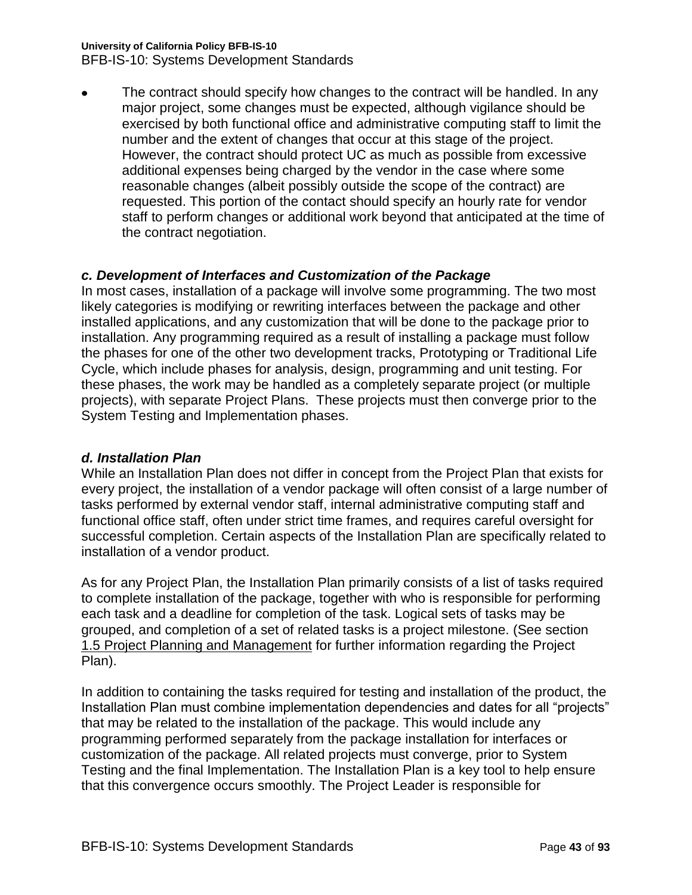- The contract should specify how changes to the contract will be handled. In any major project, some changes must be expected, although vigilance should be exercised by both functional office and administrative computing staff to limit the number and the extent of changes that occur at this stage of the project. However, the contract should protect UC as much as possible from excessive additional expenses being charged by the vendor in the case where some reasonable changes (albeit possibly outside the scope of the contract) are requested. This portion of the contact should specify an hourly rate for vendor staff to perform changes or additional work beyond that anticipated at the time of the contract negotiation.

### *c. Development of Interfaces and Customization of the Package*

In most cases, installation of a package will involve some programming. The two most likely categories is modifying or rewriting interfaces between the package and other installed applications, and any customization that will be done to the package prior to installation. Any programming required as a result of installing a package must follow the phases for one of the other two development tracks, Prototyping or Traditional Life Cycle, which include phases for analysis, design, programming and unit testing. For these phases, the work may be handled as a completely separate project (or multiple projects), with separate Project Plans. These projects must then converge prior to the System Testing and Implementation phases.

### *d. Installation Plan*

While an Installation Plan does not differ in concept from the Project Plan that exists for every project, the installation of a vendor package will often consist of a large number of tasks performed by external vendor staff, internal administrative computing staff and functional office staff, often under strict time frames, and requires careful oversight for successful completion. Certain aspects of the Installation Plan are specifically related to installation of a vendor product.

As for any Project Plan, the Installation Plan primarily consists of a list of tasks required to complete installation of the package, together with who is responsible for performing each task and a deadline for completion of the task. Logical sets of tasks may be grouped, and completion of a set of related tasks is a project milestone. (See section 1.5 Project Planning and Management for further information regarding the Project Plan).

In addition to containing the tasks required for testing and installation of the product, the Installation Plan must combine implementation dependencies and dates for all "projects" that may be related to the installation of the package. This would include any programming performed separately from the package installation for interfaces or customization of the package. All related projects must converge, prior to System Testing and the final Implementation. The Installation Plan is a key tool to help ensure that this convergence occurs smoothly. The Project Leader is responsible for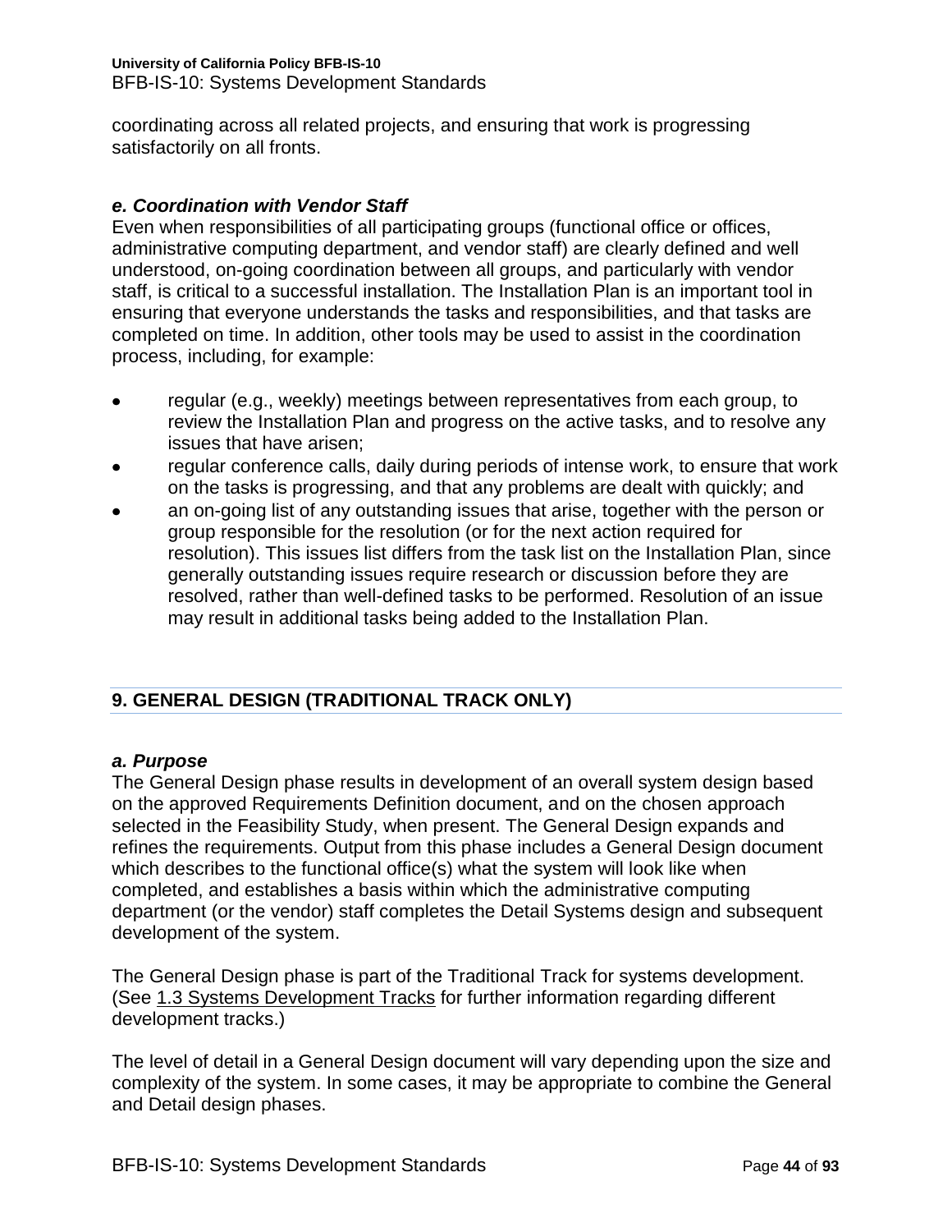coordinating across all related projects, and ensuring that work is progressing satisfactorily on all fronts.

### *e. Coordination with Vendor Staff*

Even when responsibilities of all participating groups (functional office or offices, administrative computing department, and vendor staff) are clearly defined and well understood, on-going coordination between all groups, and particularly with vendor staff, is critical to a successful installation. The Installation Plan is an important tool in ensuring that everyone understands the tasks and responsibilities, and that tasks are completed on time. In addition, other tools may be used to assist in the coordination process, including, for example:

- regular (e.g., weekly) meetings between representatives from each group, to review the Installation Plan and progress on the active tasks, and to resolve any issues that have arisen;
- regular conference calls, daily during periods of intense work, to ensure that work on the tasks is progressing, and that any problems are dealt with quickly; and
- an on-going list of any outstanding issues that arise, together with the person or group responsible for the resolution (or for the next action required for resolution). This issues list differs from the task list on the Installation Plan, since generally outstanding issues require research or discussion before they are resolved, rather than well-defined tasks to be performed. Resolution of an issue may result in additional tasks being added to the Installation Plan.

## 9. GENERAL DESIGN (TRADITIONAL TRACK ONLY)

### *a. Purpose*

The General Design phase results in development of an overall system design based on the approved Requirements Definition document, and on the chosen approach selected in the Feasibility Study, when present. The General Design expands and refines the requirements. Output from this phase includes a General Design document which describes to the functional office(s) what the system will look like when completed, and establishes a basis within which the administrative computing department (or the vendor) staff completes the Detail Systems design and subsequent development of the system.

The General Design phase is part of the Traditional Track for systems development. (See 1.3 Systems Development Tracks for further information regarding different development tracks.)

The level of detail in a General Design document will vary depending upon the size and complexity of the system. In some cases, it may be appropriate to combine the General and Detail design phases.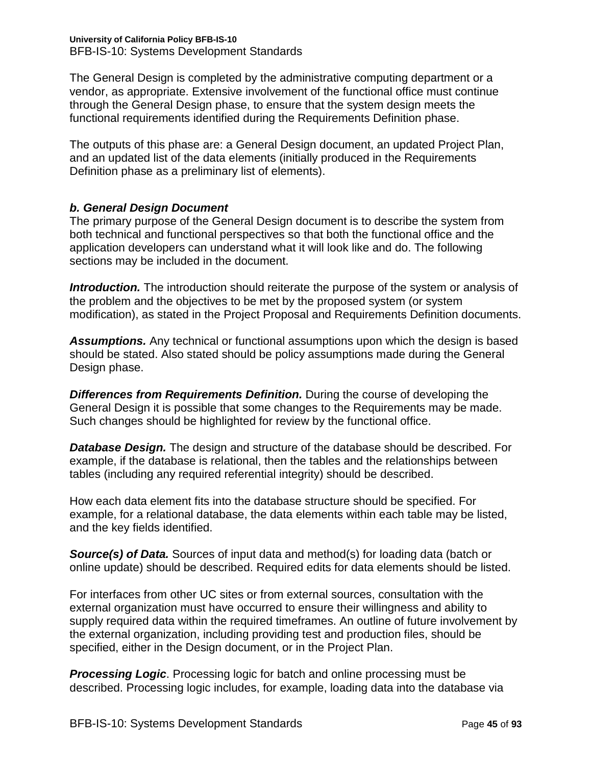The General Design is completed by the administrative computing department or a vendor, as appropriate. Extensive involvement of the functional office must continue through the General Design phase, to ensure that the system design meets the functional requirements identified during the Requirements Definition phase.

The outputs of this phase are: a General Design document, an updated Project Plan, and an updated list of the data elements (initially produced in the Requirements Definition phase as a preliminary list of elements).

### *b. General Design Document*

The primary purpose of the General Design document is to describe the system from both technical and functional perspectives so that both the functional office and the application developers can understand what it will look like and do. The following sections may be included in the document.

***Introduction.*** The introduction should reiterate the purpose of the system or analysis of the problem and the objectives to be met by the proposed system (or system modification), as stated in the Project Proposal and Requirements Definition documents.

***Assumptions.*** Any technical or functional assumptions upon which the design is based should be stated. Also stated should be policy assumptions made during the General Design phase.

***Differences from Requirements Definition.*** During the course of developing the General Design it is possible that some changes to the Requirements may be made. Such changes should be highlighted for review by the functional office.

***Database Design.*** The design and structure of the database should be described. For example, if the database is relational, then the tables and the relationships between tables (including any required referential integrity) should be described.

How each data element fits into the database structure should be specified. For example, for a relational database, the data elements within each table may be listed, and the key fields identified.

***Source(s) of Data.*** Sources of input data and method(s) for loading data (batch or online update) should be described. Required edits for data elements should be listed.

For interfaces from other UC sites or from external sources, consultation with the external organization must have occurred to ensure their willingness and ability to supply required data within the required timeframes. An outline of future involvement by the external organization, including providing test and production files, should be specified, either in the Design document, or in the Project Plan.

***Processing Logic***. Processing logic for batch and online processing must be described. Processing logic includes, for example, loading data into the database via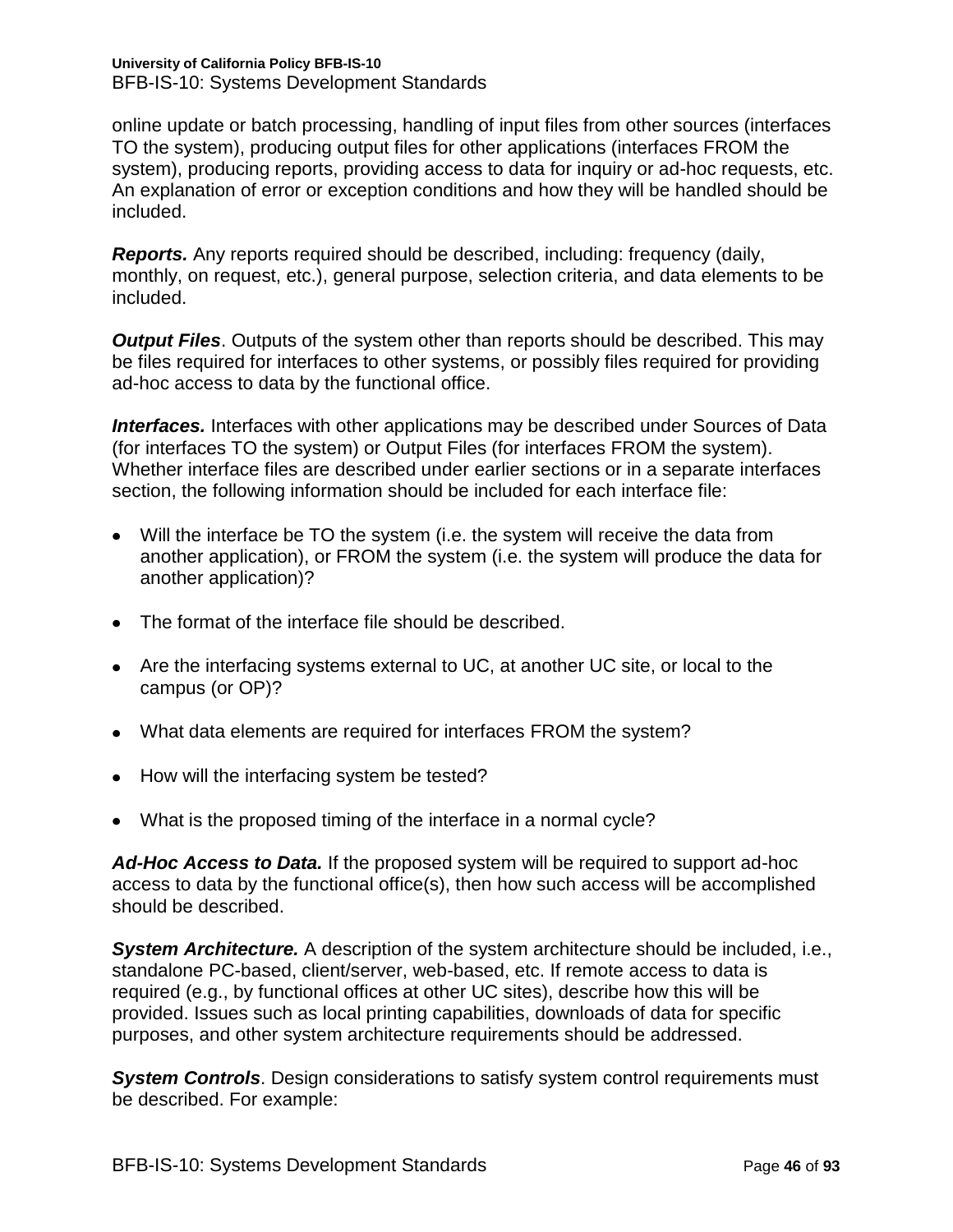online update or batch processing, handling of input files from other sources (interfaces TO the system), producing output files for other applications (interfaces FROM the system), producing reports, providing access to data for inquiry or ad-hoc requests, etc. An explanation of error or exception conditions and how they will be handled should be included.

***Reports.*** Any reports required should be described, including: frequency (daily, monthly, on request, etc.), general purpose, selection criteria, and data elements to be included.

***Output Files***. Outputs of the system other than reports should be described. This may be files required for interfaces to other systems, or possibly files required for providing ad-hoc access to data by the functional office.

***Interfaces.*** Interfaces with other applications may be described under Sources of Data (for interfaces TO the system) or Output Files (for interfaces FROM the system). Whether interface files are described under earlier sections or in a separate interfaces section, the following information should be included for each interface file:

- Will the interface be TO the system (i.e. the system will receive the data from another application), or FROM the system (i.e. the system will produce the data for another application)?
- The format of the interface file should be described.
- Are the interfacing systems external to UC, at another UC site, or local to the campus (or OP)?
- What data elements are required for interfaces FROM the system?
- How will the interfacing system be tested?
- What is the proposed timing of the interface in a normal cycle?

***Ad-Hoc Access to Data.*** If the proposed system will be required to support ad-hoc access to data by the functional office(s), then how such access will be accomplished should be described.

***System Architecture.*** A description of the system architecture should be included, i.e., standalone PC-based, client/server, web-based, etc. If remote access to data is required (e.g., by functional offices at other UC sites), describe how this will be provided. Issues such as local printing capabilities, downloads of data for specific purposes, and other system architecture requirements should be addressed.

***System Controls***. Design considerations to satisfy system control requirements must be described. For example: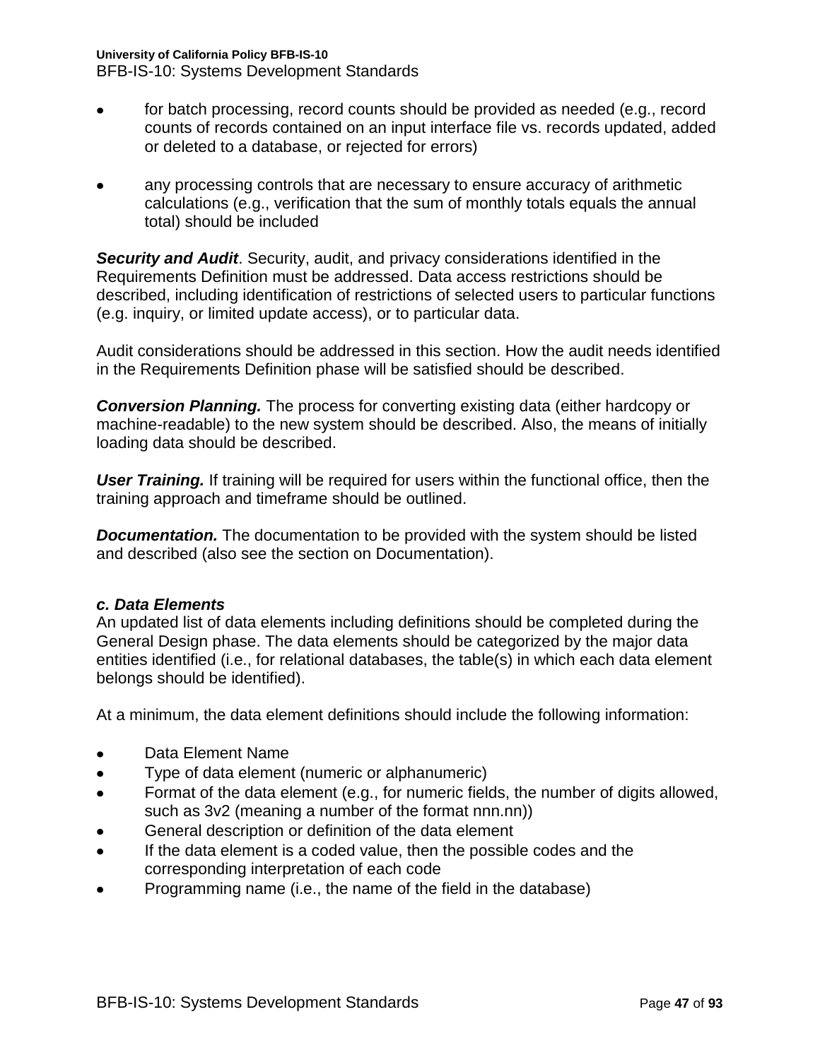- for batch processing, record counts should be provided as needed (e.g., record counts of records contained on an input interface file vs. records updated, added or deleted to a database, or rejected for errors)

- any processing controls that are necessary to ensure accuracy of arithmetic calculations (e.g., verification that the sum of monthly totals equals the annual total) should be included

***Security and Audit***. Security, audit, and privacy considerations identified in the Requirements Definition must be addressed. Data access restrictions should be described, including identification of restrictions of selected users to particular functions (e.g. inquiry, or limited update access), or to particular data.

Audit considerations should be addressed in this section. How the audit needs identified in the Requirements Definition phase will be satisfied should be described.

***Conversion Planning.*** The process for converting existing data (either hardcopy or machine-readable) to the new system should be described. Also, the means of initially loading data should be described.

***User Training.*** If training will be required for users within the functional office, then the training approach and timeframe should be outlined.

***Documentation.*** The documentation to be provided with the system should be listed and described (also see the section on Documentation).

### *c. Data Elements*

An updated list of data elements including definitions should be completed during the General Design phase. The data elements should be categorized by the major data entities identified (i.e., for relational databases, the table(s) in which each data element belongs should be identified).

At a minimum, the data element definitions should include the following information:

- Data Element Name
- Type of data element (numeric or alphanumeric)
- Format of the data element (e.g., for numeric fields, the number of digits allowed, such as 3v2 (meaning a number of the format nnn.nn))
- General description or definition of the data element
- If the data element is a coded value, then the possible codes and the corresponding interpretation of each code
- Programming name (i.e., the name of the field in the database)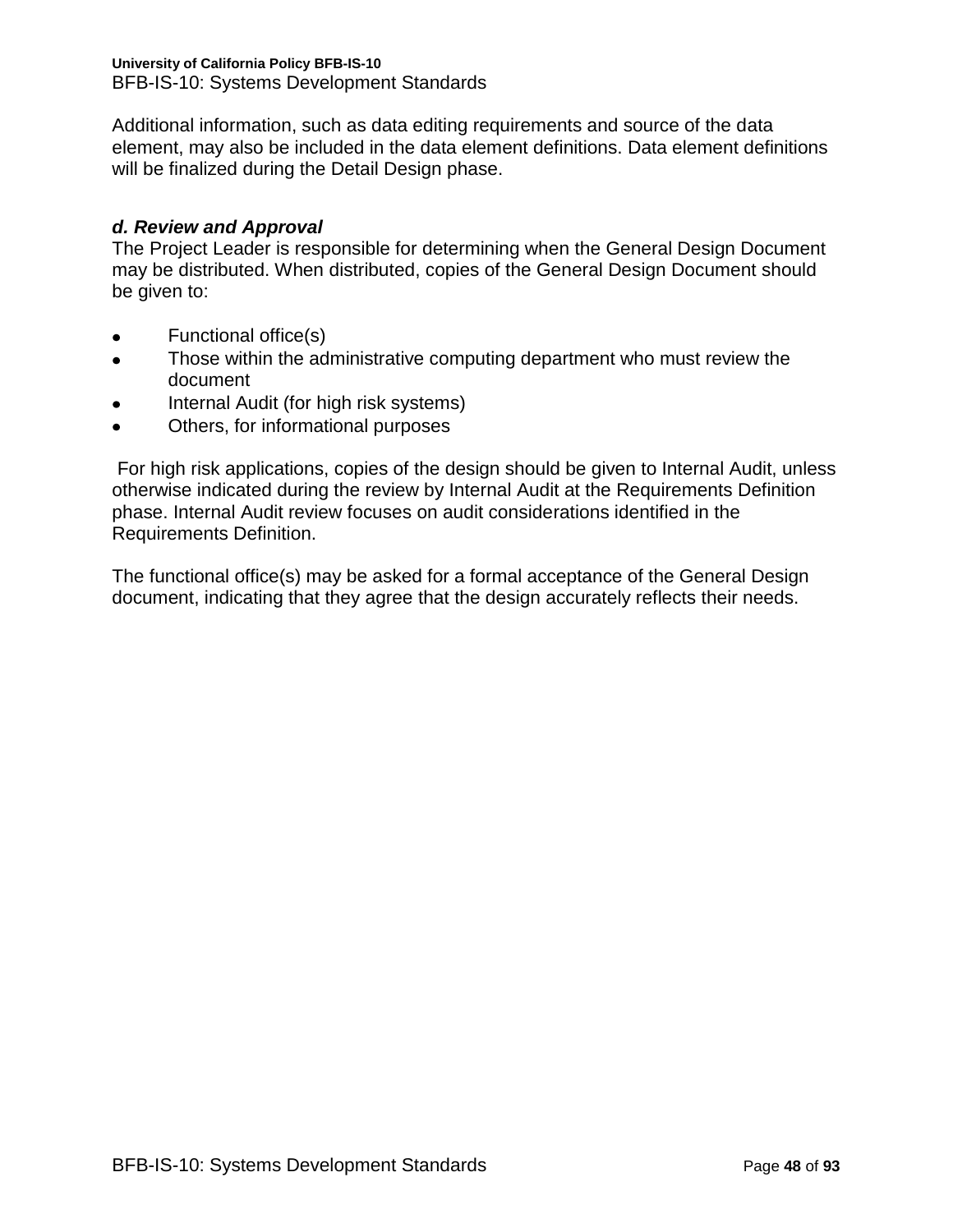Additional information, such as data editing requirements and source of the data element, may also be included in the data element definitions. Data element definitions will be finalized during the Detail Design phase.

### *d. Review and Approval*

The Project Leader is responsible for determining when the General Design Document may be distributed. When distributed, copies of the General Design Document should be given to:

- Functional office(s)
- Those within the administrative computing department who must review the document
- Internal Audit (for high risk systems)
- Others, for informational purposes

For high risk applications, copies of the design should be given to Internal Audit, unless otherwise indicated during the review by Internal Audit at the Requirements Definition phase. Internal Audit review focuses on audit considerations identified in the Requirements Definition.

The functional office(s) may be asked for a formal acceptance of the General Design document, indicating that they agree that the design accurately reflects their needs.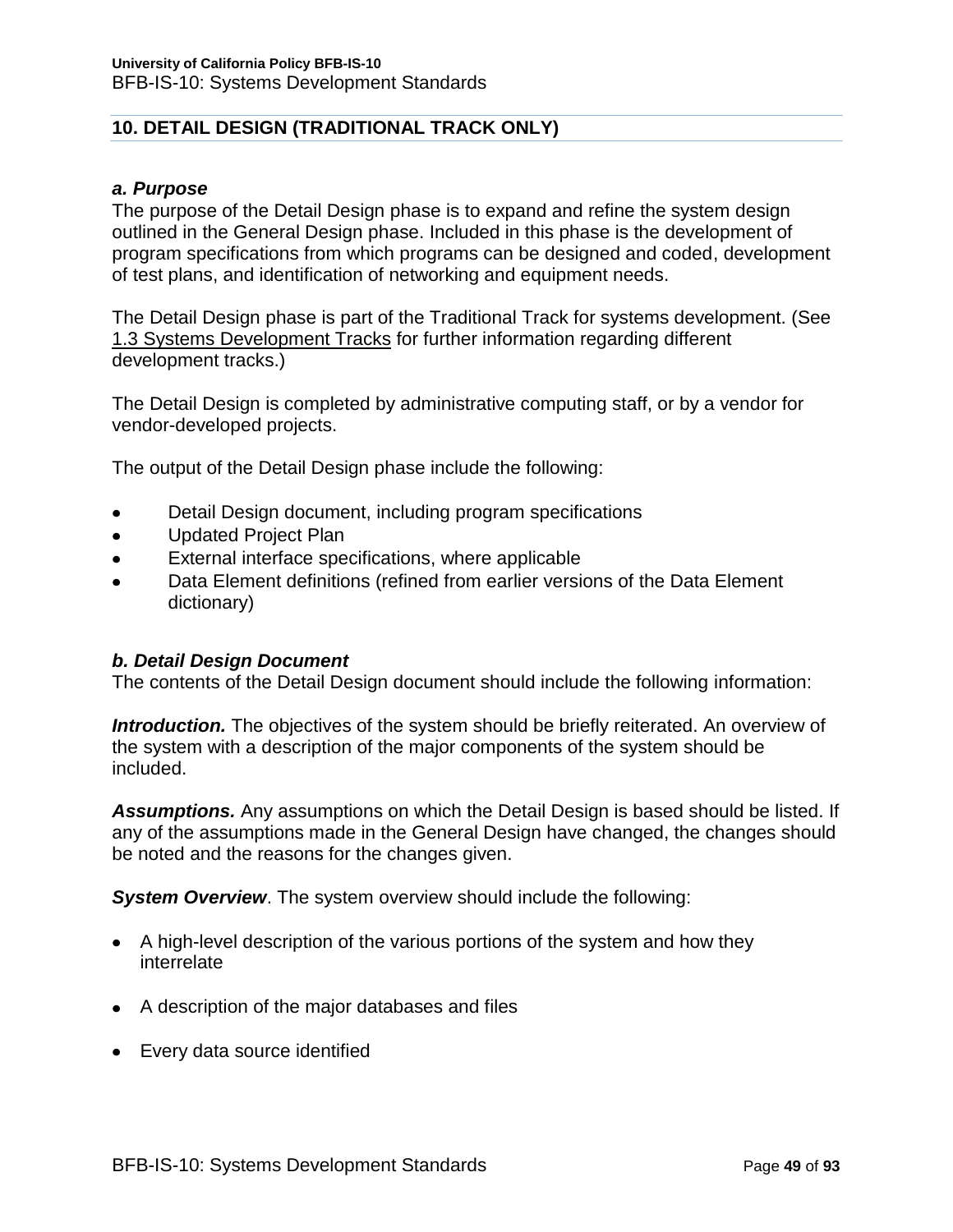## 10. DETAIL DESIGN (TRADITIONAL TRACK ONLY)

### *a. Purpose*

The purpose of the Detail Design phase is to expand and refine the system design outlined in the General Design phase. Included in this phase is the development of program specifications from which programs can be designed and coded, development of test plans, and identification of networking and equipment needs.

The Detail Design phase is part of the Traditional Track for systems development. (See 1.3 Systems Development Tracks for further information regarding different development tracks.)

The Detail Design is completed by administrative computing staff, or by a vendor for vendor-developed projects.

The output of the Detail Design phase include the following:

- Detail Design document, including program specifications
- Updated Project Plan
- External interface specifications, where applicable
- Data Element definitions (refined from earlier versions of the Data Element dictionary)

### *b. Detail Design Document*

The contents of the Detail Design document should include the following information:

***Introduction.*** The objectives of the system should be briefly reiterated. An overview of the system with a description of the major components of the system should be included.

***Assumptions.*** Any assumptions on which the Detail Design is based should be listed. If any of the assumptions made in the General Design have changed, the changes should be noted and the reasons for the changes given.

***System Overview***. The system overview should include the following:

- A high-level description of the various portions of the system and how they interrelate
- A description of the major databases and files
- Every data source identified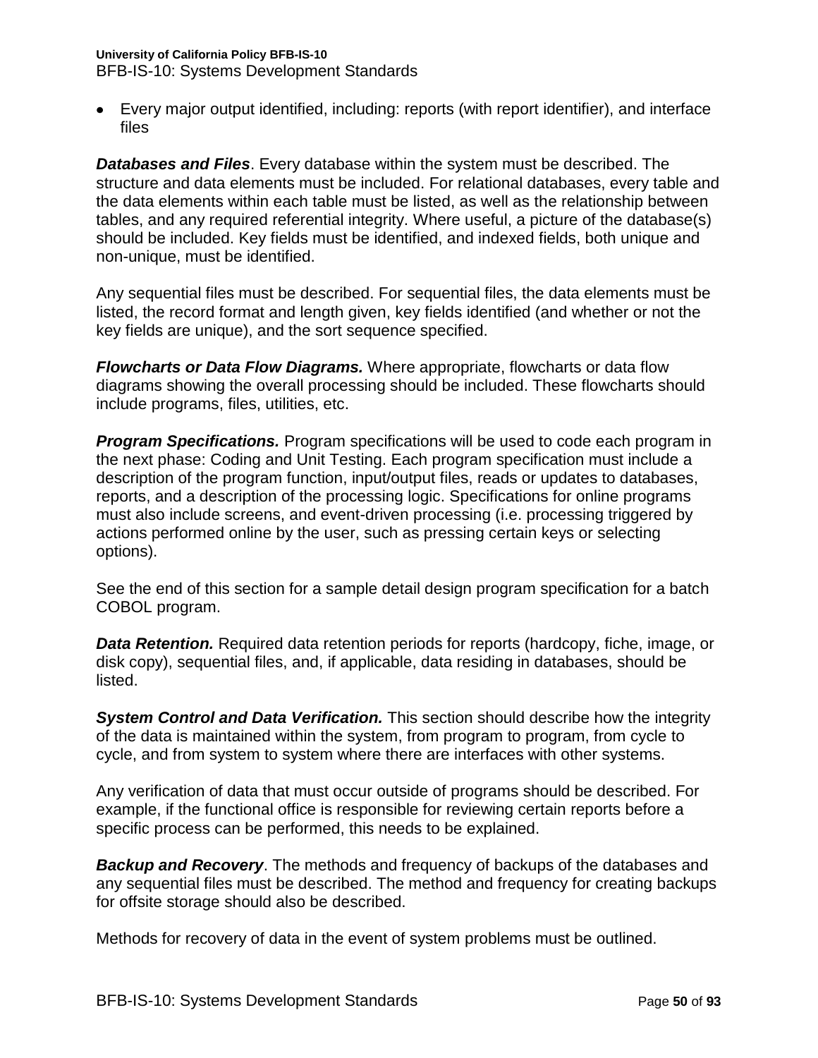- Every major output identified, including: reports (with report identifier), and interface files

***Databases and Files***. Every database within the system must be described. The structure and data elements must be included. For relational databases, every table and the data elements within each table must be listed, as well as the relationship between tables, and any required referential integrity. Where useful, a picture of the database(s) should be included. Key fields must be identified, and indexed fields, both unique and non-unique, must be identified.

Any sequential files must be described. For sequential files, the data elements must be listed, the record format and length given, key fields identified (and whether or not the key fields are unique), and the sort sequence specified.

***Flowcharts or Data Flow Diagrams.*** Where appropriate, flowcharts or data flow diagrams showing the overall processing should be included. These flowcharts should include programs, files, utilities, etc.

***Program Specifications.*** Program specifications will be used to code each program in the next phase: Coding and Unit Testing. Each program specification must include a description of the program function, input/output files, reads or updates to databases, reports, and a description of the processing logic. Specifications for online programs must also include screens, and event-driven processing (i.e. processing triggered by actions performed online by the user, such as pressing certain keys or selecting options).

See the end of this section for a sample detail design program specification for a batch COBOL program.

***Data Retention.*** Required data retention periods for reports (hardcopy, fiche, image, or disk copy), sequential files, and, if applicable, data residing in databases, should be listed.

***System Control and Data Verification.*** This section should describe how the integrity of the data is maintained within the system, from program to program, from cycle to cycle, and from system to system where there are interfaces with other systems.

Any verification of data that must occur outside of programs should be described. For example, if the functional office is responsible for reviewing certain reports before a specific process can be performed, this needs to be explained.

***Backup and Recovery***. The methods and frequency of backups of the databases and any sequential files must be described. The method and frequency for creating backups for offsite storage should also be described.

Methods for recovery of data in the event of system problems must be outlined.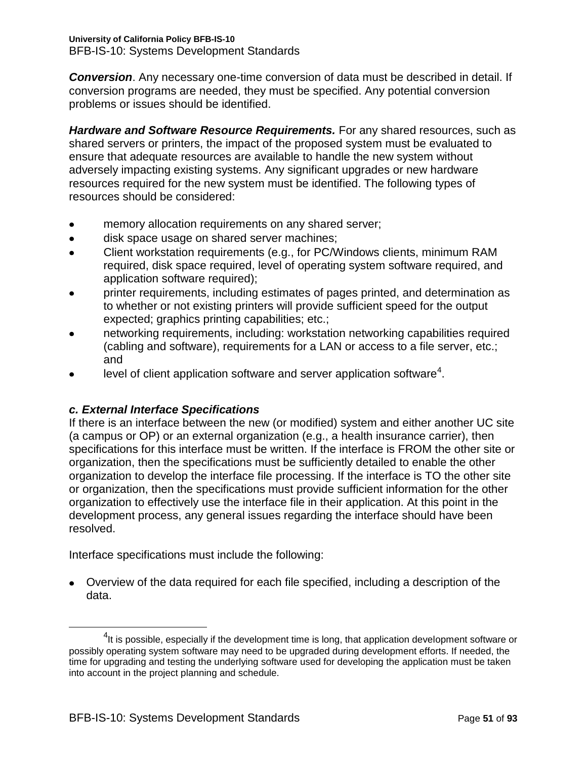***Conversion***. Any necessary one-time conversion of data must be described in detail. If conversion programs are needed, they must be specified. Any potential conversion problems or issues should be identified.

***Hardware and Software Resource Requirements.*** For any shared resources, such as shared servers or printers, the impact of the proposed system must be evaluated to ensure that adequate resources are available to handle the new system without adversely impacting existing systems. Any significant upgrades or new hardware resources required for the new system must be identified. The following types of resources should be considered:

- memory allocation requirements on any shared server;
- disk space usage on shared server machines;
- Client workstation requirements (e.g., for PC/Windows clients, minimum RAM required, disk space required, level of operating system software required, and application software required);
- printer requirements, including estimates of pages printed, and determination as to whether or not existing printers will provide sufficient speed for the output expected; graphics printing capabilities; etc.;
- networking requirements, including: workstation networking capabilities required (cabling and software), requirements for a LAN or access to a file server, etc.; and
- level of client application software and server application software[4].

### *c. External Interface Specifications*

If there is an interface between the new (or modified) system and either another UC site (a campus or OP) or an external organization (e.g., a health insurance carrier), then specifications for this interface must be written. If the interface is FROM the other site or organization, then the specifications must be sufficiently detailed to enable the other organization to develop the interface file processing. If the interface is TO the other site or organization, then the specifications must provide sufficient information for the other organization to effectively use the interface file in their application. At this point in the development process, any general issues regarding the interface should have been resolved.

Interface specifications must include the following:

- Overview of the data required for each file specified, including a description of the data.

---

[4] It is possible, especially if the development time is long, that application development software or possibly operating system software may need to be upgraded during development efforts. If needed, the time for upgrading and testing the underlying software used for developing the application must be taken into account in the project planning and schedule.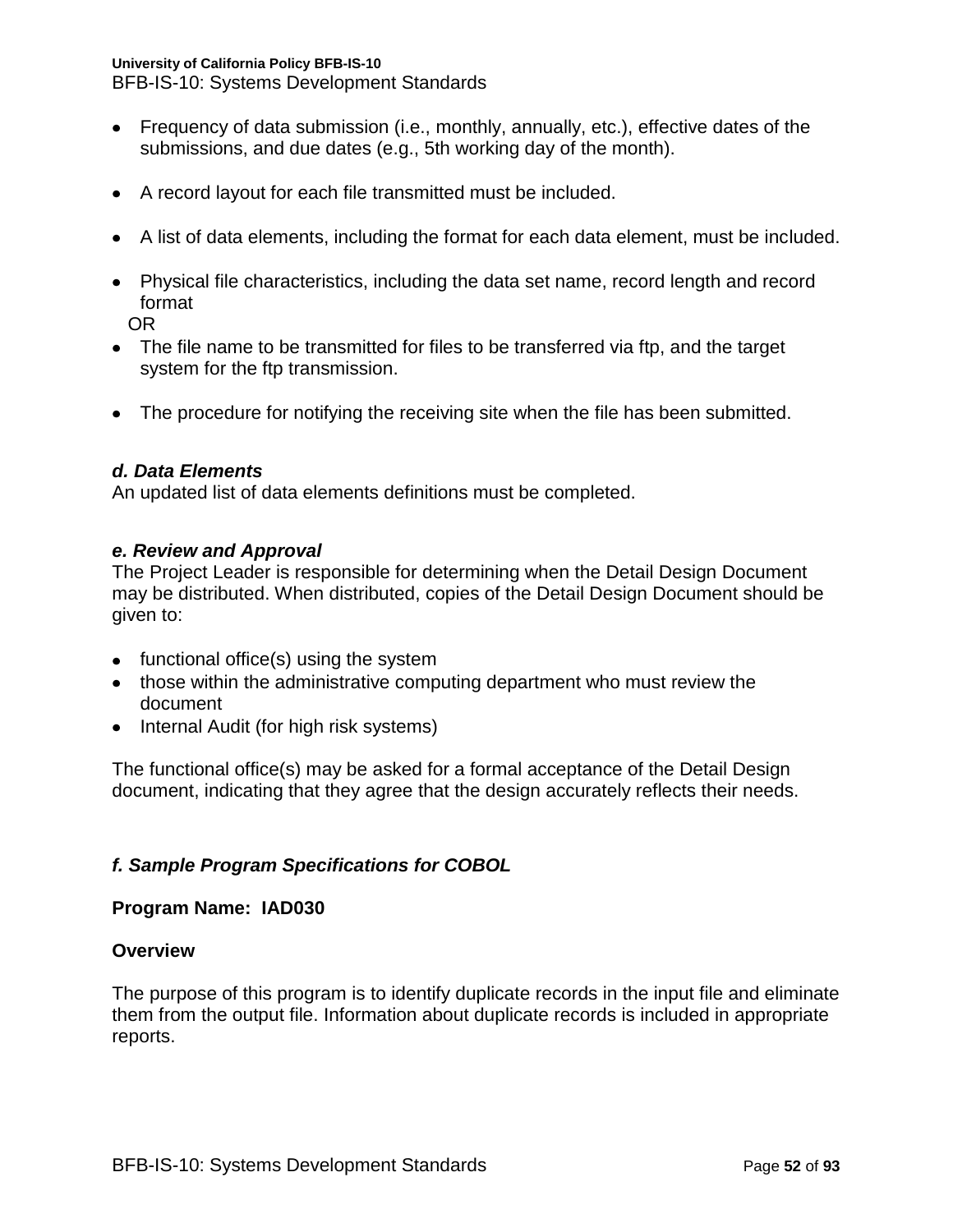- Frequency of data submission (i.e., monthly, annually, etc.), effective dates of the submissions, and due dates (e.g., 5th working day of the month).

- A record layout for each file transmitted must be included.

- A list of data elements, including the format for each data element, must be included.

- Physical file characteristics, including the data set name, record length and record format

  OR
- The file name to be transmitted for files to be transferred via ftp, and the target system for the ftp transmission.

- The procedure for notifying the receiving site when the file has been submitted.

### *d. Data Elements*

An updated list of data elements definitions must be completed.

### *e. Review and Approval*

The Project Leader is responsible for determining when the Detail Design Document may be distributed. When distributed, copies of the Detail Design Document should be given to:

- functional office(s) using the system
- those within the administrative computing department who must review the document
- Internal Audit (for high risk systems)

The functional office(s) may be asked for a formal acceptance of the Detail Design document, indicating that they agree that the design accurately reflects their needs.

### *f. Sample Program Specifications for COBOL*

**Program Name: IAD030**

**Overview**

The purpose of this program is to identify duplicate records in the input file and eliminate them from the output file. Information about duplicate records is included in appropriate reports.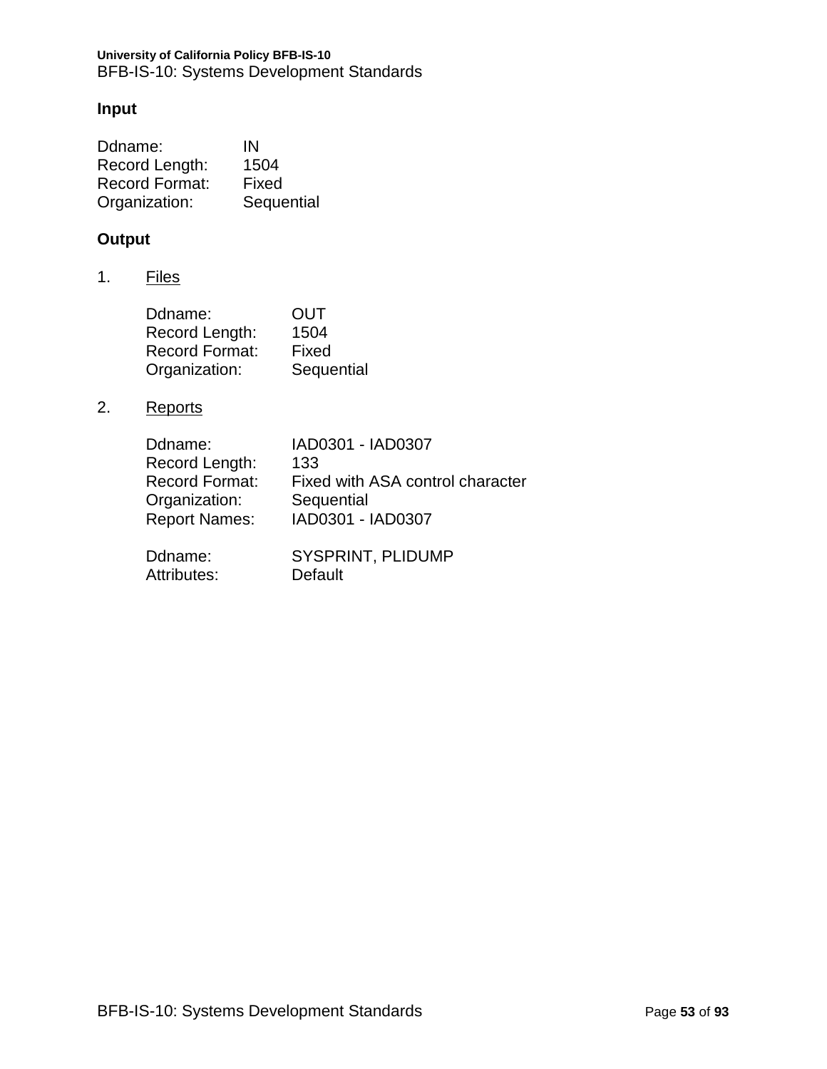**Input**

Ddname: IN
Record Length: 1504
Record Format: Fixed
Organization: Sequential

**Output**

1. Files

    Ddname: OUT
    Record Length: 1504
    Record Format: Fixed
    Organization: Sequential

2. Reports

    Ddname: IAD0301 - IAD0307
    Record Length: 133
    Record Format: Fixed with ASA control character
    Organization: Sequential
    Report Names: IAD0301 - IAD0307

    Ddname: SYSPRINT, PLIDUMP
    Attributes: Default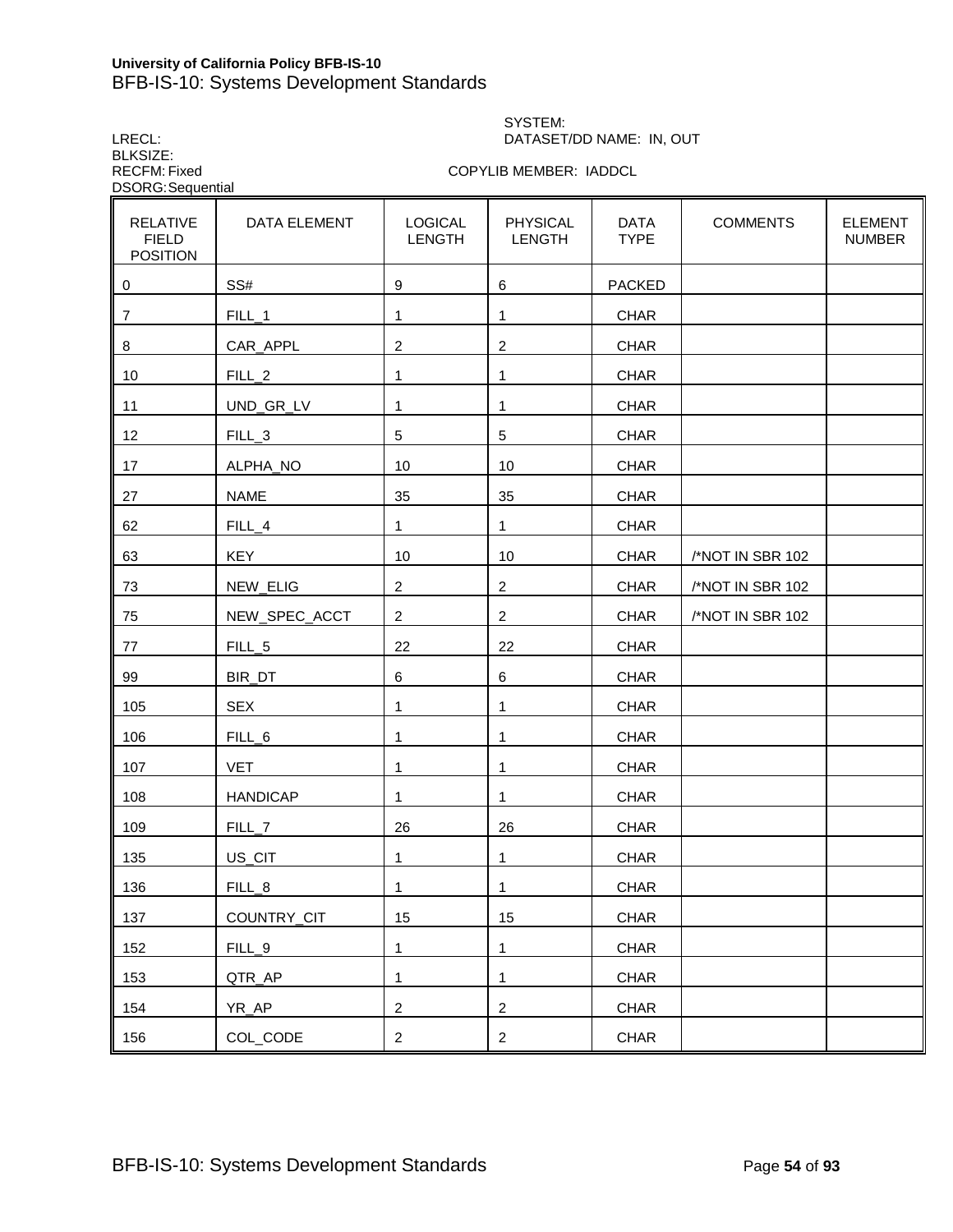SYSTEM:

LRECL: DATASET/DD NAME: IN, OUT

BLKSIZE:

RECFM: Fixed COPYLIB MEMBER: IADDCL

DSORG: Sequential

| RELATIVE FIELD POSITION | DATA ELEMENT | LOGICAL LENGTH | PHYSICAL LENGTH | DATA TYPE | COMMENTS | ELEMENT NUMBER |
|---|---|---|---|---|---|---|
| 0 | SS# | 9 | 6 | PACKED | | |
| 7 | FILL_1 | 1 | 1 | CHAR | | |
| 8 | CAR_APPL | 2 | 2 | CHAR | | |
| 10 | FILL_2 | 1 | 1 | CHAR | | |
| 11 | UND_GR_LV | 1 | 1 | CHAR | | |
| 12 | FILL_3 | 5 | 5 | CHAR | | |
| 17 | ALPHA_NO | 10 | 10 | CHAR | | |
| 27 | NAME | 35 | 35 | CHAR | | |
| 62 | FILL_4 | 1 | 1 | CHAR | | |
| 63 | KEY | 10 | 10 | CHAR | /*NOT IN SBR 102 | |
| 73 | NEW_ELIG | 2 | 2 | CHAR | /*NOT IN SBR 102 | |
| 75 | NEW_SPEC_ACCT | 2 | 2 | CHAR | /*NOT IN SBR 102 | |
| 77 | FILL_5 | 22 | 22 | CHAR | | |
| 99 | BIR_DT | 6 | 6 | CHAR | | |
| 105 | SEX | 1 | 1 | CHAR | | |
| 106 | FILL_6 | 1 | 1 | CHAR | | |
| 107 | VET | 1 | 1 | CHAR | | |
| 108 | HANDICAP | 1 | 1 | CHAR | | |
| 109 | FILL_7 | 26 | 26 | CHAR | | |
| 135 | US_CIT | 1 | 1 | CHAR | | |
| 136 | FILL_8 | 1 | 1 | CHAR | | |
| 137 | COUNTRY_CIT | 15 | 15 | CHAR | | |
| 152 | FILL_9 | 1 | 1 | CHAR | | |
| 153 | QTR_AP | 1 | 1 | CHAR | | |
| 154 | YR_AP | 2 | 2 | CHAR | | |
| 156 | COL_CODE | 2 | 2 | CHAR | | |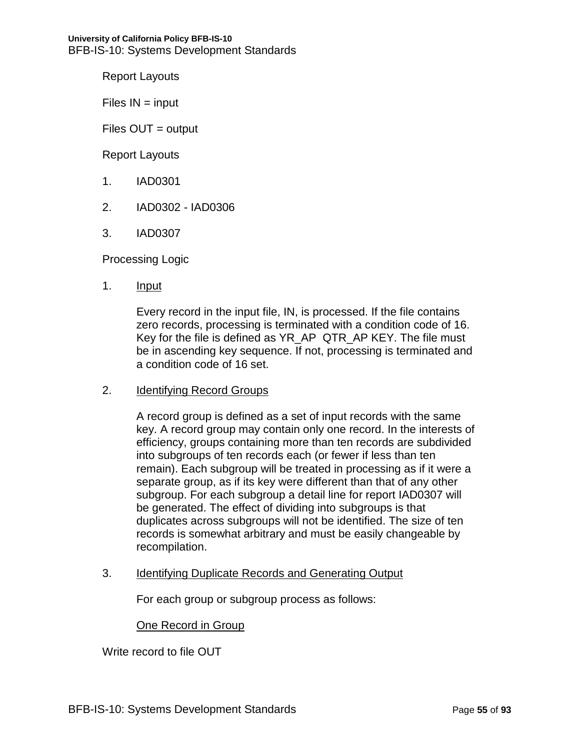Report Layouts

Files IN = input

Files OUT = output

Report Layouts

1. IAD0301

2. IAD0302 - IAD0306

3. IAD0307

Processing Logic

1. <u>Input</u>

   Every record in the input file, IN, is processed. If the file contains zero records, processing is terminated with a condition code of 16. Key for the file is defined as YR_AP QTR_AP KEY. The file must be in ascending key sequence. If not, processing is terminated and a condition code of 16 set.

2. <u>Identifying Record Groups</u>

   A record group is defined as a set of input records with the same key. A record group may contain only one record. In the interests of efficiency, groups containing more than ten records are subdivided into subgroups of ten records each (or fewer if less than ten remain). Each subgroup will be treated in processing as if it were a separate group, as if its key were different than that of any other subgroup. For each subgroup a detail line for report IAD0307 will be generated. The effect of dividing into subgroups is that duplicates across subgroups will not be identified. The size of ten records is somewhat arbitrary and must be easily changeable by recompilation.

3. <u>Identifying Duplicate Records and Generating Output</u>

   For each group or subgroup process as follows:

   <u>One Record in Group</u>

Write record to file OUT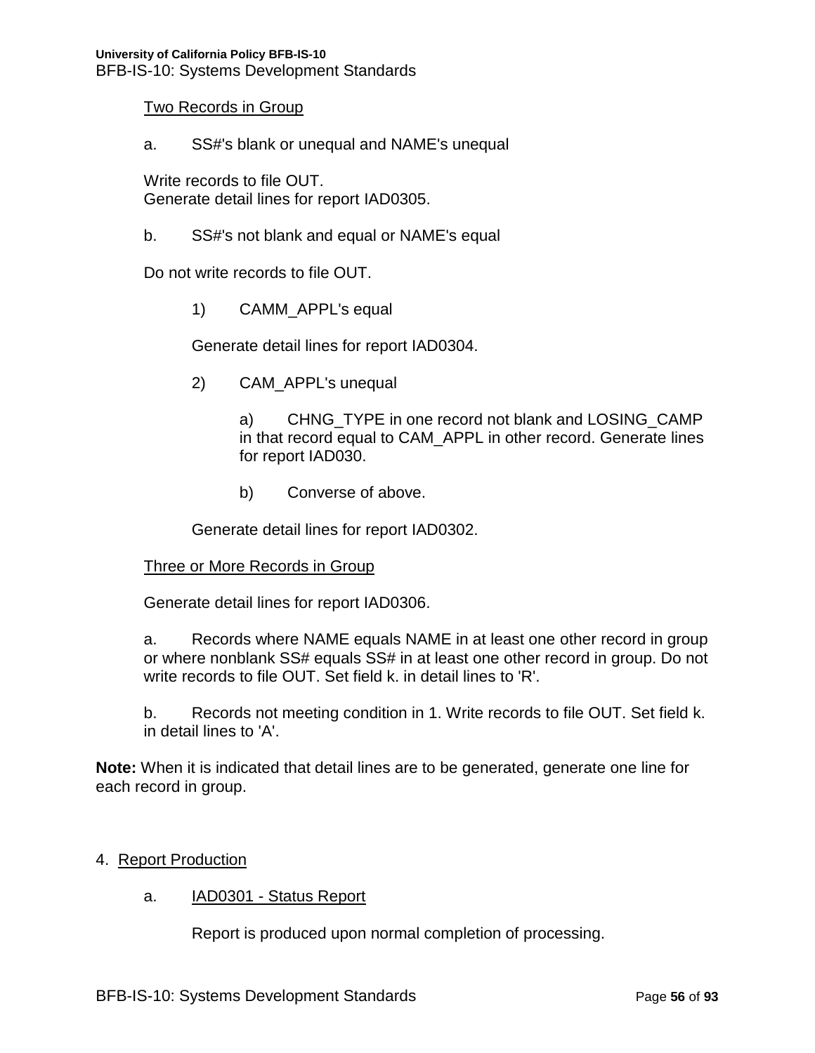Two Records in Group

a. SS#'s blank or unequal and NAME's unequal

Write records to file OUT.
Generate detail lines for report IAD0305.

b. SS#'s not blank and equal or NAME's equal

Do not write records to file OUT.

1) CAMM_APPL's equal

Generate detail lines for report IAD0304.

2) CAM_APPL's unequal

a) CHNG_TYPE in one record not blank and LOSING_CAMP in that record equal to CAM_APPL in other record. Generate lines for report IAD030.

b) Converse of above.

Generate detail lines for report IAD0302.

Three or More Records in Group

Generate detail lines for report IAD0306.

a. Records where NAME equals NAME in at least one other record in group or where nonblank SS# equals SS# in at least one other record in group. Do not write records to file OUT. Set field k. in detail lines to 'R'.

b. Records not meeting condition in 1. Write records to file OUT. Set field k. in detail lines to 'A'.

**Note:** When it is indicated that detail lines are to be generated, generate one line for each record in group.

4. Report Production

a. IAD0301 - Status Report

Report is produced upon normal completion of processing.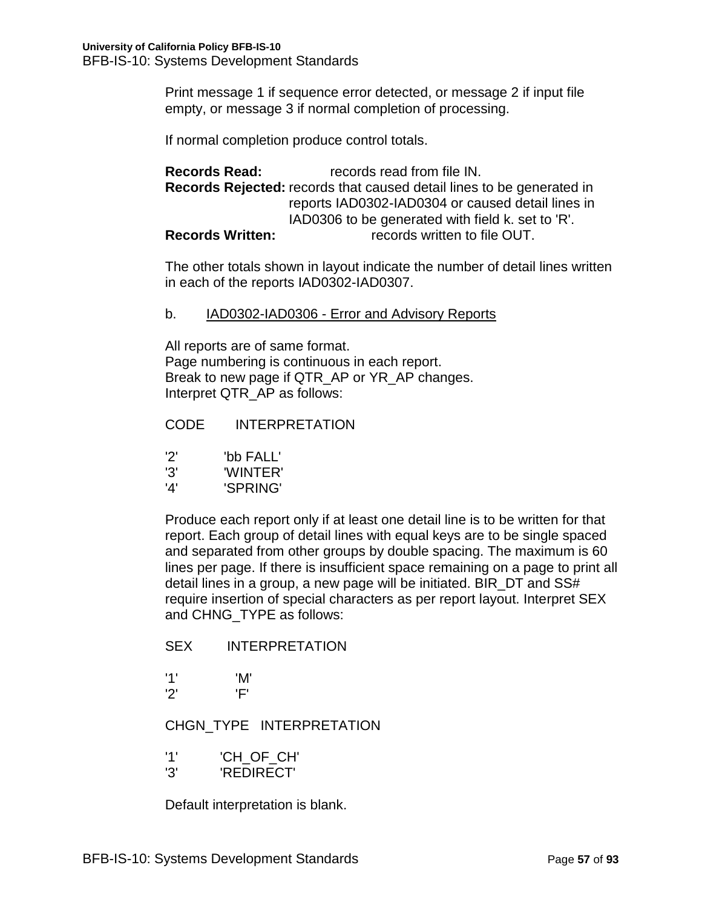Print message 1 if sequence error detected, or message 2 if input file empty, or message 3 if normal completion of processing.

If normal completion produce control totals.

**Records Read:** records read from file IN.
**Records Rejected:** records that caused detail lines to be generated in reports IAD0302-IAD0304 or caused detail lines in IAD0306 to be generated with field k. set to 'R'.
**Records Written:** records written to file OUT.

The other totals shown in layout indicate the number of detail lines written in each of the reports IAD0302-IAD0307.

b. IAD0302-IAD0306 - Error and Advisory Reports

All reports are of same format.
Page numbering is continuous in each report.
Break to new page if QTR_AP or YR_AP changes.
Interpret QTR_AP as follows:

| CODE | INTERPRETATION |
|---|---|
| '2' | 'bb FALL' |
| '3' | 'WINTER' |
| '4' | 'SPRING' |

Produce each report only if at least one detail line is to be written for that report. Each group of detail lines with equal keys are to be single spaced and separated from other groups by double spacing. The maximum is 60 lines per page. If there is insufficient space remaining on a page to print all detail lines in a group, a new page will be initiated. BIR_DT and SS# require insertion of special characters as per report layout. Interpret SEX and CHNG_TYPE as follows:

| SEX | INTERPRETATION |
|---|---|
| '1' | 'M' |
| '2' | 'F' |

| CHGN_TYPE | INTERPRETATION |
|---|---|
| '1' | 'CH_OF_CH' |
| '3' | 'REDIRECT' |

Default interpretation is blank.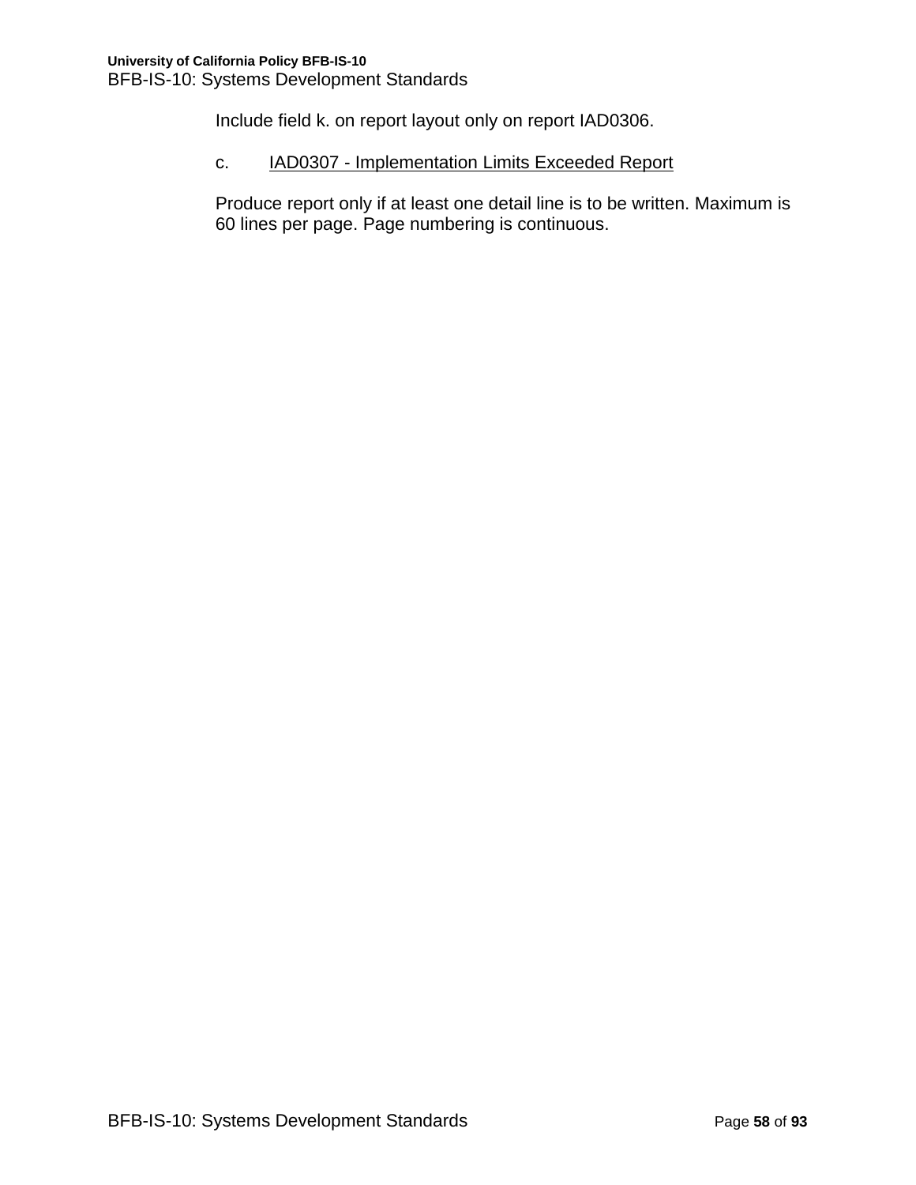Include field k. on report layout only on report IAD0306.

c. <u>IAD0307 - Implementation Limits Exceeded Report</u>

Produce report only if at least one detail line is to be written. Maximum is 60 lines per page. Page numbering is continuous.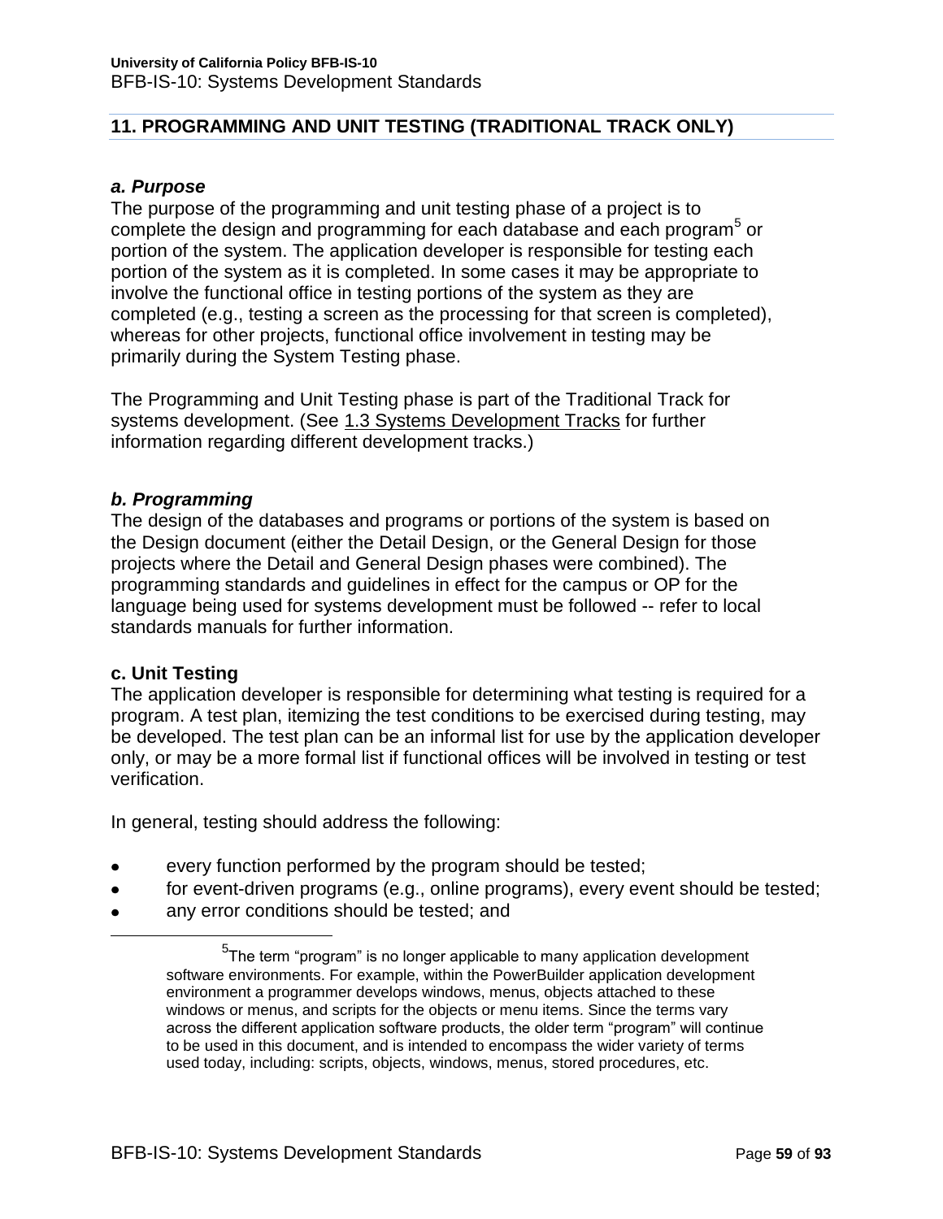## 11. PROGRAMMING AND UNIT TESTING (TRADITIONAL TRACK ONLY)

### *a. Purpose*

The purpose of the programming and unit testing phase of a project is to complete the design and programming for each database and each program[5] or portion of the system. The application developer is responsible for testing each portion of the system as it is completed. In some cases it may be appropriate to involve the functional office in testing portions of the system as they are completed (e.g., testing a screen as the processing for that screen is completed), whereas for other projects, functional office involvement in testing may be primarily during the System Testing phase.

The Programming and Unit Testing phase is part of the Traditional Track for systems development. (See 1.3 Systems Development Tracks for further information regarding different development tracks.)

### *b. Programming*

The design of the databases and programs or portions of the system is based on the Design document (either the Detail Design, or the General Design for those projects where the Detail and General Design phases were combined). The programming standards and guidelines in effect for the campus or OP for the language being used for systems development must be followed -- refer to local standards manuals for further information.

### c. Unit Testing

The application developer is responsible for determining what testing is required for a program. A test plan, itemizing the test conditions to be exercised during testing, may be developed. The test plan can be an informal list for use by the application developer only, or may be a more formal list if functional offices will be involved in testing or test verification.

In general, testing should address the following:

- every function performed by the program should be tested;
- for event-driven programs (e.g., online programs), every event should be tested;
- any error conditions should be tested; and

---

[5] The term "program" is no longer applicable to many application development software environments. For example, within the PowerBuilder application development environment a programmer develops windows, menus, objects attached to these windows or menus, and scripts for the objects or menu items. Since the terms vary across the different application software products, the older term "program" will continue to be used in this document, and is intended to encompass the wider variety of terms used today, including: scripts, objects, windows, menus, stored procedures, etc.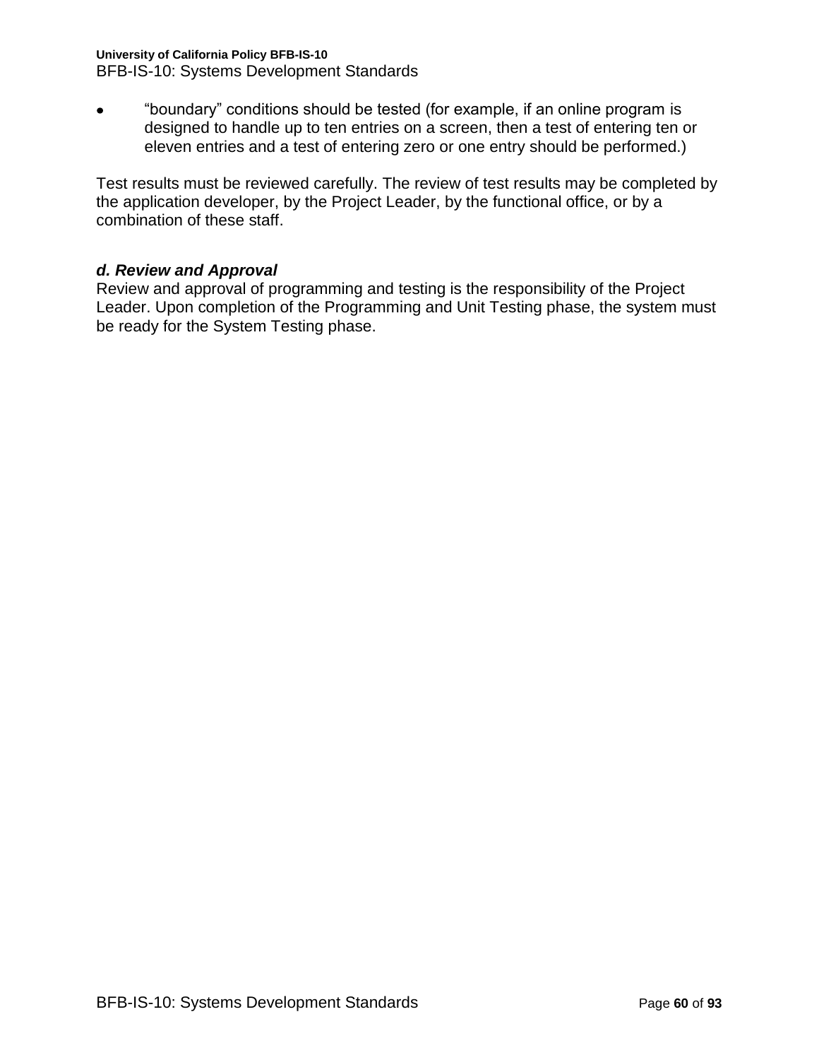- "boundary" conditions should be tested (for example, if an online program is designed to handle up to ten entries on a screen, then a test of entering ten or eleven entries and a test of entering zero or one entry should be performed.)

Test results must be reviewed carefully. The review of test results may be completed by the application developer, by the Project Leader, by the functional office, or by a combination of these staff.

### *d. Review and Approval*

Review and approval of programming and testing is the responsibility of the Project Leader. Upon completion of the Programming and Unit Testing phase, the system must be ready for the System Testing phase.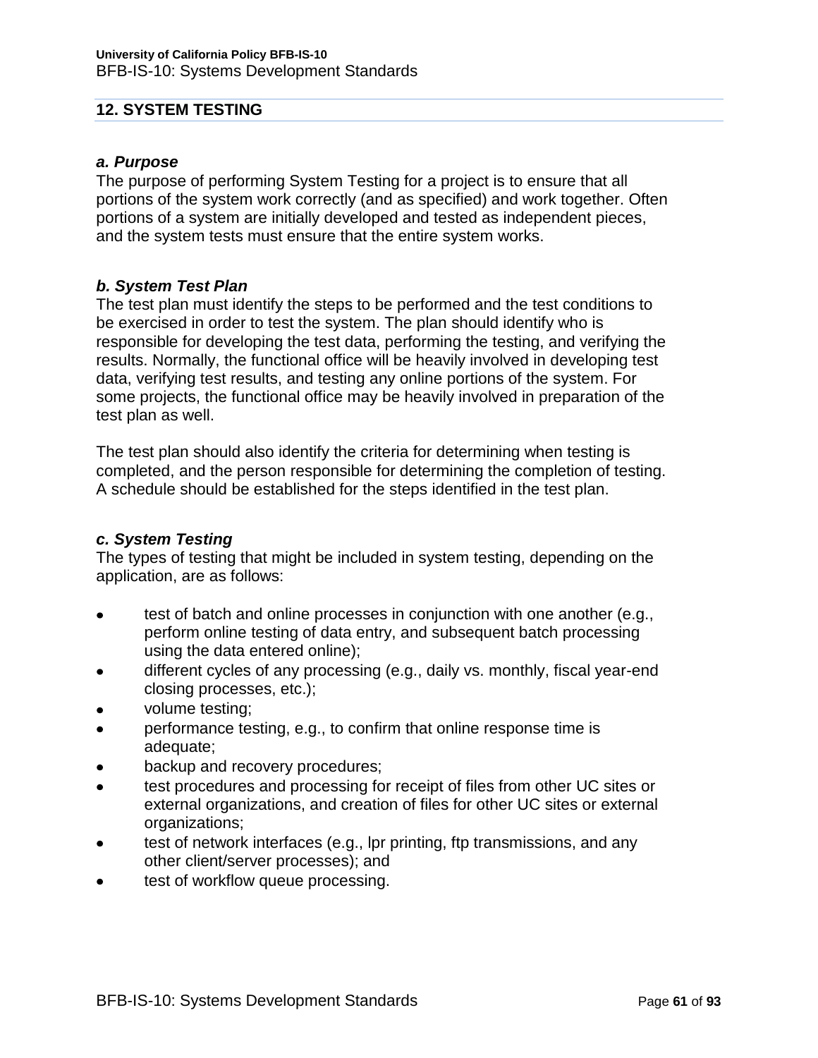## 12. SYSTEM TESTING

### *a. Purpose*

The purpose of performing System Testing for a project is to ensure that all portions of the system work correctly (and as specified) and work together. Often portions of a system are initially developed and tested as independent pieces, and the system tests must ensure that the entire system works.

### *b. System Test Plan*

The test plan must identify the steps to be performed and the test conditions to be exercised in order to test the system. The plan should identify who is responsible for developing the test data, performing the testing, and verifying the results. Normally, the functional office will be heavily involved in developing test data, verifying test results, and testing any online portions of the system. For some projects, the functional office may be heavily involved in preparation of the test plan as well.

The test plan should also identify the criteria for determining when testing is completed, and the person responsible for determining the completion of testing. A schedule should be established for the steps identified in the test plan.

### *c. System Testing*

The types of testing that might be included in system testing, depending on the application, are as follows:

- test of batch and online processes in conjunction with one another (e.g., perform online testing of data entry, and subsequent batch processing using the data entered online);
- different cycles of any processing (e.g., daily vs. monthly, fiscal year-end closing processes, etc.);
- volume testing;
- performance testing, e.g., to confirm that online response time is adequate;
- backup and recovery procedures;
- test procedures and processing for receipt of files from other UC sites or external organizations, and creation of files for other UC sites or external organizations;
- test of network interfaces (e.g., lpr printing, ftp transmissions, and any other client/server processes); and
- test of workflow queue processing.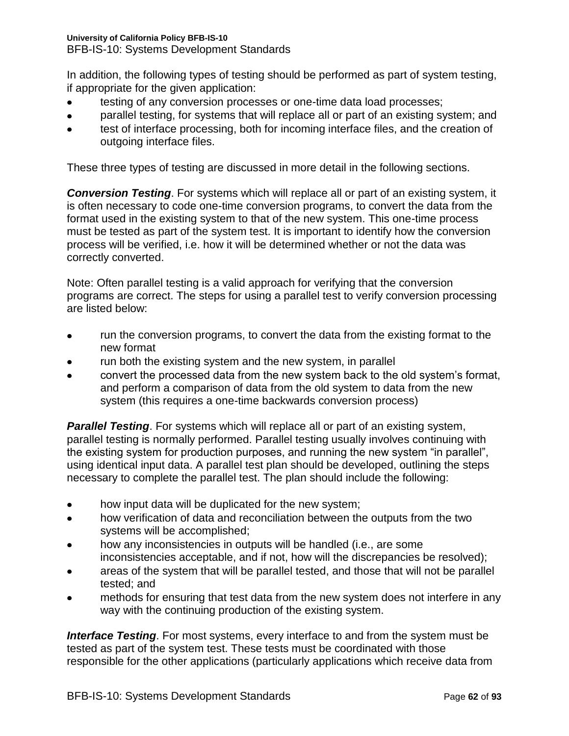In addition, the following types of testing should be performed as part of system testing, if appropriate for the given application:

- testing of any conversion processes or one-time data load processes;
- parallel testing, for systems that will replace all or part of an existing system; and
- test of interface processing, both for incoming interface files, and the creation of outgoing interface files.

These three types of testing are discussed in more detail in the following sections.

***Conversion Testing***. For systems which will replace all or part of an existing system, it is often necessary to code one-time conversion programs, to convert the data from the format used in the existing system to that of the new system. This one-time process must be tested as part of the system test. It is important to identify how the conversion process will be verified, i.e. how it will be determined whether or not the data was correctly converted.

Note: Often parallel testing is a valid approach for verifying that the conversion programs are correct. The steps for using a parallel test to verify conversion processing are listed below:

- run the conversion programs, to convert the data from the existing format to the new format
- run both the existing system and the new system, in parallel
- convert the processed data from the new system back to the old system's format, and perform a comparison of data from the old system to data from the new system (this requires a one-time backwards conversion process)

***Parallel Testing***. For systems which will replace all or part of an existing system, parallel testing is normally performed. Parallel testing usually involves continuing with the existing system for production purposes, and running the new system "in parallel", using identical input data. A parallel test plan should be developed, outlining the steps necessary to complete the parallel test. The plan should include the following:

- how input data will be duplicated for the new system;
- how verification of data and reconciliation between the outputs from the two systems will be accomplished;
- how any inconsistencies in outputs will be handled (i.e., are some inconsistencies acceptable, and if not, how will the discrepancies be resolved);
- areas of the system that will be parallel tested, and those that will not be parallel tested; and
- methods for ensuring that test data from the new system does not interfere in any way with the continuing production of the existing system.

***Interface Testing***. For most systems, every interface to and from the system must be tested as part of the system test. These tests must be coordinated with those responsible for the other applications (particularly applications which receive data from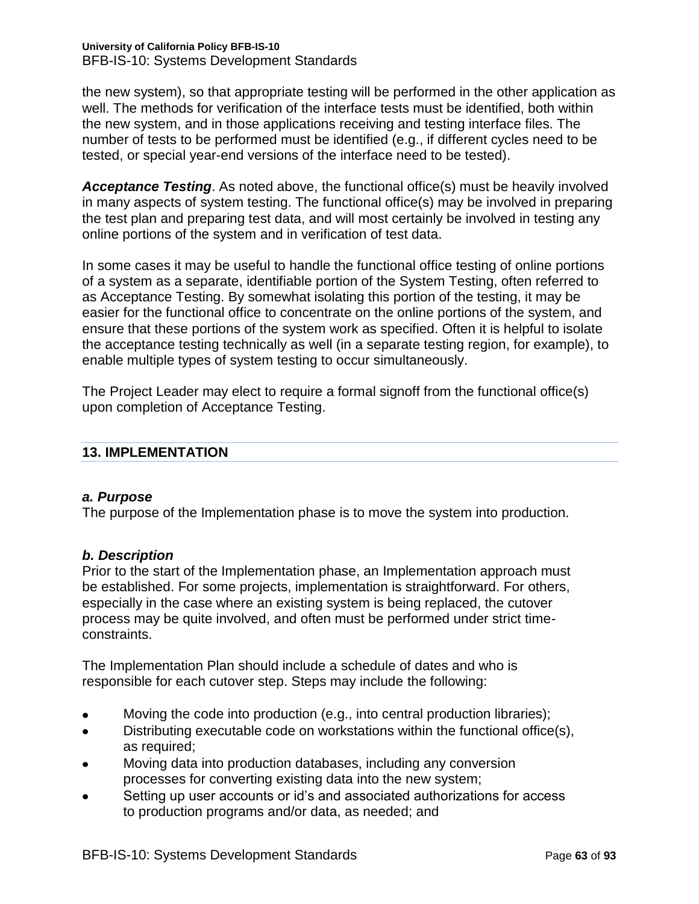the new system), so that appropriate testing will be performed in the other application as well. The methods for verification of the interface tests must be identified, both within the new system, and in those applications receiving and testing interface files. The number of tests to be performed must be identified (e.g., if different cycles need to be tested, or special year-end versions of the interface need to be tested).

***Acceptance Testing***. As noted above, the functional office(s) must be heavily involved in many aspects of system testing. The functional office(s) may be involved in preparing the test plan and preparing test data, and will most certainly be involved in testing any online portions of the system and in verification of test data.

In some cases it may be useful to handle the functional office testing of online portions of a system as a separate, identifiable portion of the System Testing, often referred to as Acceptance Testing. By somewhat isolating this portion of the testing, it may be easier for the functional office to concentrate on the online portions of the system, and ensure that these portions of the system work as specified. Often it is helpful to isolate the acceptance testing technically as well (in a separate testing region, for example), to enable multiple types of system testing to occur simultaneously.

The Project Leader may elect to require a formal signoff from the functional office(s) upon completion of Acceptance Testing.

## 13. IMPLEMENTATION

### *a. Purpose*

The purpose of the Implementation phase is to move the system into production.

### *b. Description*

Prior to the start of the Implementation phase, an Implementation approach must be established. For some projects, implementation is straightforward. For others, especially in the case where an existing system is being replaced, the cutover process may be quite involved, and often must be performed under strict time-constraints.

The Implementation Plan should include a schedule of dates and who is responsible for each cutover step. Steps may include the following:

- Moving the code into production (e.g., into central production libraries);
- Distributing executable code on workstations within the functional office(s), as required;
- Moving data into production databases, including any conversion processes for converting existing data into the new system;
- Setting up user accounts or id's and associated authorizations for access to production programs and/or data, as needed; and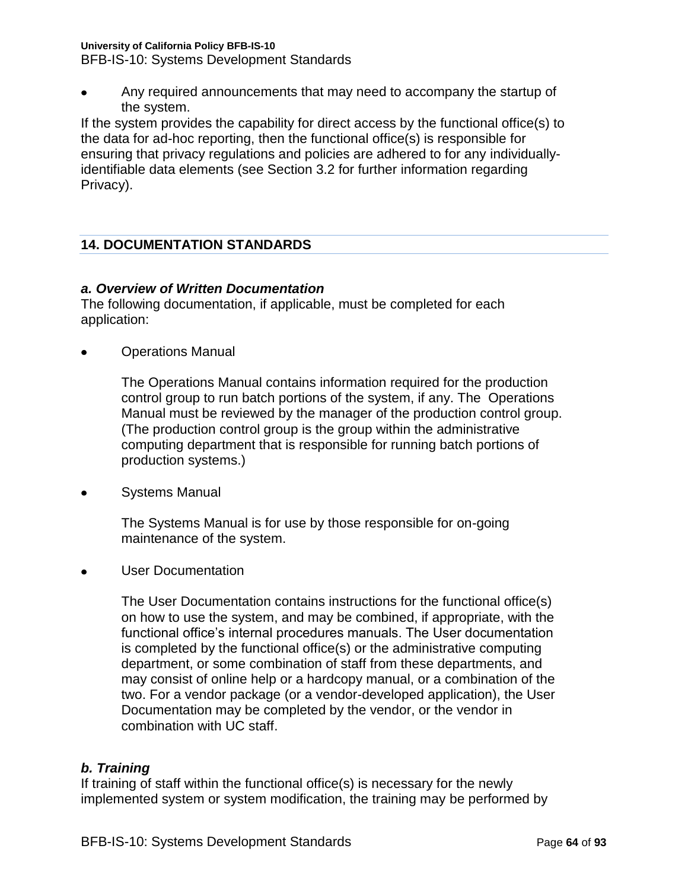- Any required announcements that may need to accompany the startup of the system.

If the system provides the capability for direct access by the functional office(s) to the data for ad-hoc reporting, then the functional office(s) is responsible for ensuring that privacy regulations and policies are adhered to for any individually-identifiable data elements (see Section 3.2 for further information regarding Privacy).

## 14. DOCUMENTATION STANDARDS

### *a. Overview of Written Documentation*

The following documentation, if applicable, must be completed for each application:

- Operations Manual

  The Operations Manual contains information required for the production control group to run batch portions of the system, if any. The Operations Manual must be reviewed by the manager of the production control group. (The production control group is the group within the administrative computing department that is responsible for running batch portions of production systems.)

- Systems Manual

  The Systems Manual is for use by those responsible for on-going maintenance of the system.

- User Documentation

  The User Documentation contains instructions for the functional office(s) on how to use the system, and may be combined, if appropriate, with the functional office's internal procedures manuals. The User documentation is completed by the functional office(s) or the administrative computing department, or some combination of staff from these departments, and may consist of online help or a hardcopy manual, or a combination of the two. For a vendor package (or a vendor-developed application), the User Documentation may be completed by the vendor, or the vendor in combination with UC staff.

### *b. Training*

If training of staff within the functional office(s) is necessary for the newly implemented system or system modification, the training may be performed by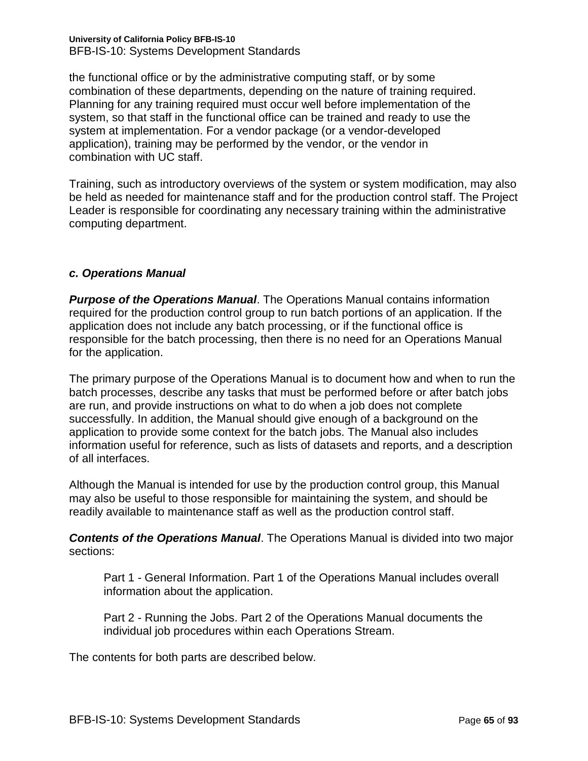the functional office or by the administrative computing staff, or by some combination of these departments, depending on the nature of training required. Planning for any training required must occur well before implementation of the system, so that staff in the functional office can be trained and ready to use the system at implementation. For a vendor package (or a vendor-developed application), training may be performed by the vendor, or the vendor in combination with UC staff.

Training, such as introductory overviews of the system or system modification, may also be held as needed for maintenance staff and for the production control staff. The Project Leader is responsible for coordinating any necessary training within the administrative computing department.

### *c. Operations Manual*

***Purpose of the Operations Manual***. The Operations Manual contains information required for the production control group to run batch portions of an application. If the application does not include any batch processing, or if the functional office is responsible for the batch processing, then there is no need for an Operations Manual for the application.

The primary purpose of the Operations Manual is to document how and when to run the batch processes, describe any tasks that must be performed before or after batch jobs are run, and provide instructions on what to do when a job does not complete successfully. In addition, the Manual should give enough of a background on the application to provide some context for the batch jobs. The Manual also includes information useful for reference, such as lists of datasets and reports, and a description of all interfaces.

Although the Manual is intended for use by the production control group, this Manual may also be useful to those responsible for maintaining the system, and should be readily available to maintenance staff as well as the production control staff.

***Contents of the Operations Manual***. The Operations Manual is divided into two major sections:

> Part 1 - General Information. Part 1 of the Operations Manual includes overall information about the application.
>
> Part 2 - Running the Jobs. Part 2 of the Operations Manual documents the individual job procedures within each Operations Stream.

The contents for both parts are described below.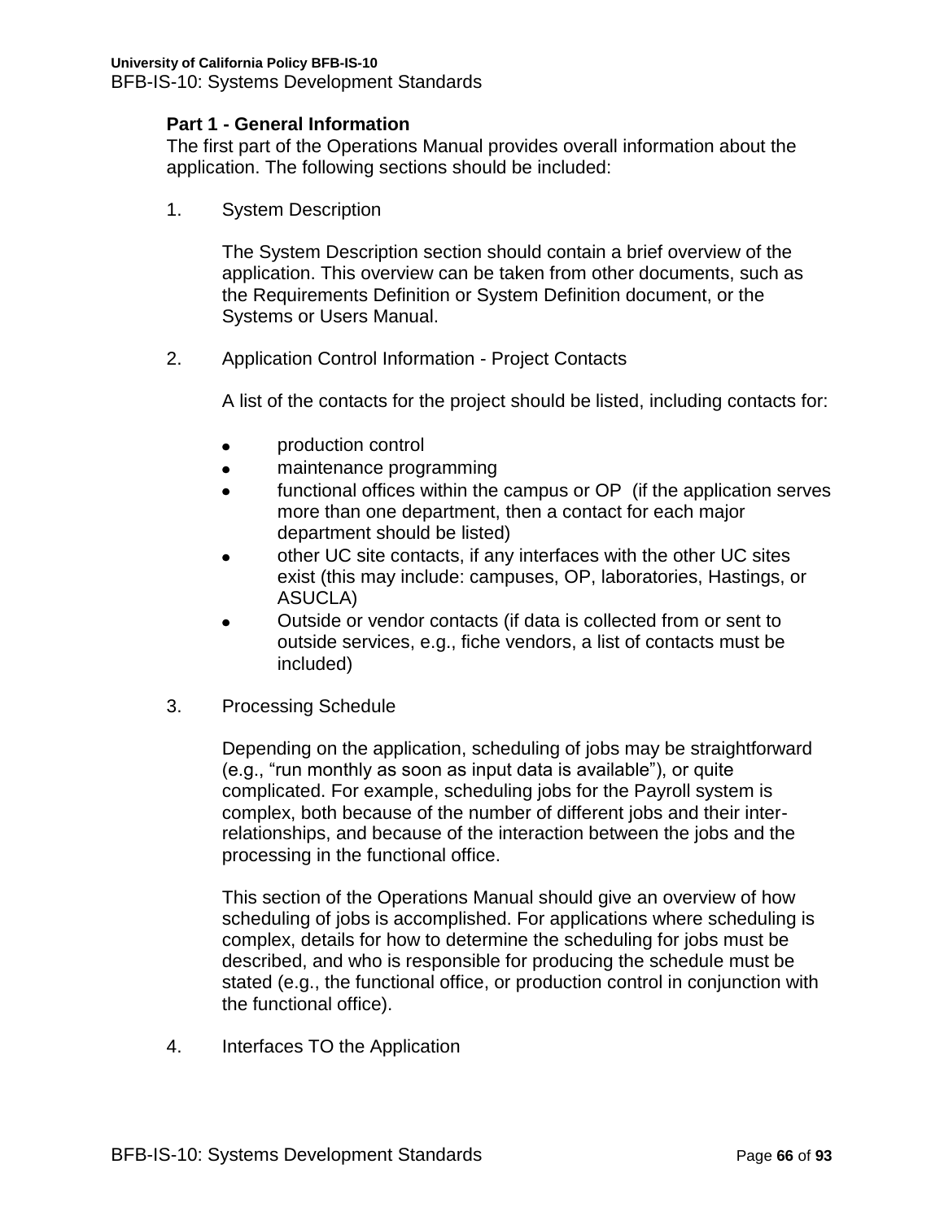**Part 1 - General Information**

The first part of the Operations Manual provides overall information about the application. The following sections should be included:

1. System Description

   The System Description section should contain a brief overview of the application. This overview can be taken from other documents, such as the Requirements Definition or System Definition document, or the Systems or Users Manual.

2. Application Control Information - Project Contacts

   A list of the contacts for the project should be listed, including contacts for:

   - production control
   - maintenance programming
   - functional offices within the campus or OP (if the application serves more than one department, then a contact for each major department should be listed)
   - other UC site contacts, if any interfaces with the other UC sites exist (this may include: campuses, OP, laboratories, Hastings, or ASUCLA)
   - Outside or vendor contacts (if data is collected from or sent to outside services, e.g., fiche vendors, a list of contacts must be included)

3. Processing Schedule

   Depending on the application, scheduling of jobs may be straightforward (e.g., "run monthly as soon as input data is available"), or quite complicated. For example, scheduling jobs for the Payroll system is complex, both because of the number of different jobs and their inter-relationships, and because of the interaction between the jobs and the processing in the functional office.

   This section of the Operations Manual should give an overview of how scheduling of jobs is accomplished. For applications where scheduling is complex, details for how to determine the scheduling for jobs must be described, and who is responsible for producing the schedule must be stated (e.g., the functional office, or production control in conjunction with the functional office).

4. Interfaces TO the Application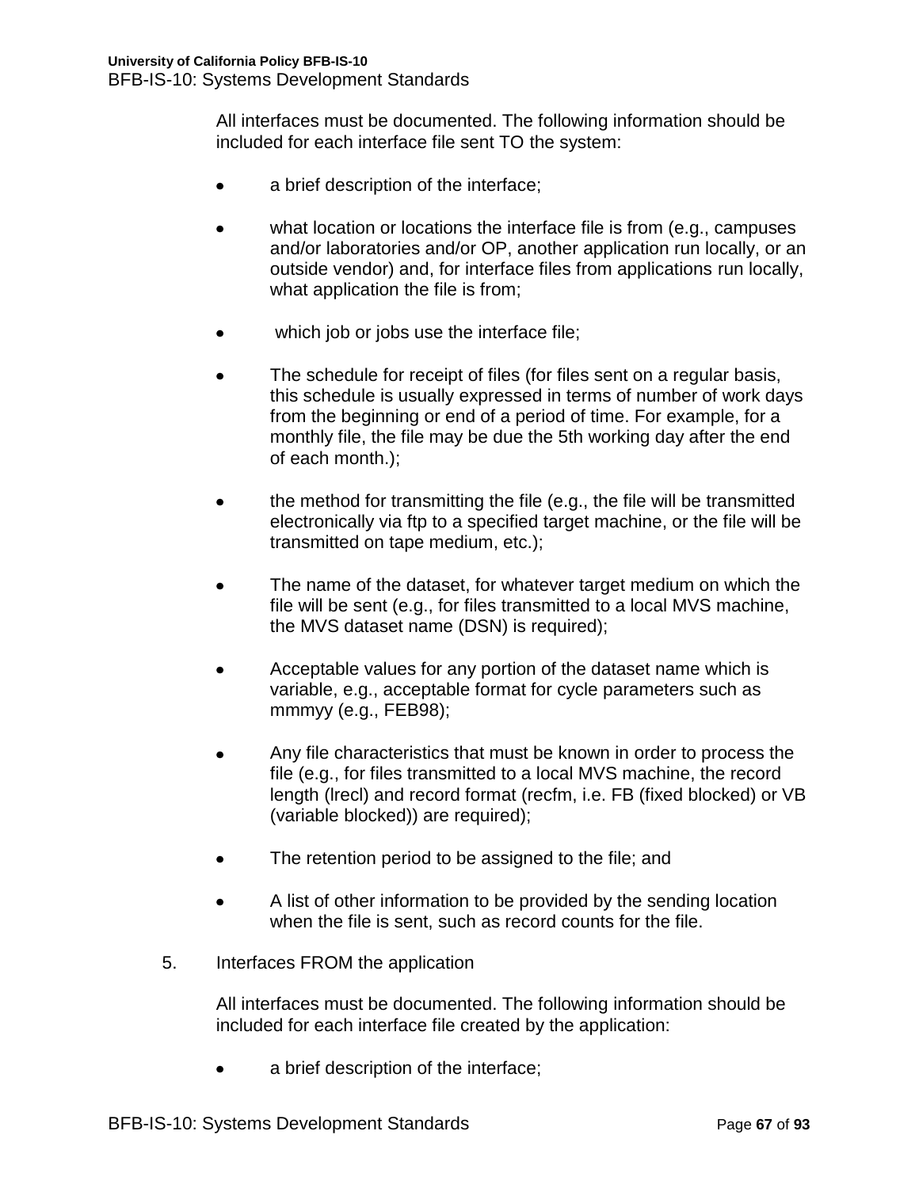All interfaces must be documented. The following information should be included for each interface file sent TO the system:

- a brief description of the interface;
- what location or locations the interface file is from (e.g., campuses and/or laboratories and/or OP, another application run locally, or an outside vendor) and, for interface files from applications run locally, what application the file is from;
- which job or jobs use the interface file;
- The schedule for receipt of files (for files sent on a regular basis, this schedule is usually expressed in terms of number of work days from the beginning or end of a period of time. For example, for a monthly file, the file may be due the 5th working day after the end of each month.);
- the method for transmitting the file (e.g., the file will be transmitted electronically via ftp to a specified target machine, or the file will be transmitted on tape medium, etc.);
- The name of the dataset, for whatever target medium on which the file will be sent (e.g., for files transmitted to a local MVS machine, the MVS dataset name (DSN) is required);
- Acceptable values for any portion of the dataset name which is variable, e.g., acceptable format for cycle parameters such as mmmyy (e.g., FEB98);
- Any file characteristics that must be known in order to process the file (e.g., for files transmitted to a local MVS machine, the record length (lrecl) and record format (recfm, i.e. FB (fixed blocked) or VB (variable blocked)) are required);
- The retention period to be assigned to the file; and
- A list of other information to be provided by the sending location when the file is sent, such as record counts for the file.

5. Interfaces FROM the application

   All interfaces must be documented. The following information should be included for each interface file created by the application:

   - a brief description of the interface;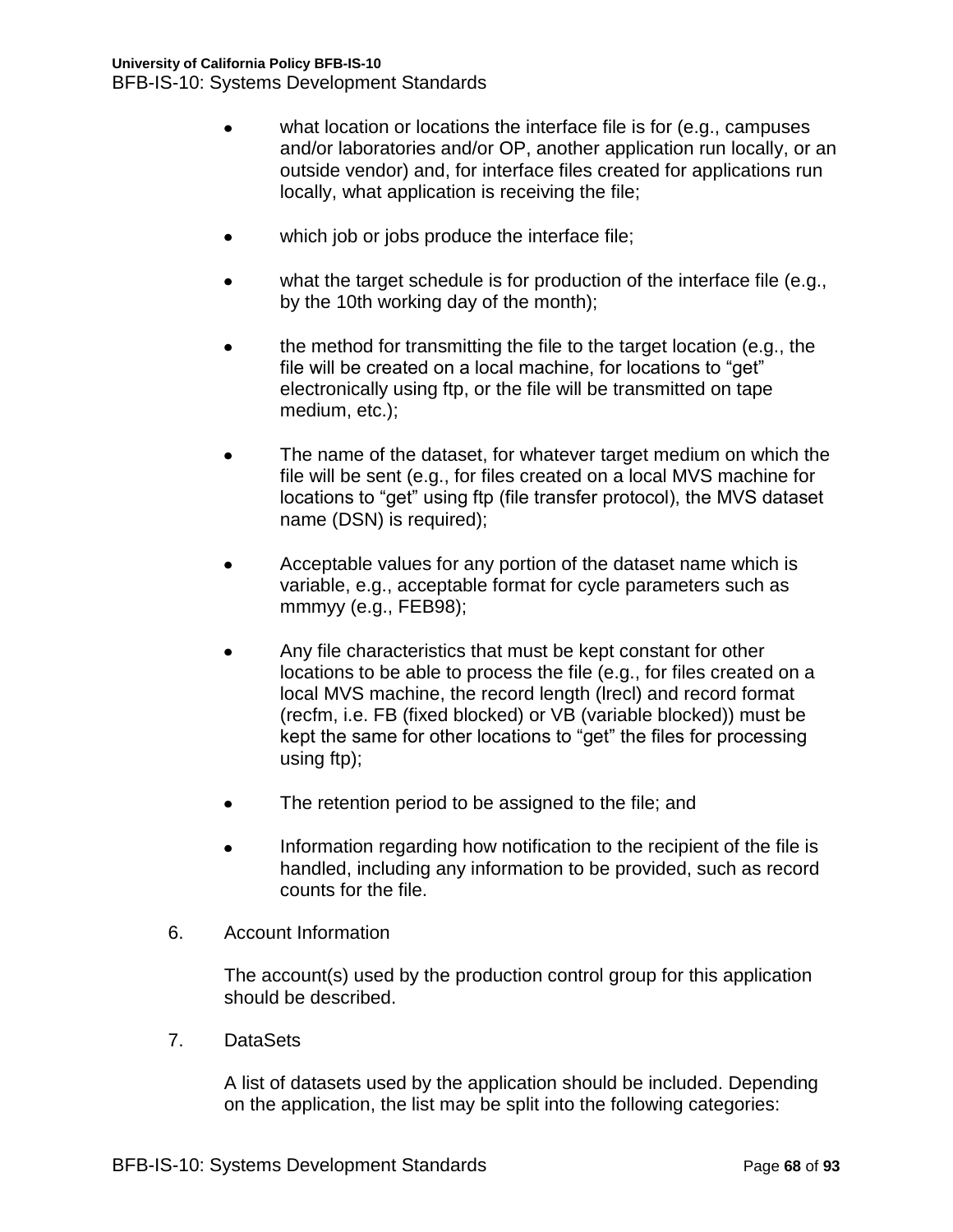- what location or locations the interface file is for (e.g., campuses and/or laboratories and/or OP, another application run locally, or an outside vendor) and, for interface files created for applications run locally, what application is receiving the file;

- which job or jobs produce the interface file;

- what the target schedule is for production of the interface file (e.g., by the 10th working day of the month);

- the method for transmitting the file to the target location (e.g., the file will be created on a local machine, for locations to "get" electronically using ftp, or the file will be transmitted on tape medium, etc.);

- The name of the dataset, for whatever target medium on which the file will be sent (e.g., for files created on a local MVS machine for locations to "get" using ftp (file transfer protocol), the MVS dataset name (DSN) is required);

- Acceptable values for any portion of the dataset name which is variable, e.g., acceptable format for cycle parameters such as mmmyy (e.g., FEB98);

- Any file characteristics that must be kept constant for other locations to be able to process the file (e.g., for files created on a local MVS machine, the record length (lrecl) and record format (recfm, i.e. FB (fixed blocked) or VB (variable blocked)) must be kept the same for other locations to "get" the files for processing using ftp);

- The retention period to be assigned to the file; and

- Information regarding how notification to the recipient of the file is handled, including any information to be provided, such as record counts for the file.

6. Account Information

   The account(s) used by the production control group for this application should be described.

7. DataSets

   A list of datasets used by the application should be included. Depending on the application, the list may be split into the following categories: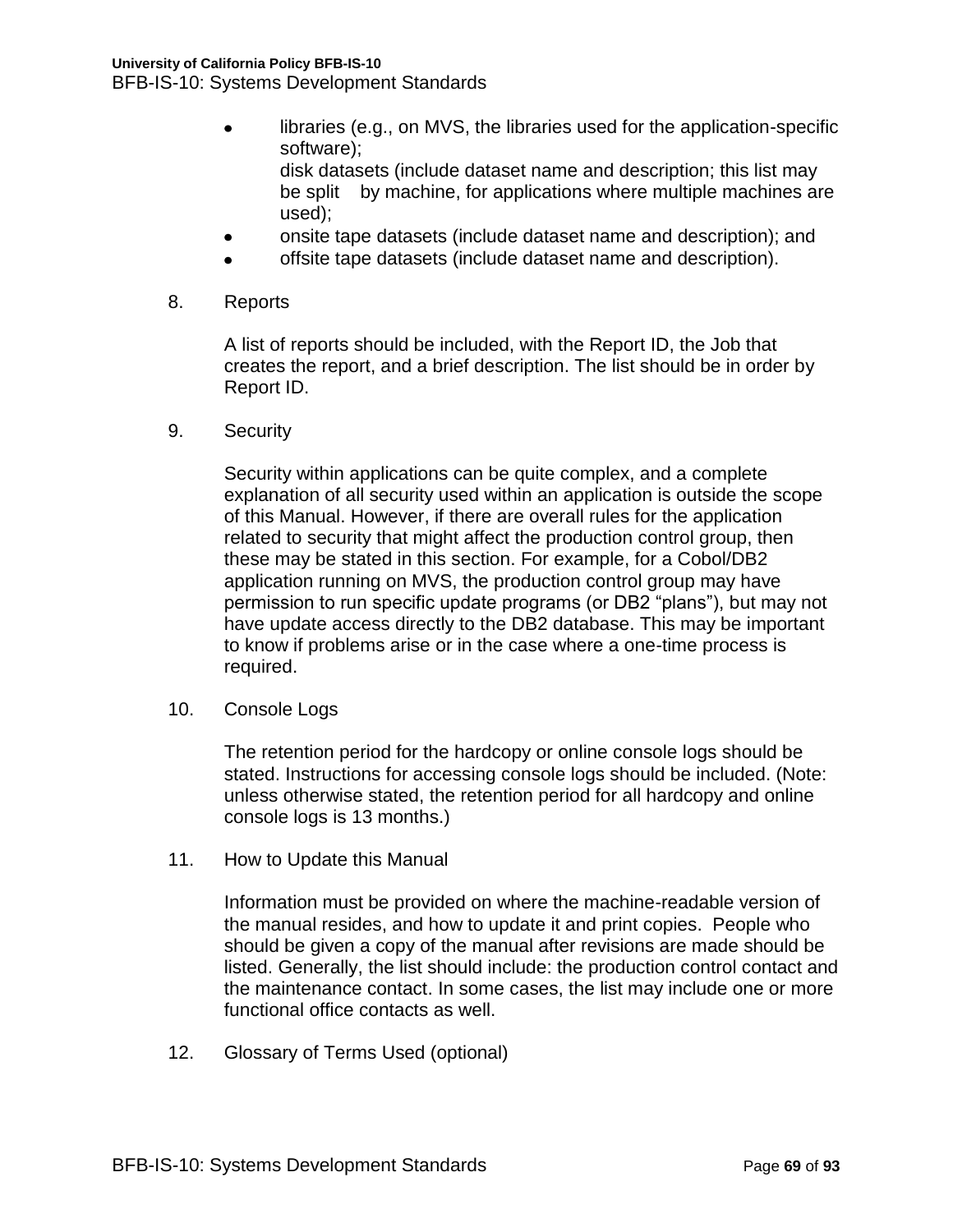- libraries (e.g., on MVS, the libraries used for the application-specific software);
  disk datasets (include dataset name and description; this list may be split by machine, for applications where multiple machines are used);
- onsite tape datasets (include dataset name and description); and
- offsite tape datasets (include dataset name and description).

8. Reports

   A list of reports should be included, with the Report ID, the Job that creates the report, and a brief description. The list should be in order by Report ID.

9. Security

   Security within applications can be quite complex, and a complete explanation of all security used within an application is outside the scope of this Manual. However, if there are overall rules for the application related to security that might affect the production control group, then these may be stated in this section. For example, for a Cobol/DB2 application running on MVS, the production control group may have permission to run specific update programs (or DB2 "plans"), but may not have update access directly to the DB2 database. This may be important to know if problems arise or in the case where a one-time process is required.

10. Console Logs

    The retention period for the hardcopy or online console logs should be stated. Instructions for accessing console logs should be included. (Note: unless otherwise stated, the retention period for all hardcopy and online console logs is 13 months.)

11. How to Update this Manual

    Information must be provided on where the machine-readable version of the manual resides, and how to update it and print copies. People who should be given a copy of the manual after revisions are made should be listed. Generally, the list should include: the production control contact and the maintenance contact. In some cases, the list may include one or more functional office contacts as well.

12. Glossary of Terms Used (optional)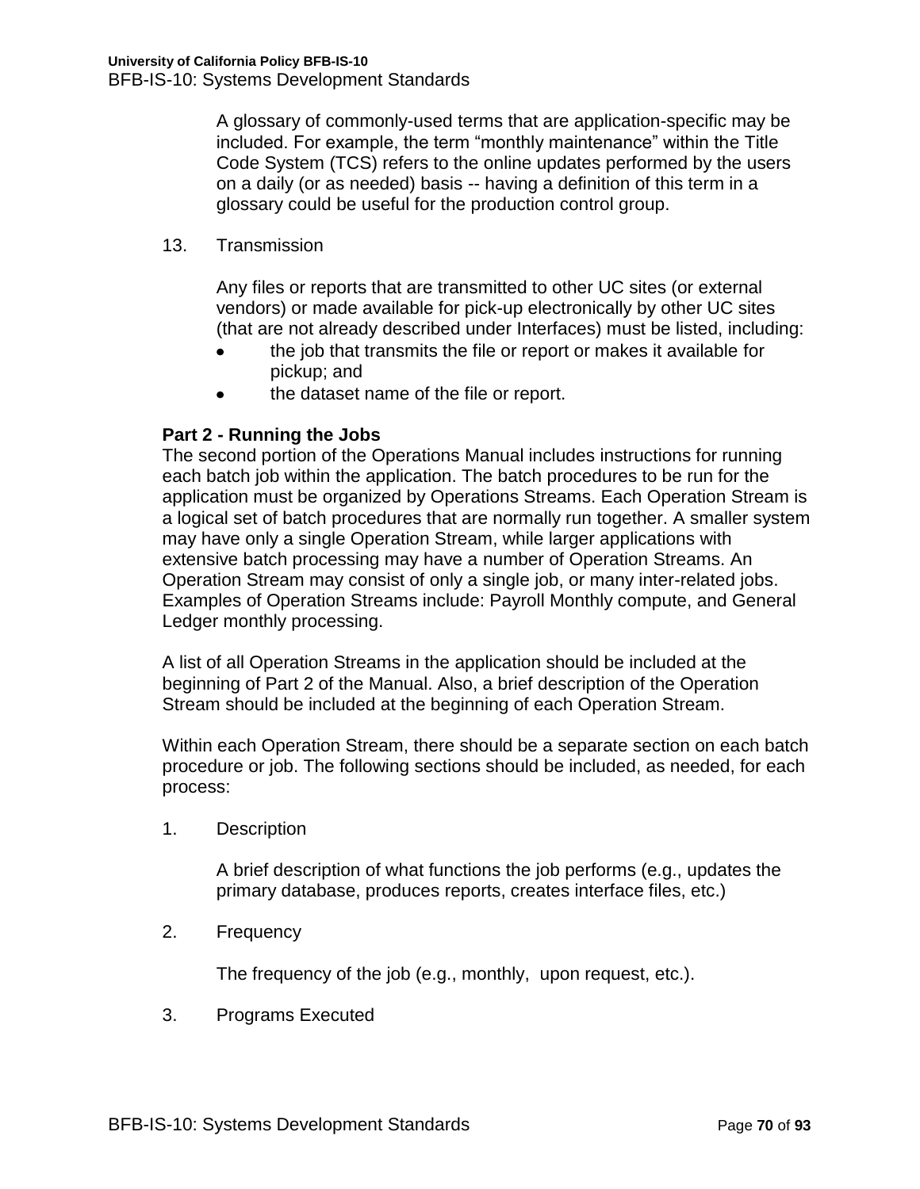A glossary of commonly-used terms that are application-specific may be included. For example, the term “monthly maintenance” within the Title Code System (TCS) refers to the online updates performed by the users on a daily (or as needed) basis -- having a definition of this term in a glossary could be useful for the production control group.

13. Transmission

    Any files or reports that are transmitted to other UC sites (or external vendors) or made available for pick-up electronically by other UC sites (that are not already described under Interfaces) must be listed, including:

    - the job that transmits the file or report or makes it available for pickup; and
    - the dataset name of the file or report.

**Part 2 - Running the Jobs**

The second portion of the Operations Manual includes instructions for running each batch job within the application. The batch procedures to be run for the application must be organized by Operations Streams. Each Operation Stream is a logical set of batch procedures that are normally run together. A smaller system may have only a single Operation Stream, while larger applications with extensive batch processing may have a number of Operation Streams. An Operation Stream may consist of only a single job, or many inter-related jobs. Examples of Operation Streams include: Payroll Monthly compute, and General Ledger monthly processing.

A list of all Operation Streams in the application should be included at the beginning of Part 2 of the Manual. Also, a brief description of the Operation Stream should be included at the beginning of each Operation Stream.

Within each Operation Stream, there should be a separate section on each batch procedure or job. The following sections should be included, as needed, for each process:

1. Description

   A brief description of what functions the job performs (e.g., updates the primary database, produces reports, creates interface files, etc.)

2. Frequency

   The frequency of the job (e.g., monthly, upon request, etc.).

3. Programs Executed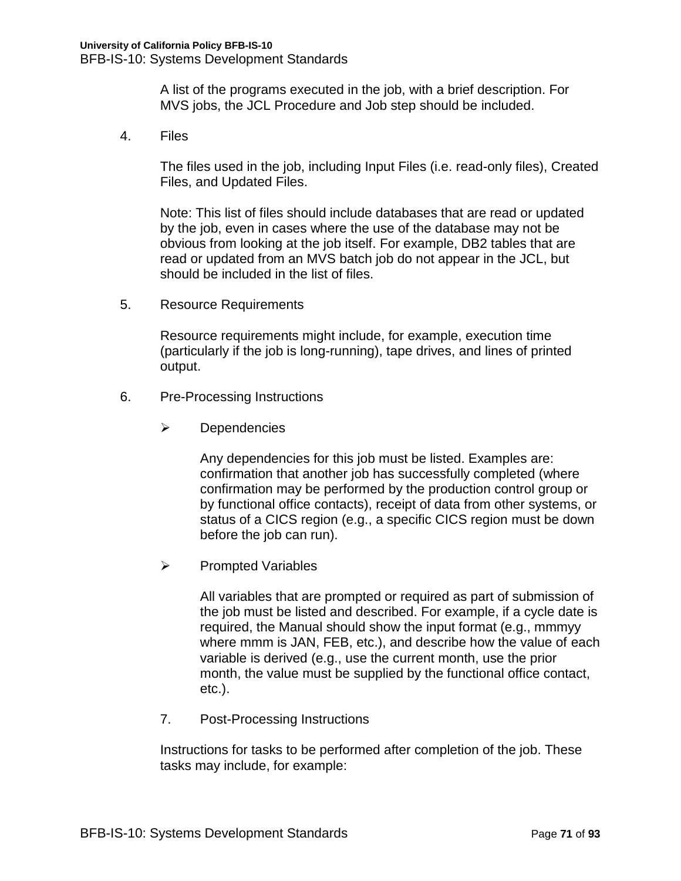A list of the programs executed in the job, with a brief description. For MVS jobs, the JCL Procedure and Job step should be included.

4. Files

   The files used in the job, including Input Files (i.e. read-only files), Created Files, and Updated Files.

   Note: This list of files should include databases that are read or updated by the job, even in cases where the use of the database may not be obvious from looking at the job itself. For example, DB2 tables that are read or updated from an MVS batch job do not appear in the JCL, but should be included in the list of files.

5. Resource Requirements

   Resource requirements might include, for example, execution time (particularly if the job is long-running), tape drives, and lines of printed output.

6. Pre-Processing Instructions

   - Dependencies

     Any dependencies for this job must be listed. Examples are: confirmation that another job has successfully completed (where confirmation may be performed by the production control group or by functional office contacts), receipt of data from other systems, or status of a CICS region (e.g., a specific CICS region must be down before the job can run).

   - Prompted Variables

     All variables that are prompted or required as part of submission of the job must be listed and described. For example, if a cycle date is required, the Manual should show the input format (e.g., mmmyy where mmm is JAN, FEB, etc.), and describe how the value of each variable is derived (e.g., use the current month, use the prior month, the value must be supplied by the functional office contact, etc.).

7. Post-Processing Instructions

   Instructions for tasks to be performed after completion of the job. These tasks may include, for example: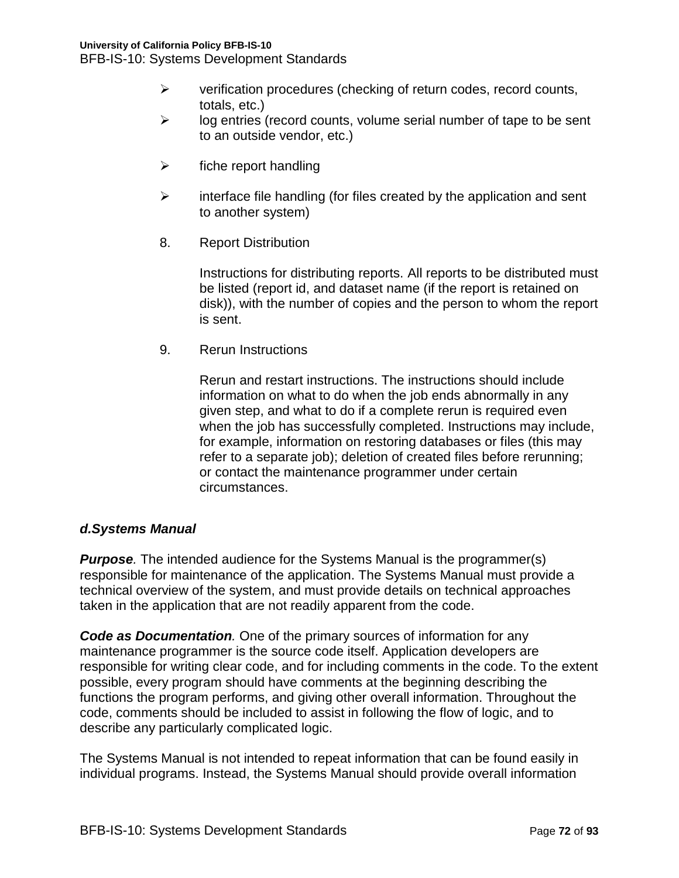- verification procedures (checking of return codes, record counts, totals, etc.)
- log entries (record counts, volume serial number of tape to be sent to an outside vendor, etc.)

- fiche report handling

- interface file handling (for files created by the application and sent to another system)

8. Report Distribution

   Instructions for distributing reports. All reports to be distributed must be listed (report id, and dataset name (if the report is retained on disk)), with the number of copies and the person to whom the report is sent.

9. Rerun Instructions

   Rerun and restart instructions. The instructions should include information on what to do when the job ends abnormally in any given step, and what to do if a complete rerun is required even when the job has successfully completed. Instructions may include, for example, information on restoring databases or files (this may refer to a separate job); deletion of created files before rerunning; or contact the maintenance programmer under certain circumstances.

***d.Systems Manual***

***Purpose***. The intended audience for the Systems Manual is the programmer(s) responsible for maintenance of the application. The Systems Manual must provide a technical overview of the system, and must provide details on technical approaches taken in the application that are not readily apparent from the code.

***Code as Documentation***. One of the primary sources of information for any maintenance programmer is the source code itself. Application developers are responsible for writing clear code, and for including comments in the code. To the extent possible, every program should have comments at the beginning describing the functions the program performs, and giving other overall information. Throughout the code, comments should be included to assist in following the flow of logic, and to describe any particularly complicated logic.

The Systems Manual is not intended to repeat information that can be found easily in individual programs. Instead, the Systems Manual should provide overall information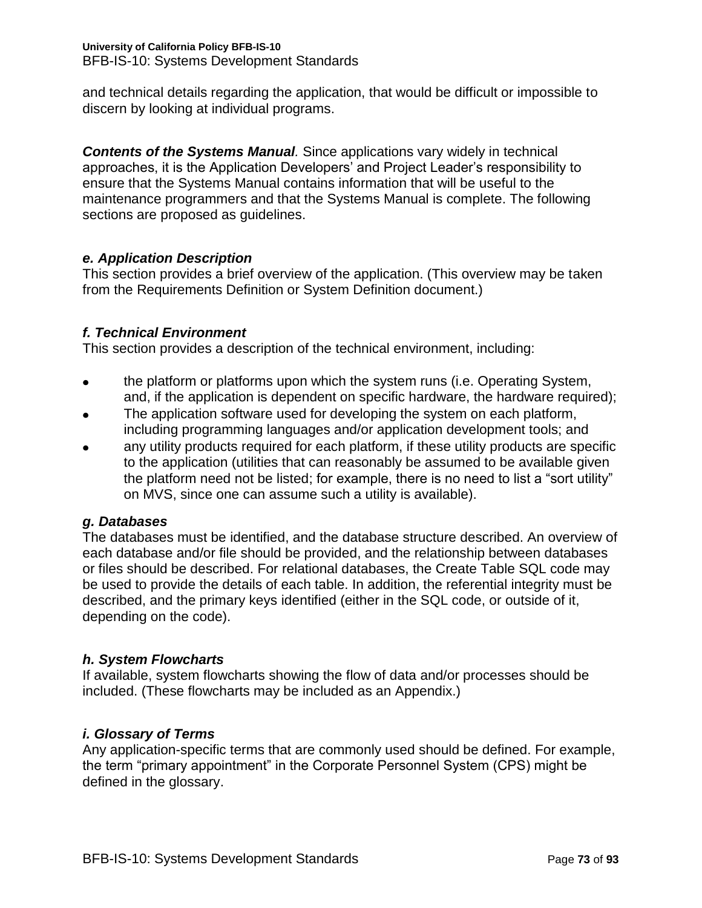and technical details regarding the application, that would be difficult or impossible to discern by looking at individual programs.

***Contents of the Systems Manual**.* Since applications vary widely in technical approaches, it is the Application Developers' and Project Leader's responsibility to ensure that the Systems Manual contains information that will be useful to the maintenance programmers and that the Systems Manual is complete. The following sections are proposed as guidelines.

### *e. Application Description*

This section provides a brief overview of the application. (This overview may be taken from the Requirements Definition or System Definition document.)

### *f. Technical Environment*

This section provides a description of the technical environment, including:

- the platform or platforms upon which the system runs (i.e. Operating System, and, if the application is dependent on specific hardware, the hardware required);
- The application software used for developing the system on each platform, including programming languages and/or application development tools; and
- any utility products required for each platform, if these utility products are specific to the application (utilities that can reasonably be assumed to be available given the platform need not be listed; for example, there is no need to list a "sort utility" on MVS, since one can assume such a utility is available).

### *g. Databases*

The databases must be identified, and the database structure described. An overview of each database and/or file should be provided, and the relationship between databases or files should be described. For relational databases, the Create Table SQL code may be used to provide the details of each table. In addition, the referential integrity must be described, and the primary keys identified (either in the SQL code, or outside of it, depending on the code).

### *h. System Flowcharts*

If available, system flowcharts showing the flow of data and/or processes should be included. (These flowcharts may be included as an Appendix.)

### *i. Glossary of Terms*

Any application-specific terms that are commonly used should be defined. For example, the term "primary appointment" in the Corporate Personnel System (CPS) might be defined in the glossary.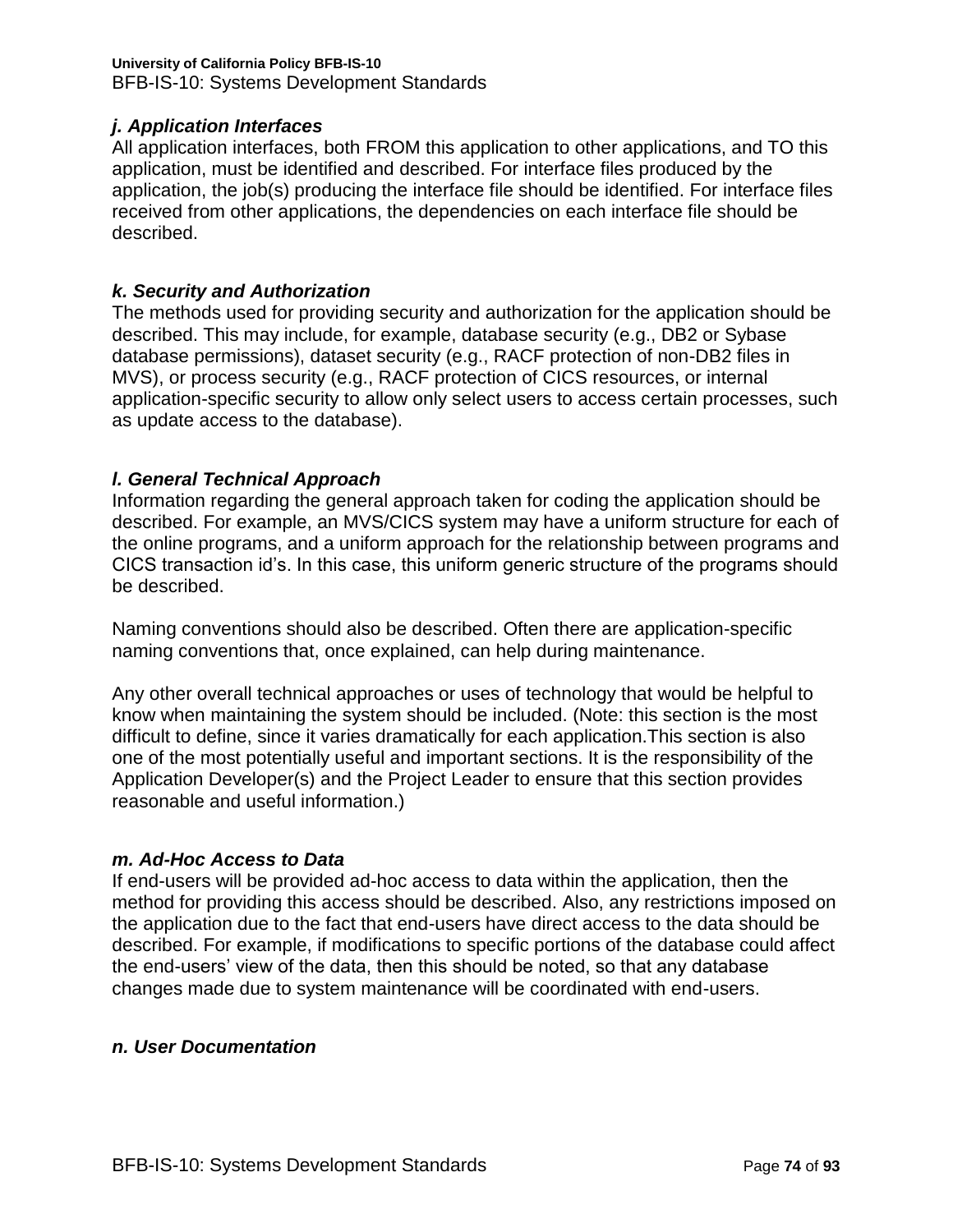***j. Application Interfaces***

All application interfaces, both FROM this application to other applications, and TO this application, must be identified and described. For interface files produced by the application, the job(s) producing the interface file should be identified. For interface files received from other applications, the dependencies on each interface file should be described.

***k. Security and Authorization***

The methods used for providing security and authorization for the application should be described. This may include, for example, database security (e.g., DB2 or Sybase database permissions), dataset security (e.g., RACF protection of non-DB2 files in MVS), or process security (e.g., RACF protection of CICS resources, or internal application-specific security to allow only select users to access certain processes, such as update access to the database).

***l. General Technical Approach***

Information regarding the general approach taken for coding the application should be described. For example, an MVS/CICS system may have a uniform structure for each of the online programs, and a uniform approach for the relationship between programs and CICS transaction id's. In this case, this uniform generic structure of the programs should be described.

Naming conventions should also be described. Often there are application-specific naming conventions that, once explained, can help during maintenance.

Any other overall technical approaches or uses of technology that would be helpful to know when maintaining the system should be included. (Note: this section is the most difficult to define, since it varies dramatically for each application.This section is also one of the most potentially useful and important sections. It is the responsibility of the Application Developer(s) and the Project Leader to ensure that this section provides reasonable and useful information.)

***m. Ad-Hoc Access to Data***

If end-users will be provided ad-hoc access to data within the application, then the method for providing this access should be described. Also, any restrictions imposed on the application due to the fact that end-users have direct access to the data should be described. For example, if modifications to specific portions of the database could affect the end-users' view of the data, then this should be noted, so that any database changes made due to system maintenance will be coordinated with end-users.

***n. User Documentation***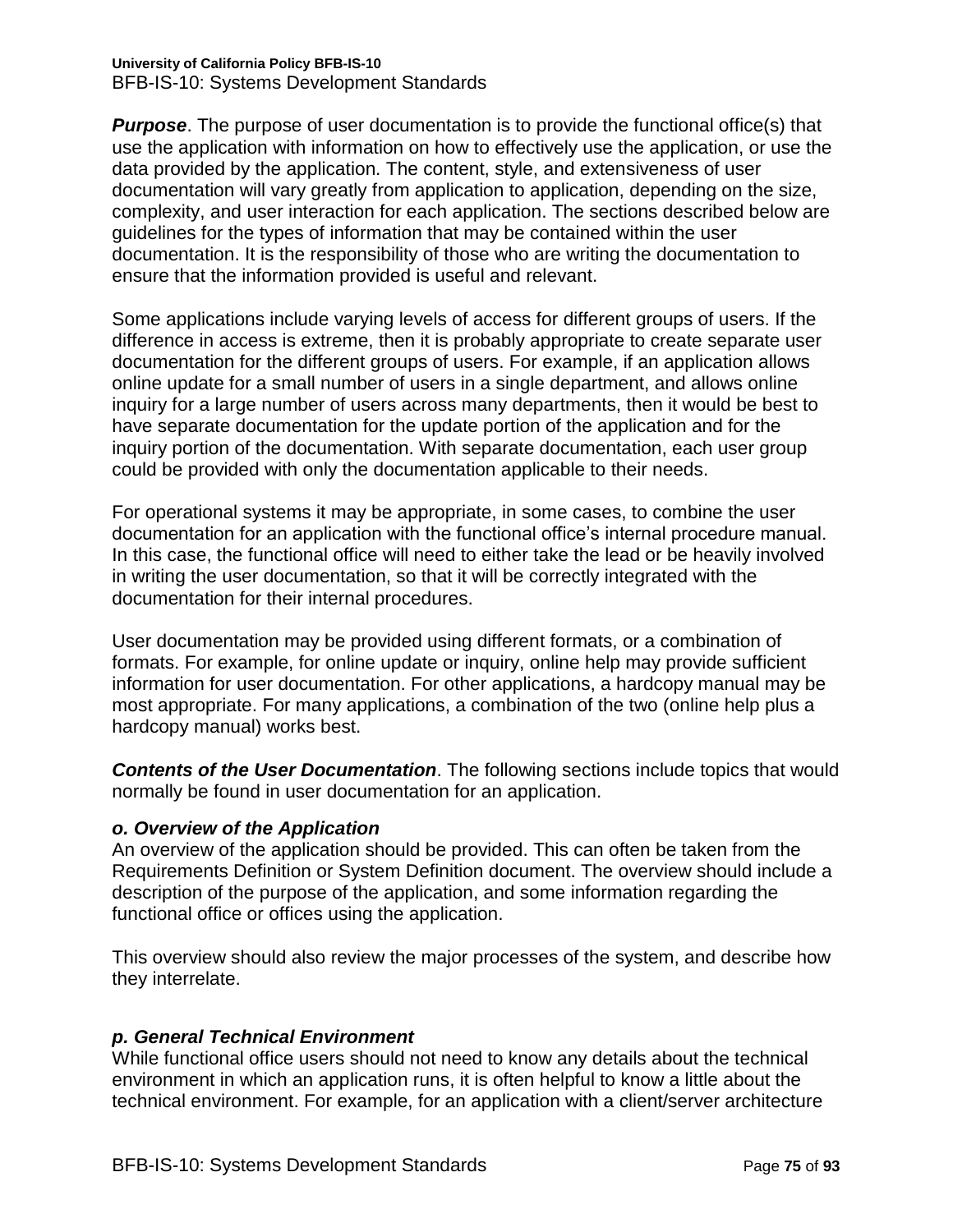***Purpose***. The purpose of user documentation is to provide the functional office(s) that use the application with information on how to effectively use the application, or use the data provided by the application. The content, style, and extensiveness of user documentation will vary greatly from application to application, depending on the size, complexity, and user interaction for each application. The sections described below are guidelines for the types of information that may be contained within the user documentation. It is the responsibility of those who are writing the documentation to ensure that the information provided is useful and relevant.

Some applications include varying levels of access for different groups of users. If the difference in access is extreme, then it is probably appropriate to create separate user documentation for the different groups of users. For example, if an application allows online update for a small number of users in a single department, and allows online inquiry for a large number of users across many departments, then it would be best to have separate documentation for the update portion of the application and for the inquiry portion of the documentation. With separate documentation, each user group could be provided with only the documentation applicable to their needs.

For operational systems it may be appropriate, in some cases, to combine the user documentation for an application with the functional office's internal procedure manual. In this case, the functional office will need to either take the lead or be heavily involved in writing the user documentation, so that it will be correctly integrated with the documentation for their internal procedures.

User documentation may be provided using different formats, or a combination of formats. For example, for online update or inquiry, online help may provide sufficient information for user documentation. For other applications, a hardcopy manual may be most appropriate. For many applications, a combination of the two (online help plus a hardcopy manual) works best.

***Contents of the User Documentation***. The following sections include topics that would normally be found in user documentation for an application.

### *o. Overview of the Application*

An overview of the application should be provided. This can often be taken from the Requirements Definition or System Definition document. The overview should include a description of the purpose of the application, and some information regarding the functional office or offices using the application.

This overview should also review the major processes of the system, and describe how they interrelate.

### *p. General Technical Environment*

While functional office users should not need to know any details about the technical environment in which an application runs, it is often helpful to know a little about the technical environment. For example, for an application with a client/server architecture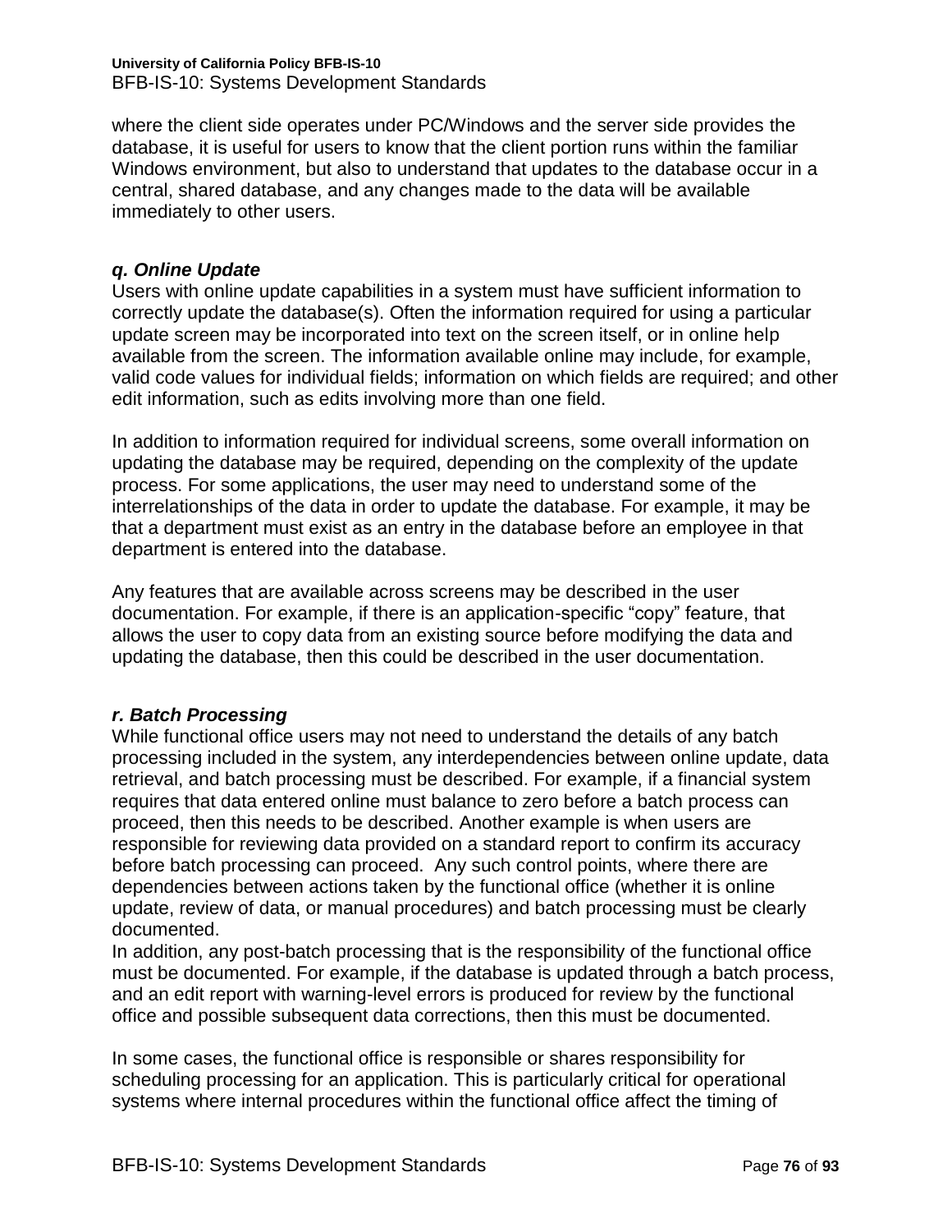where the client side operates under PC/Windows and the server side provides the database, it is useful for users to know that the client portion runs within the familiar Windows environment, but also to understand that updates to the database occur in a central, shared database, and any changes made to the data will be available immediately to other users.

***q. Online Update***

Users with online update capabilities in a system must have sufficient information to correctly update the database(s). Often the information required for using a particular update screen may be incorporated into text on the screen itself, or in online help available from the screen. The information available online may include, for example, valid code values for individual fields; information on which fields are required; and other edit information, such as edits involving more than one field.

In addition to information required for individual screens, some overall information on updating the database may be required, depending on the complexity of the update process. For some applications, the user may need to understand some of the interrelationships of the data in order to update the database. For example, it may be that a department must exist as an entry in the database before an employee in that department is entered into the database.

Any features that are available across screens may be described in the user documentation. For example, if there is an application-specific “copy” feature, that allows the user to copy data from an existing source before modifying the data and updating the database, then this could be described in the user documentation.

***r. Batch Processing***

While functional office users may not need to understand the details of any batch processing included in the system, any interdependencies between online update, data retrieval, and batch processing must be described. For example, if a financial system requires that data entered online must balance to zero before a batch process can proceed, then this needs to be described. Another example is when users are responsible for reviewing data provided on a standard report to confirm its accuracy before batch processing can proceed. Any such control points, where there are dependencies between actions taken by the functional office (whether it is online update, review of data, or manual procedures) and batch processing must be clearly documented.

In addition, any post-batch processing that is the responsibility of the functional office must be documented. For example, if the database is updated through a batch process, and an edit report with warning-level errors is produced for review by the functional office and possible subsequent data corrections, then this must be documented.

In some cases, the functional office is responsible or shares responsibility for scheduling processing for an application. This is particularly critical for operational systems where internal procedures within the functional office affect the timing of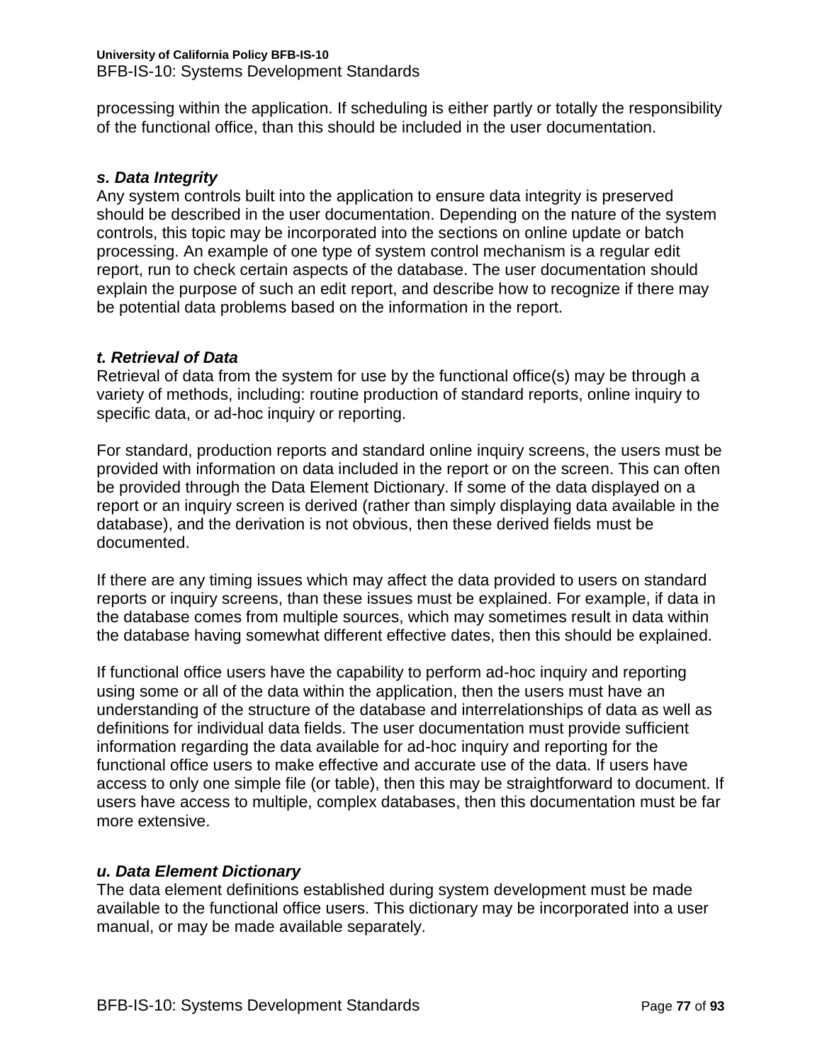processing within the application. If scheduling is either partly or totally the responsibility of the functional office, than this should be included in the user documentation.

***s. Data Integrity***

Any system controls built into the application to ensure data integrity is preserved should be described in the user documentation. Depending on the nature of the system controls, this topic may be incorporated into the sections on online update or batch processing. An example of one type of system control mechanism is a regular edit report, run to check certain aspects of the database. The user documentation should explain the purpose of such an edit report, and describe how to recognize if there may be potential data problems based on the information in the report.

***t. Retrieval of Data***

Retrieval of data from the system for use by the functional office(s) may be through a variety of methods, including: routine production of standard reports, online inquiry to specific data, or ad-hoc inquiry or reporting.

For standard, production reports and standard online inquiry screens, the users must be provided with information on data included in the report or on the screen. This can often be provided through the Data Element Dictionary. If some of the data displayed on a report or an inquiry screen is derived (rather than simply displaying data available in the database), and the derivation is not obvious, then these derived fields must be documented.

If there are any timing issues which may affect the data provided to users on standard reports or inquiry screens, than these issues must be explained. For example, if data in the database comes from multiple sources, which may sometimes result in data within the database having somewhat different effective dates, then this should be explained.

If functional office users have the capability to perform ad-hoc inquiry and reporting using some or all of the data within the application, then the users must have an understanding of the structure of the database and interrelationships of data as well as definitions for individual data fields. The user documentation must provide sufficient information regarding the data available for ad-hoc inquiry and reporting for the functional office users to make effective and accurate use of the data. If users have access to only one simple file (or table), then this may be straightforward to document. If users have access to multiple, complex databases, then this documentation must be far more extensive.

***u. Data Element Dictionary***

The data element definitions established during system development must be made available to the functional office users. This dictionary may be incorporated into a user manual, or may be made available separately.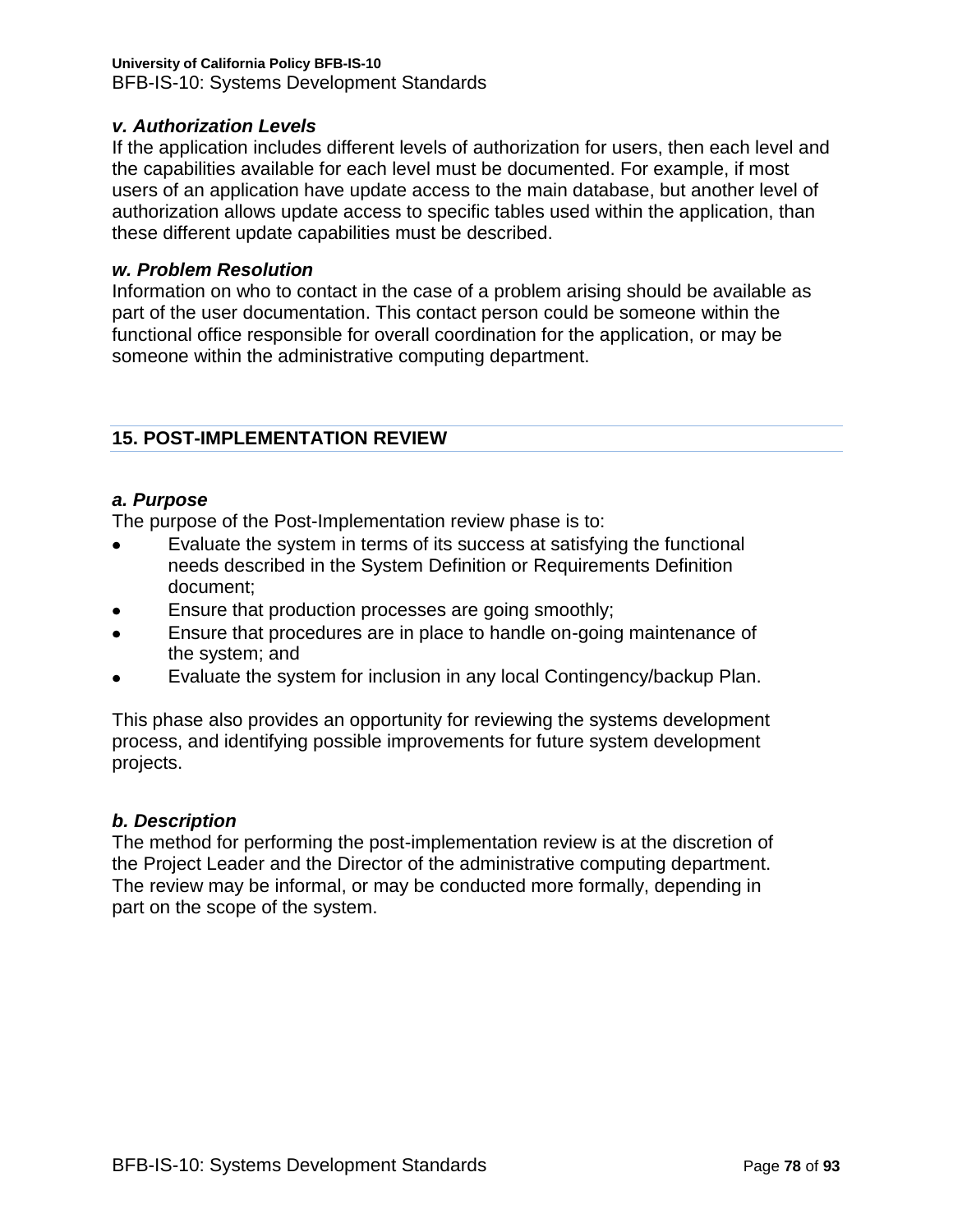### *v. Authorization Levels*

If the application includes different levels of authorization for users, then each level and the capabilities available for each level must be documented. For example, if most users of an application have update access to the main database, but another level of authorization allows update access to specific tables used within the application, than these different update capabilities must be described.

### *w. Problem Resolution*

Information on who to contact in the case of a problem arising should be available as part of the user documentation. This contact person could be someone within the functional office responsible for overall coordination for the application, or may be someone within the administrative computing department.

## 15. POST-IMPLEMENTATION REVIEW

### *a. Purpose*

The purpose of the Post-Implementation review phase is to:

- Evaluate the system in terms of its success at satisfying the functional needs described in the System Definition or Requirements Definition document;
- Ensure that production processes are going smoothly;
- Ensure that procedures are in place to handle on-going maintenance of the system; and
- Evaluate the system for inclusion in any local Contingency/backup Plan.

This phase also provides an opportunity for reviewing the systems development process, and identifying possible improvements for future system development projects.

### *b. Description*

The method for performing the post-implementation review is at the discretion of the Project Leader and the Director of the administrative computing department. The review may be informal, or may be conducted more formally, depending in part on the scope of the system.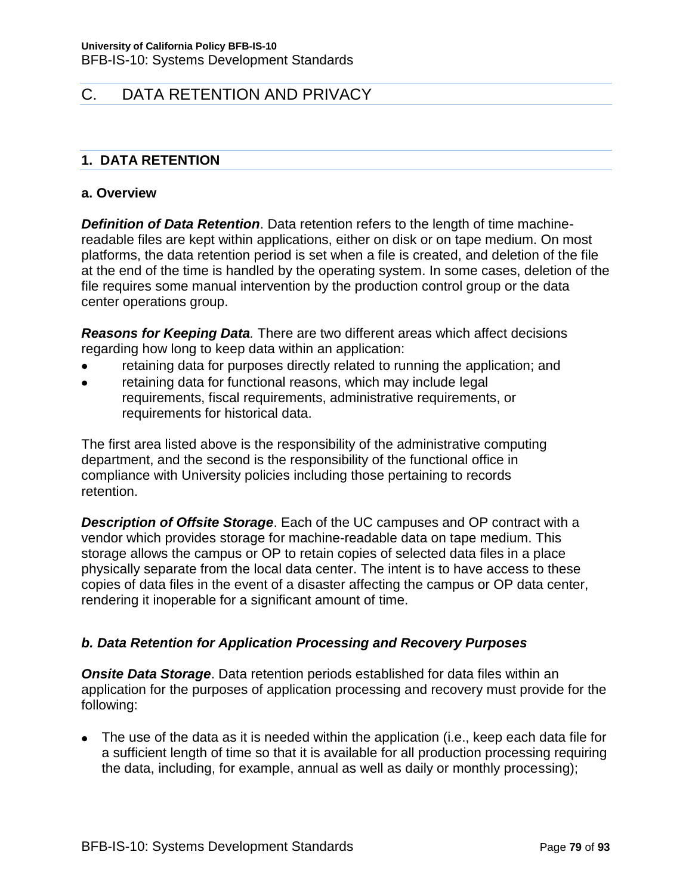# C. DATA RETENTION AND PRIVACY

## 1. DATA RETENTION

### a. Overview

***Definition of Data Retention***. Data retention refers to the length of time machine-readable files are kept within applications, either on disk or on tape medium. On most platforms, the data retention period is set when a file is created, and deletion of the file at the end of the time is handled by the operating system. In some cases, deletion of the file requires some manual intervention by the production control group or the data center operations group.

***Reasons for Keeping Data.*** There are two different areas which affect decisions regarding how long to keep data within an application:

- retaining data for purposes directly related to running the application; and
- retaining data for functional reasons, which may include legal requirements, fiscal requirements, administrative requirements, or requirements for historical data.

The first area listed above is the responsibility of the administrative computing department, and the second is the responsibility of the functional office in compliance with University policies including those pertaining to records retention.

***Description of Offsite Storage***. Each of the UC campuses and OP contract with a vendor which provides storage for machine-readable data on tape medium. This storage allows the campus or OP to retain copies of selected data files in a place physically separate from the local data center. The intent is to have access to these copies of data files in the event of a disaster affecting the campus or OP data center, rendering it inoperable for a significant amount of time.

### *b. Data Retention for Application Processing and Recovery Purposes*

***Onsite Data Storage***. Data retention periods established for data files within an application for the purposes of application processing and recovery must provide for the following:

- The use of the data as it is needed within the application (i.e., keep each data file for a sufficient length of time so that it is available for all production processing requiring the data, including, for example, annual as well as daily or monthly processing);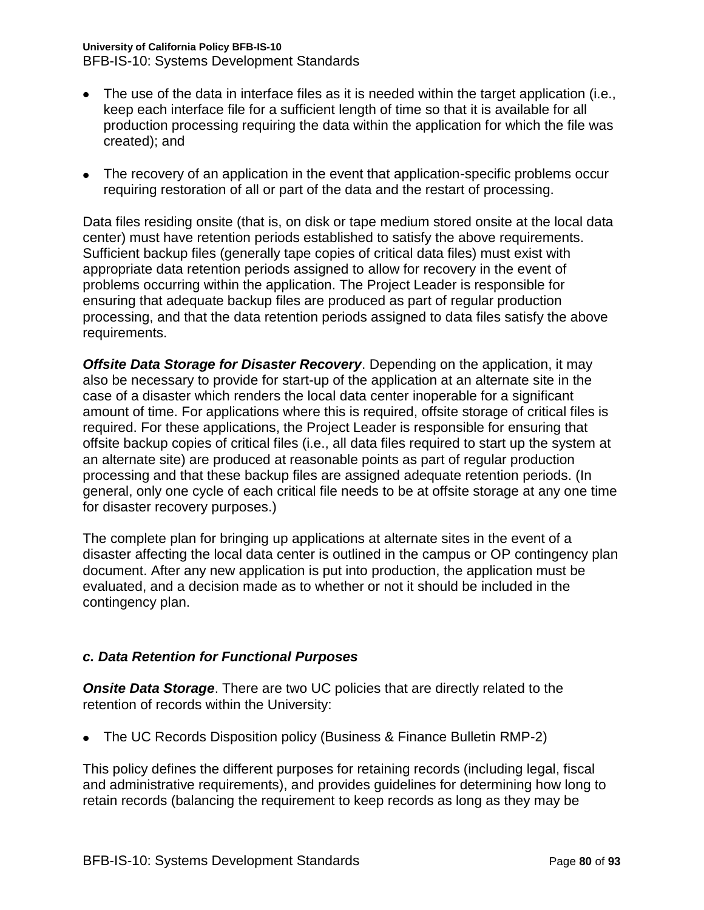- The use of the data in interface files as it is needed within the target application (i.e., keep each interface file for a sufficient length of time so that it is available for all production processing requiring the data within the application for which the file was created); and

- The recovery of an application in the event that application-specific problems occur requiring restoration of all or part of the data and the restart of processing.

Data files residing onsite (that is, on disk or tape medium stored onsite at the local data center) must have retention periods established to satisfy the above requirements. Sufficient backup files (generally tape copies of critical data files) must exist with appropriate data retention periods assigned to allow for recovery in the event of problems occurring within the application. The Project Leader is responsible for ensuring that adequate backup files are produced as part of regular production processing, and that the data retention periods assigned to data files satisfy the above requirements.

***Offsite Data Storage for Disaster Recovery***. Depending on the application, it may also be necessary to provide for start-up of the application at an alternate site in the case of a disaster which renders the local data center inoperable for a significant amount of time. For applications where this is required, offsite storage of critical files is required. For these applications, the Project Leader is responsible for ensuring that offsite backup copies of critical files (i.e., all data files required to start up the system at an alternate site) are produced at reasonable points as part of regular production processing and that these backup files are assigned adequate retention periods. (In general, only one cycle of each critical file needs to be at offsite storage at any one time for disaster recovery purposes.)

The complete plan for bringing up applications at alternate sites in the event of a disaster affecting the local data center is outlined in the campus or OP contingency plan document. After any new application is put into production, the application must be evaluated, and a decision made as to whether or not it should be included in the contingency plan.

### *c. Data Retention for Functional Purposes*

***Onsite Data Storage***. There are two UC policies that are directly related to the retention of records within the University:

- The UC Records Disposition policy (Business & Finance Bulletin RMP-2)

This policy defines the different purposes for retaining records (including legal, fiscal and administrative requirements), and provides guidelines for determining how long to retain records (balancing the requirement to keep records as long as they may be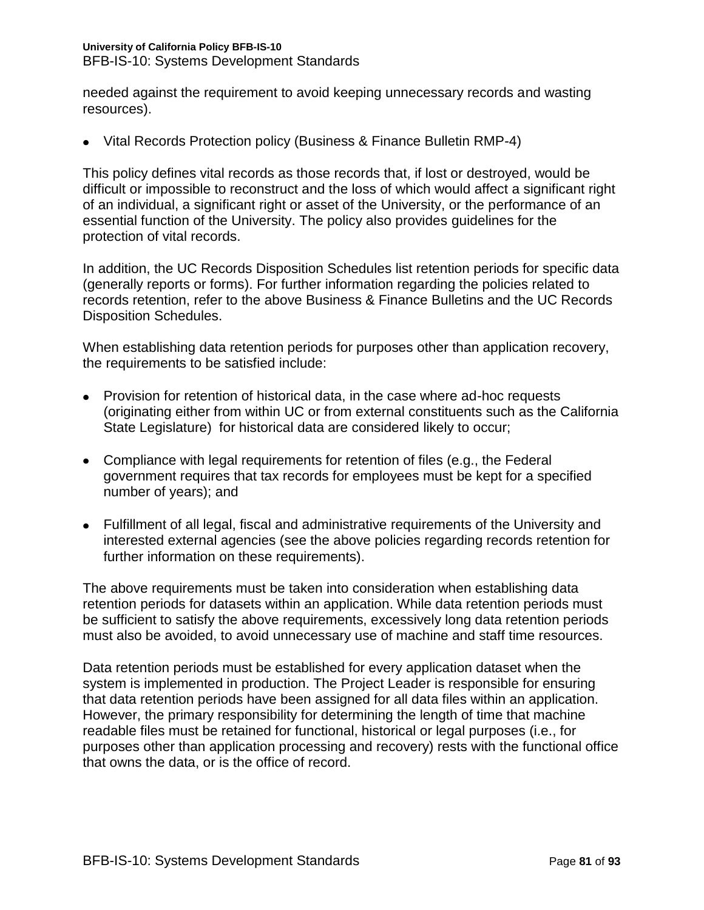needed against the requirement to avoid keeping unnecessary records and wasting resources).

- Vital Records Protection policy (Business & Finance Bulletin RMP-4)

This policy defines vital records as those records that, if lost or destroyed, would be difficult or impossible to reconstruct and the loss of which would affect a significant right of an individual, a significant right or asset of the University, or the performance of an essential function of the University. The policy also provides guidelines for the protection of vital records.

In addition, the UC Records Disposition Schedules list retention periods for specific data (generally reports or forms). For further information regarding the policies related to records retention, refer to the above Business & Finance Bulletins and the UC Records Disposition Schedules.

When establishing data retention periods for purposes other than application recovery, the requirements to be satisfied include:

- Provision for retention of historical data, in the case where ad-hoc requests (originating either from within UC or from external constituents such as the California State Legislature) for historical data are considered likely to occur;

- Compliance with legal requirements for retention of files (e.g., the Federal government requires that tax records for employees must be kept for a specified number of years); and

- Fulfillment of all legal, fiscal and administrative requirements of the University and interested external agencies (see the above policies regarding records retention for further information on these requirements).

The above requirements must be taken into consideration when establishing data retention periods for datasets within an application. While data retention periods must be sufficient to satisfy the above requirements, excessively long data retention periods must also be avoided, to avoid unnecessary use of machine and staff time resources.

Data retention periods must be established for every application dataset when the system is implemented in production. The Project Leader is responsible for ensuring that data retention periods have been assigned for all data files within an application. However, the primary responsibility for determining the length of time that machine readable files must be retained for functional, historical or legal purposes (i.e., for purposes other than application processing and recovery) rests with the functional office that owns the data, or is the office of record.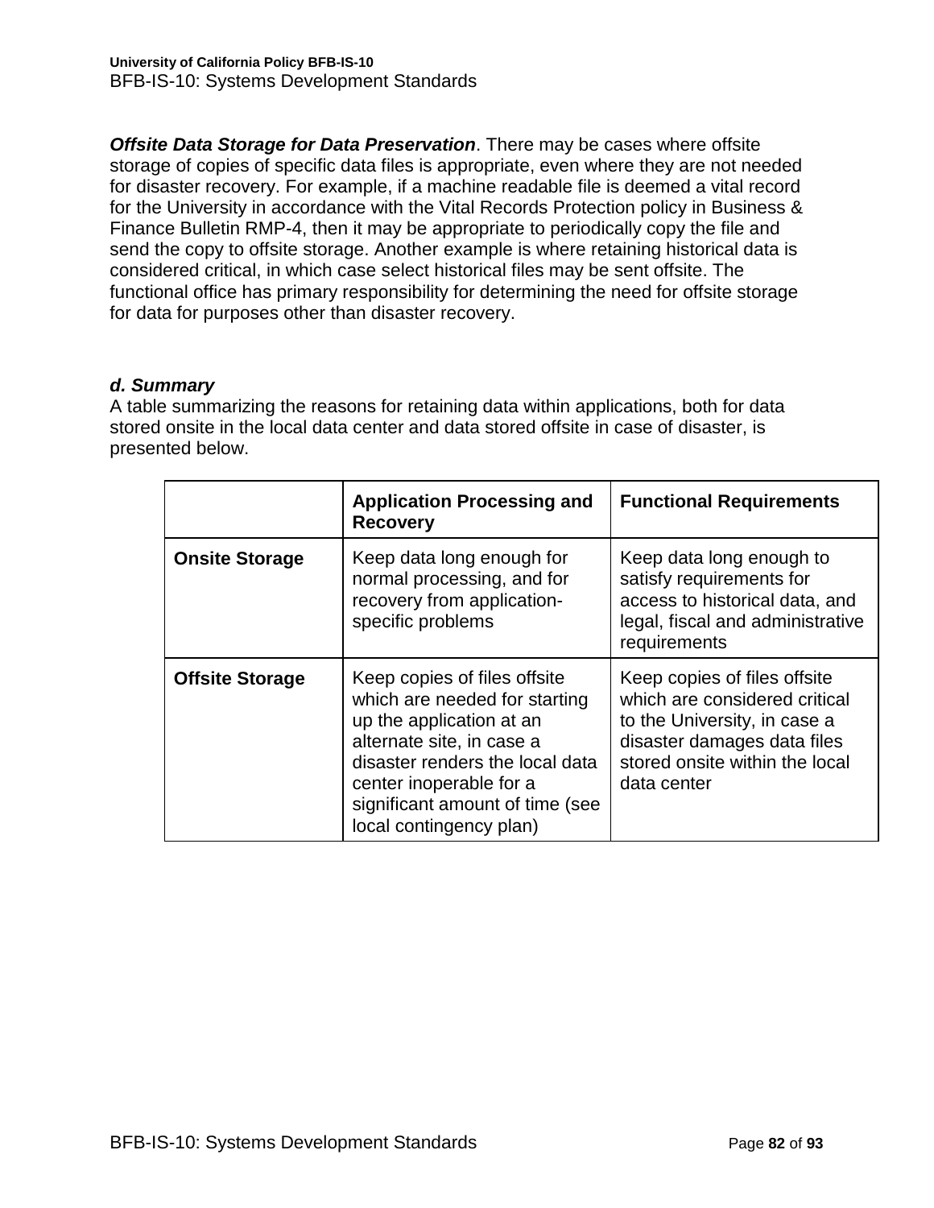***Offsite Data Storage for Data Preservation***. There may be cases where offsite storage of copies of specific data files is appropriate, even where they are not needed for disaster recovery. For example, if a machine readable file is deemed a vital record for the University in accordance with the Vital Records Protection policy in Business & Finance Bulletin RMP-4, then it may be appropriate to periodically copy the file and send the copy to offsite storage. Another example is where retaining historical data is considered critical, in which case select historical files may be sent offsite. The functional office has primary responsibility for determining the need for offsite storage for data for purposes other than disaster recovery.

***d. Summary***

A table summarizing the reasons for retaining data within applications, both for data stored onsite in the local data center and data stored offsite in case of disaster, is presented below.

| | **Application Processing and Recovery** | **Functional Requirements** |
|---|---|---|
| **Onsite Storage** | Keep data long enough for normal processing, and for recovery from application-specific problems | Keep data long enough to satisfy requirements for access to historical data, and legal, fiscal and administrative requirements |
| **Offsite Storage** | Keep copies of files offsite which are needed for starting up the application at an alternate site, in case a disaster renders the local data center inoperable for a significant amount of time (see local contingency plan) | Keep copies of files offsite which are considered critical to the University, in case a disaster damages data files stored onsite within the local data center |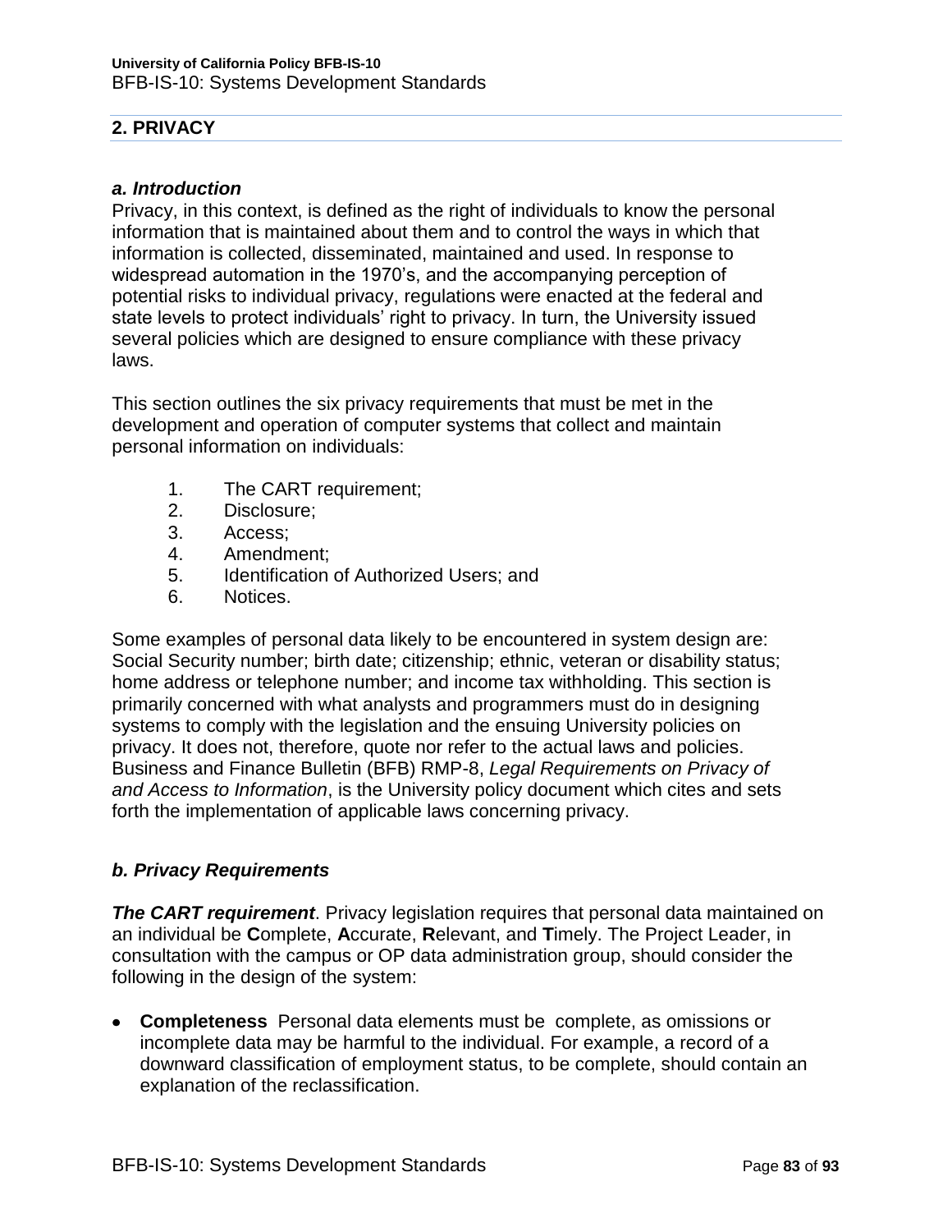## 2. PRIVACY

### *a. Introduction*

Privacy, in this context, is defined as the right of individuals to know the personal information that is maintained about them and to control the ways in which that information is collected, disseminated, maintained and used. In response to widespread automation in the 1970's, and the accompanying perception of potential risks to individual privacy, regulations were enacted at the federal and state levels to protect individuals' right to privacy. In turn, the University issued several policies which are designed to ensure compliance with these privacy laws.

This section outlines the six privacy requirements that must be met in the development and operation of computer systems that collect and maintain personal information on individuals:

1. The CART requirement;
2. Disclosure;
3. Access;
4. Amendment;
5. Identification of Authorized Users; and
6. Notices.

Some examples of personal data likely to be encountered in system design are: Social Security number; birth date; citizenship; ethnic, veteran or disability status; home address or telephone number; and income tax withholding. This section is primarily concerned with what analysts and programmers must do in designing systems to comply with the legislation and the ensuing University policies on privacy. It does not, therefore, quote nor refer to the actual laws and policies. Business and Finance Bulletin (BFB) RMP-8, *Legal Requirements on Privacy of and Access to Information*, is the University policy document which cites and sets forth the implementation of applicable laws concerning privacy.

### *b. Privacy Requirements*

***The CART requirement***. Privacy legislation requires that personal data maintained on an individual be **C**omplete, **A**ccurate, **R**elevant, and **T**imely. The Project Leader, in consultation with the campus or OP data administration group, should consider the following in the design of the system:

- **Completeness** Personal data elements must be complete, as omissions or incomplete data may be harmful to the individual. For example, a record of a downward classification of employment status, to be complete, should contain an explanation of the reclassification.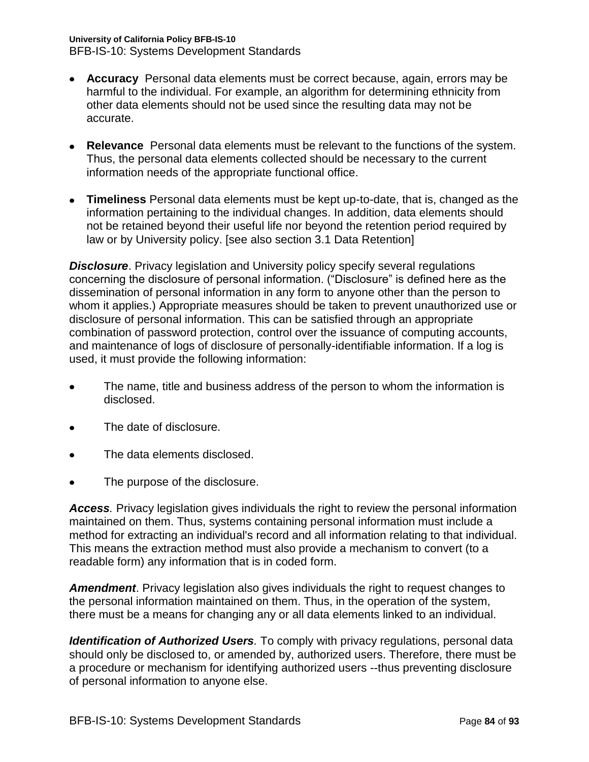- **Accuracy** Personal data elements must be correct because, again, errors may be harmful to the individual. For example, an algorithm for determining ethnicity from other data elements should not be used since the resulting data may not be accurate.

- **Relevance** Personal data elements must be relevant to the functions of the system. Thus, the personal data elements collected should be necessary to the current information needs of the appropriate functional office.

- **Timeliness** Personal data elements must be kept up-to-date, that is, changed as the information pertaining to the individual changes. In addition, data elements should not be retained beyond their useful life nor beyond the retention period required by law or by University policy. [see also section 3.1 Data Retention]

***Disclosure***. Privacy legislation and University policy specify several regulations concerning the disclosure of personal information. ("Disclosure" is defined here as the dissemination of personal information in any form to anyone other than the person to whom it applies.) Appropriate measures should be taken to prevent unauthorized use or disclosure of personal information. This can be satisfied through an appropriate combination of password protection, control over the issuance of computing accounts, and maintenance of logs of disclosure of personally-identifiable information. If a log is used, it must provide the following information:

- The name, title and business address of the person to whom the information is disclosed.

- The date of disclosure.

- The data elements disclosed.

- The purpose of the disclosure.

***Access***. Privacy legislation gives individuals the right to review the personal information maintained on them. Thus, systems containing personal information must include a method for extracting an individual's record and all information relating to that individual. This means the extraction method must also provide a mechanism to convert (to a readable form) any information that is in coded form.

***Amendment***. Privacy legislation also gives individuals the right to request changes to the personal information maintained on them. Thus, in the operation of the system, there must be a means for changing any or all data elements linked to an individual.

***Identification of Authorized Users***. To comply with privacy regulations, personal data should only be disclosed to, or amended by, authorized users. Therefore, there must be a procedure or mechanism for identifying authorized users --thus preventing disclosure of personal information to anyone else.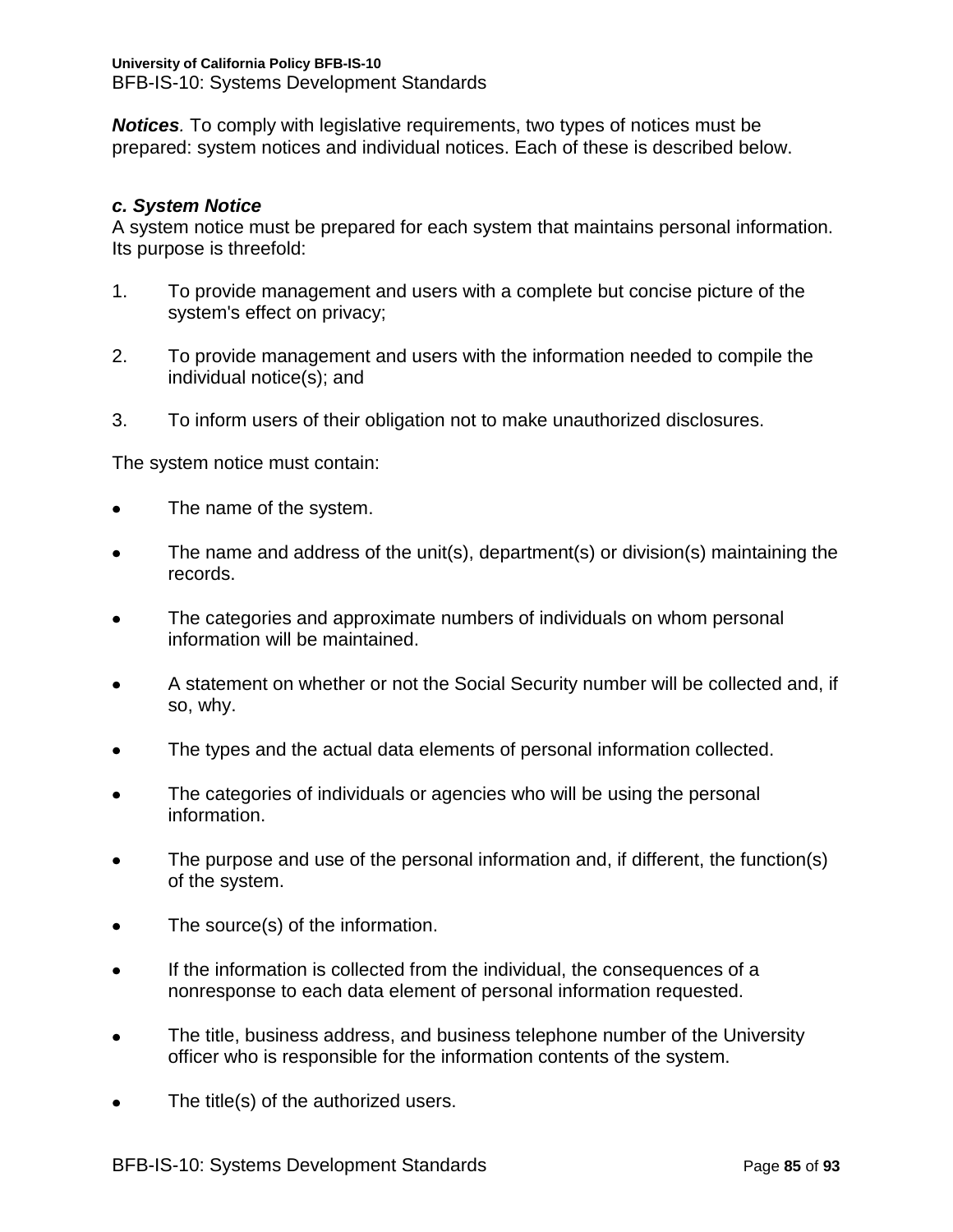***Notices***. To comply with legislative requirements, two types of notices must be prepared: system notices and individual notices. Each of these is described below.

### *c. System Notice*

A system notice must be prepared for each system that maintains personal information. Its purpose is threefold:

1. To provide management and users with a complete but concise picture of the system's effect on privacy;

2. To provide management and users with the information needed to compile the individual notice(s); and

3. To inform users of their obligation not to make unauthorized disclosures.

The system notice must contain:

- The name of the system.

- The name and address of the unit(s), department(s) or division(s) maintaining the records.

- The categories and approximate numbers of individuals on whom personal information will be maintained.

- A statement on whether or not the Social Security number will be collected and, if so, why.

- The types and the actual data elements of personal information collected.

- The categories of individuals or agencies who will be using the personal information.

- The purpose and use of the personal information and, if different, the function(s) of the system.

- The source(s) of the information.

- If the information is collected from the individual, the consequences of a nonresponse to each data element of personal information requested.

- The title, business address, and business telephone number of the University officer who is responsible for the information contents of the system.

- The title(s) of the authorized users.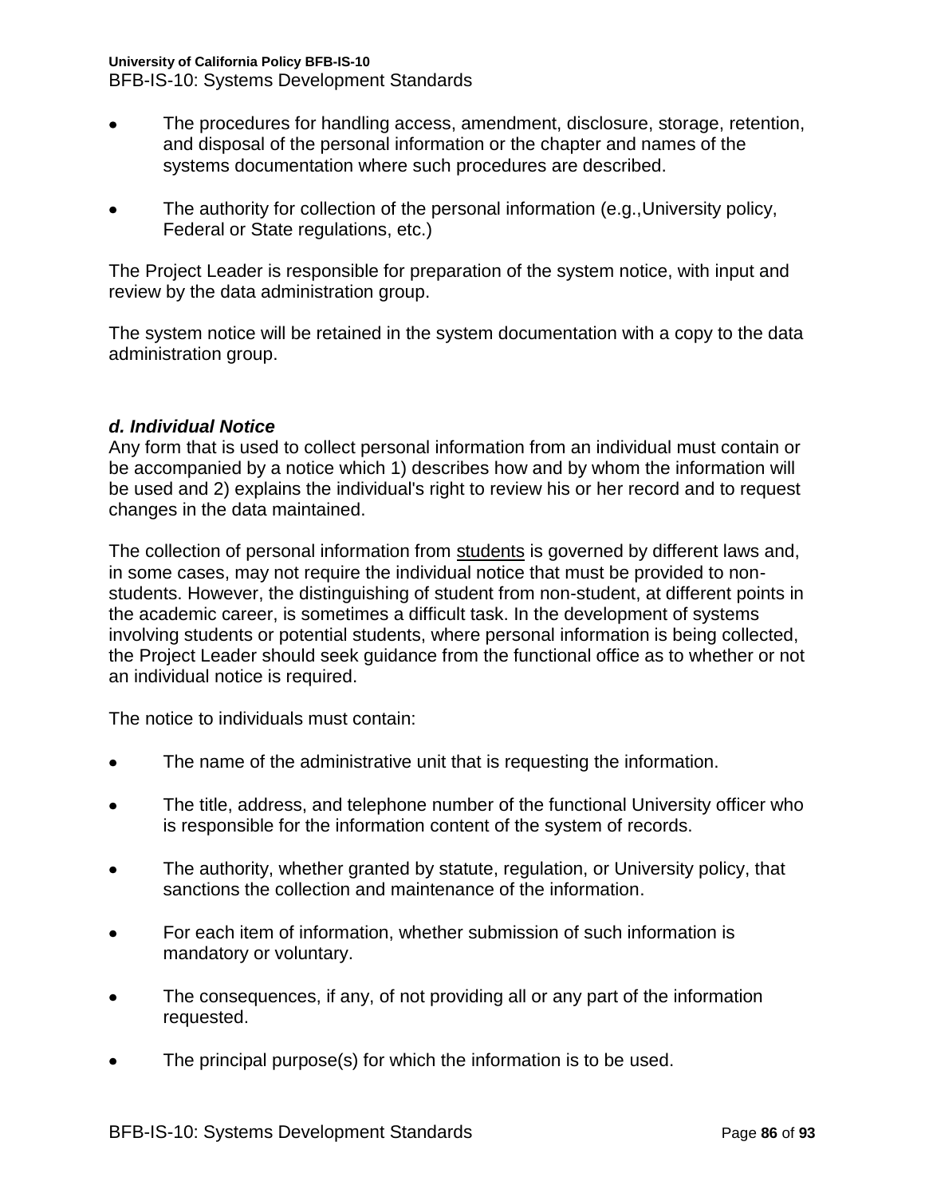- The procedures for handling access, amendment, disclosure, storage, retention, and disposal of the personal information or the chapter and names of the systems documentation where such procedures are described.

- The authority for collection of the personal information (e.g.,University policy, Federal or State regulations, etc.)

The Project Leader is responsible for preparation of the system notice, with input and review by the data administration group.

The system notice will be retained in the system documentation with a copy to the data administration group.

### *d. Individual Notice*

Any form that is used to collect personal information from an individual must contain or be accompanied by a notice which 1) describes how and by whom the information will be used and 2) explains the individual's right to review his or her record and to request changes in the data maintained.

The collection of personal information from students is governed by different laws and, in some cases, may not require the individual notice that must be provided to non-students. However, the distinguishing of student from non-student, at different points in the academic career, is sometimes a difficult task. In the development of systems involving students or potential students, where personal information is being collected, the Project Leader should seek guidance from the functional office as to whether or not an individual notice is required.

The notice to individuals must contain:

- The name of the administrative unit that is requesting the information.

- The title, address, and telephone number of the functional University officer who is responsible for the information content of the system of records.

- The authority, whether granted by statute, regulation, or University policy, that sanctions the collection and maintenance of the information.

- For each item of information, whether submission of such information is mandatory or voluntary.

- The consequences, if any, of not providing all or any part of the information requested.

- The principal purpose(s) for which the information is to be used.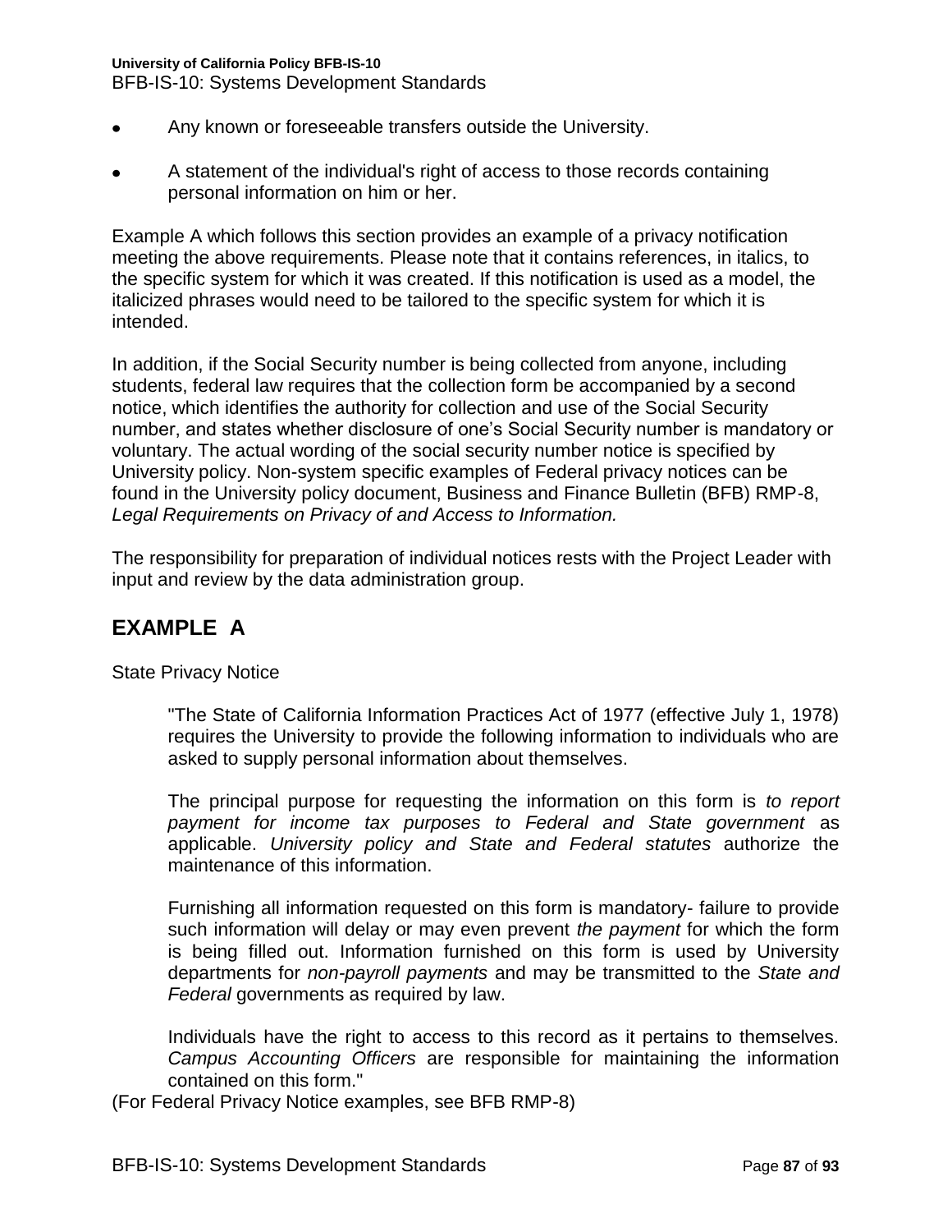- Any known or foreseeable transfers outside the University.
- A statement of the individual's right of access to those records containing personal information on him or her.

Example A which follows this section provides an example of a privacy notification meeting the above requirements. Please note that it contains references, in italics, to the specific system for which it was created. If this notification is used as a model, the italicized phrases would need to be tailored to the specific system for which it is intended.

In addition, if the Social Security number is being collected from anyone, including students, federal law requires that the collection form be accompanied by a second notice, which identifies the authority for collection and use of the Social Security number, and states whether disclosure of one's Social Security number is mandatory or voluntary. The actual wording of the social security number notice is specified by University policy. Non-system specific examples of Federal privacy notices can be found in the University policy document, Business and Finance Bulletin (BFB) RMP-8, *Legal Requirements on Privacy of and Access to Information.*

The responsibility for preparation of individual notices rests with the Project Leader with input and review by the data administration group.

## EXAMPLE A

State Privacy Notice

> "The State of California Information Practices Act of 1977 (effective July 1, 1978) requires the University to provide the following information to individuals who are asked to supply personal information about themselves.
>
> The principal purpose for requesting the information on this form is *to report payment for income tax purposes to Federal and State government* as applicable. *University policy and State and Federal statutes* authorize the maintenance of this information.
>
> Furnishing all information requested on this form is mandatory- failure to provide such information will delay or may even prevent *the payment* for which the form is being filled out. Information furnished on this form is used by University departments for *non-payroll payments* and may be transmitted to the *State and Federal* governments as required by law.
>
> Individuals have the right to access to this record as it pertains to themselves. *Campus Accounting Officers* are responsible for maintaining the information contained on this form."

(For Federal Privacy Notice examples, see BFB RMP-8)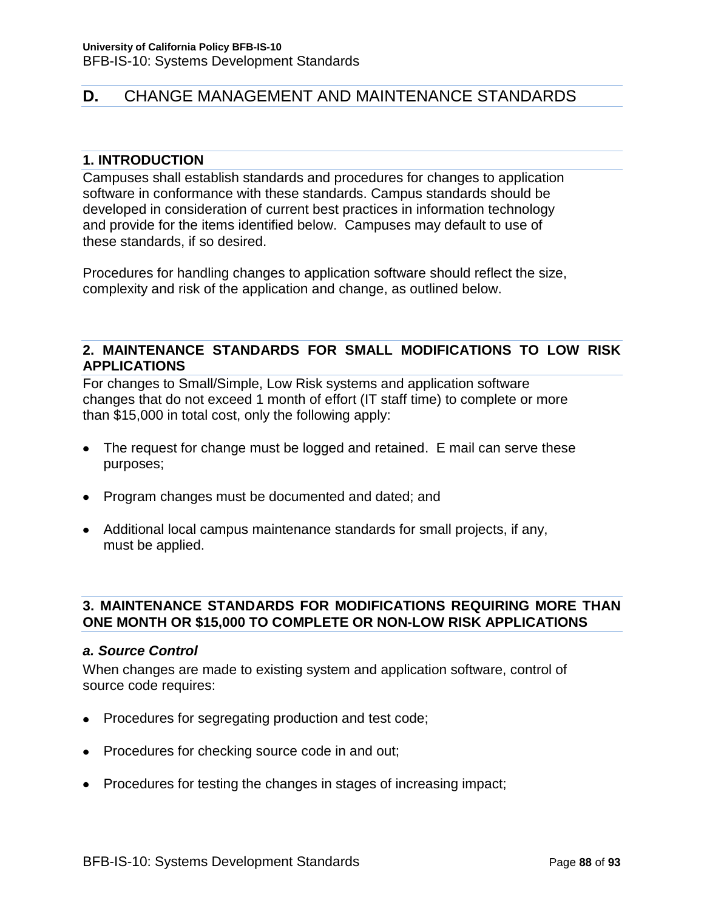## D. CHANGE MANAGEMENT AND MAINTENANCE STANDARDS

### 1. INTRODUCTION

Campuses shall establish standards and procedures for changes to application software in conformance with these standards. Campus standards should be developed in consideration of current best practices in information technology and provide for the items identified below. Campuses may default to use of these standards, if so desired.

Procedures for handling changes to application software should reflect the size, complexity and risk of the application and change, as outlined below.

### 2. MAINTENANCE STANDARDS FOR SMALL MODIFICATIONS TO LOW RISK APPLICATIONS

For changes to Small/Simple, Low Risk systems and application software changes that do not exceed 1 month of effort (IT staff time) to complete or more than $15,000 in total cost, only the following apply:

- The request for change must be logged and retained. E mail can serve these purposes;
- Program changes must be documented and dated; and
- Additional local campus maintenance standards for small projects, if any, must be applied.

### 3. MAINTENANCE STANDARDS FOR MODIFICATIONS REQUIRING MORE THAN ONE MONTH OR $15,000 TO COMPLETE OR NON-LOW RISK APPLICATIONS

#### *a. Source Control*

When changes are made to existing system and application software, control of source code requires:

- Procedures for segregating production and test code;
- Procedures for checking source code in and out;
- Procedures for testing the changes in stages of increasing impact;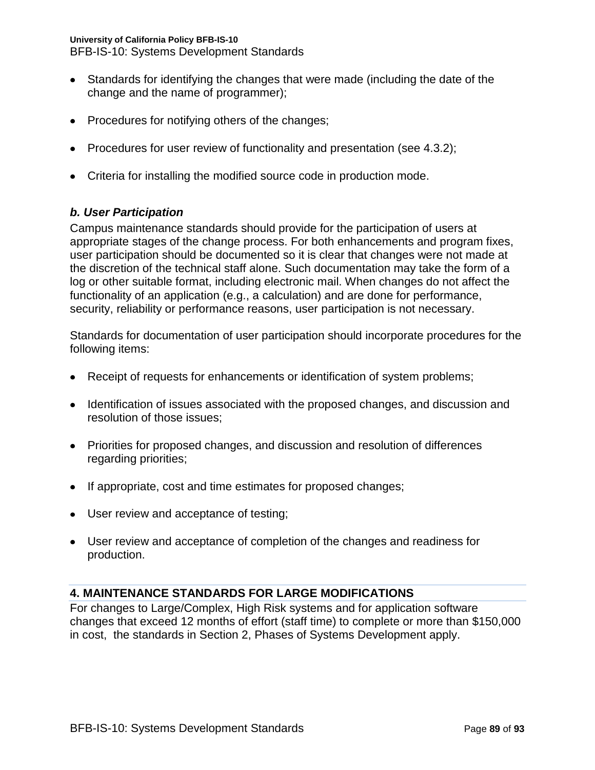- Standards for identifying the changes that were made (including the date of the change and the name of programmer);
- Procedures for notifying others of the changes;
- Procedures for user review of functionality and presentation (see 4.3.2);
- Criteria for installing the modified source code in production mode.

### *b. User Participation*

Campus maintenance standards should provide for the participation of users at appropriate stages of the change process. For both enhancements and program fixes, user participation should be documented so it is clear that changes were not made at the discretion of the technical staff alone. Such documentation may take the form of a log or other suitable format, including electronic mail. When changes do not affect the functionality of an application (e.g., a calculation) and are done for performance, security, reliability or performance reasons, user participation is not necessary.

Standards for documentation of user participation should incorporate procedures for the following items:

- Receipt of requests for enhancements or identification of system problems;
- Identification of issues associated with the proposed changes, and discussion and resolution of those issues;
- Priorities for proposed changes, and discussion and resolution of differences regarding priorities;
- If appropriate, cost and time estimates for proposed changes;
- User review and acceptance of testing;
- User review and acceptance of completion of the changes and readiness for production.

## 4. MAINTENANCE STANDARDS FOR LARGE MODIFICATIONS

For changes to Large/Complex, High Risk systems and for application software changes that exceed 12 months of effort (staff time) to complete or more than $150,000 in cost, the standards in Section 2, Phases of Systems Development apply.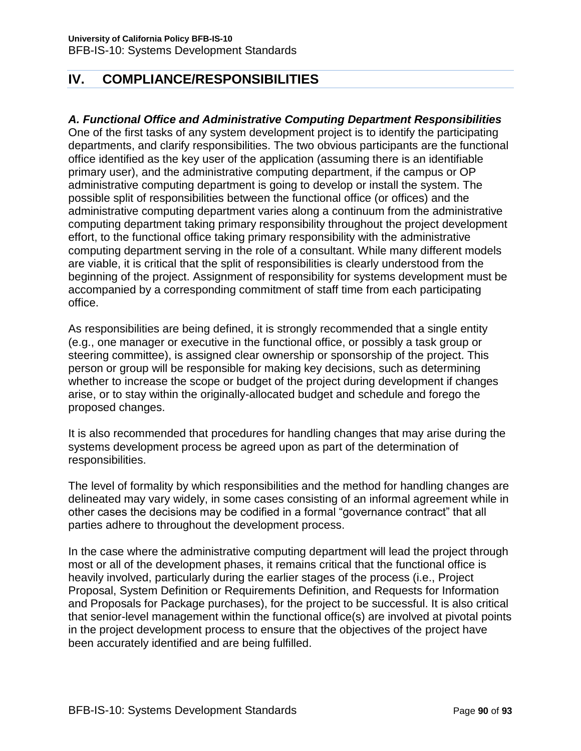# IV. COMPLIANCE/RESPONSIBILITIES

### *A. Functional Office and Administrative Computing Department Responsibilities*

One of the first tasks of any system development project is to identify the participating departments, and clarify responsibilities. The two obvious participants are the functional office identified as the key user of the application (assuming there is an identifiable primary user), and the administrative computing department, if the campus or OP administrative computing department is going to develop or install the system. The possible split of responsibilities between the functional office (or offices) and the administrative computing department varies along a continuum from the administrative computing department taking primary responsibility throughout the project development effort, to the functional office taking primary responsibility with the administrative computing department serving in the role of a consultant. While many different models are viable, it is critical that the split of responsibilities is clearly understood from the beginning of the project. Assignment of responsibility for systems development must be accompanied by a corresponding commitment of staff time from each participating office.

As responsibilities are being defined, it is strongly recommended that a single entity (e.g., one manager or executive in the functional office, or possibly a task group or steering committee), is assigned clear ownership or sponsorship of the project. This person or group will be responsible for making key decisions, such as determining whether to increase the scope or budget of the project during development if changes arise, or to stay within the originally-allocated budget and schedule and forego the proposed changes.

It is also recommended that procedures for handling changes that may arise during the systems development process be agreed upon as part of the determination of responsibilities.

The level of formality by which responsibilities and the method for handling changes are delineated may vary widely, in some cases consisting of an informal agreement while in other cases the decisions may be codified in a formal "governance contract" that all parties adhere to throughout the development process.

In the case where the administrative computing department will lead the project through most or all of the development phases, it remains critical that the functional office is heavily involved, particularly during the earlier stages of the process (i.e., Project Proposal, System Definition or Requirements Definition, and Requests for Information and Proposals for Package purchases), for the project to be successful. It is also critical that senior-level management within the functional office(s) are involved at pivotal points in the project development process to ensure that the objectives of the project have been accurately identified and are being fulfilled.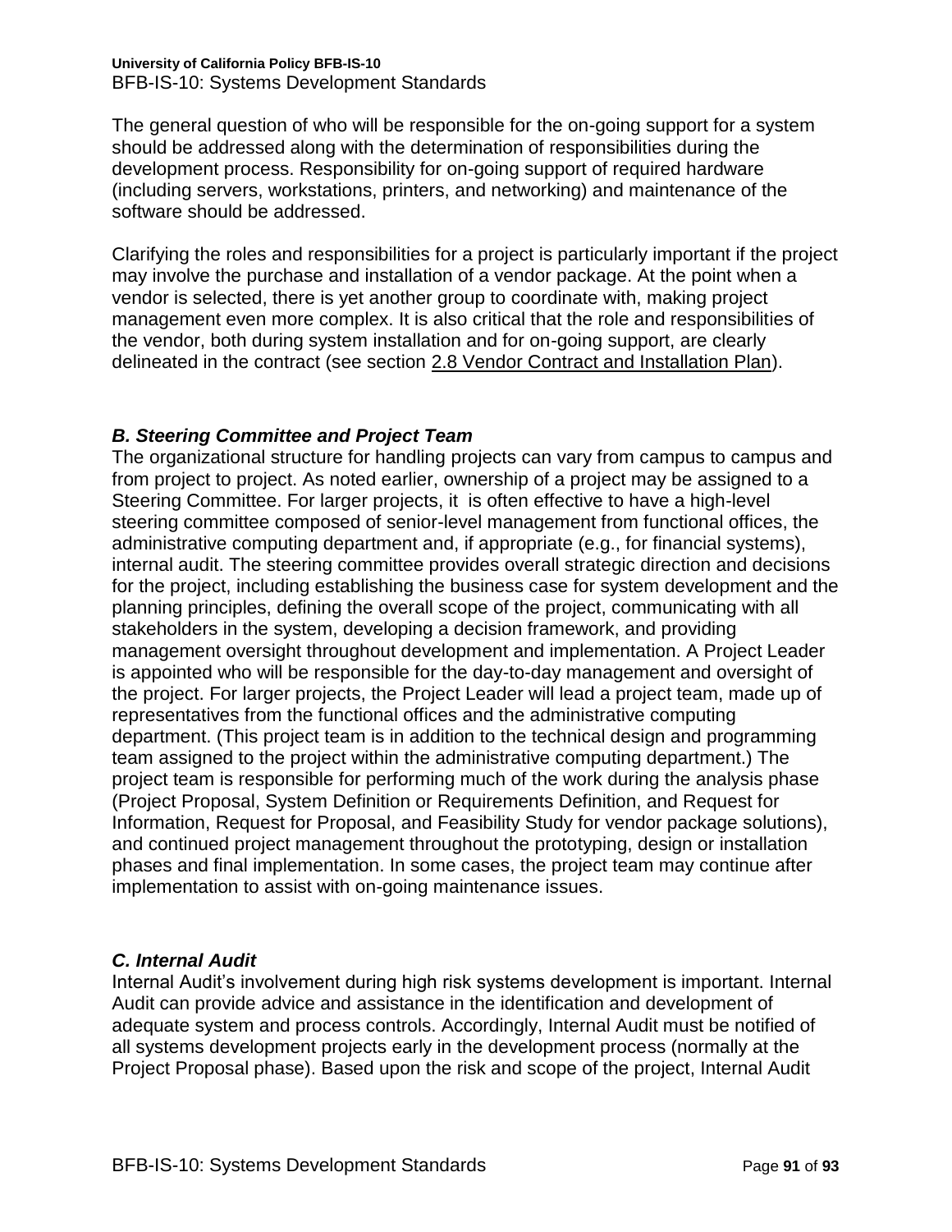The general question of who will be responsible for the on-going support for a system should be addressed along with the determination of responsibilities during the development process. Responsibility for on-going support of required hardware (including servers, workstations, printers, and networking) and maintenance of the software should be addressed.

Clarifying the roles and responsibilities for a project is particularly important if the project may involve the purchase and installation of a vendor package. At the point when a vendor is selected, there is yet another group to coordinate with, making project management even more complex. It is also critical that the role and responsibilities of the vendor, both during system installation and for on-going support, are clearly delineated in the contract (see section 2.8 Vendor Contract and Installation Plan).

### *B. Steering Committee and Project Team*

The organizational structure for handling projects can vary from campus to campus and from project to project. As noted earlier, ownership of a project may be assigned to a Steering Committee. For larger projects, it is often effective to have a high-level steering committee composed of senior-level management from functional offices, the administrative computing department and, if appropriate (e.g., for financial systems), internal audit. The steering committee provides overall strategic direction and decisions for the project, including establishing the business case for system development and the planning principles, defining the overall scope of the project, communicating with all stakeholders in the system, developing a decision framework, and providing management oversight throughout development and implementation. A Project Leader is appointed who will be responsible for the day-to-day management and oversight of the project. For larger projects, the Project Leader will lead a project team, made up of representatives from the functional offices and the administrative computing department. (This project team is in addition to the technical design and programming team assigned to the project within the administrative computing department.) The project team is responsible for performing much of the work during the analysis phase (Project Proposal, System Definition or Requirements Definition, and Request for Information, Request for Proposal, and Feasibility Study for vendor package solutions), and continued project management throughout the prototyping, design or installation phases and final implementation. In some cases, the project team may continue after implementation to assist with on-going maintenance issues.

### *C. Internal Audit*

Internal Audit's involvement during high risk systems development is important. Internal Audit can provide advice and assistance in the identification and development of adequate system and process controls. Accordingly, Internal Audit must be notified of all systems development projects early in the development process (normally at the Project Proposal phase). Based upon the risk and scope of the project, Internal Audit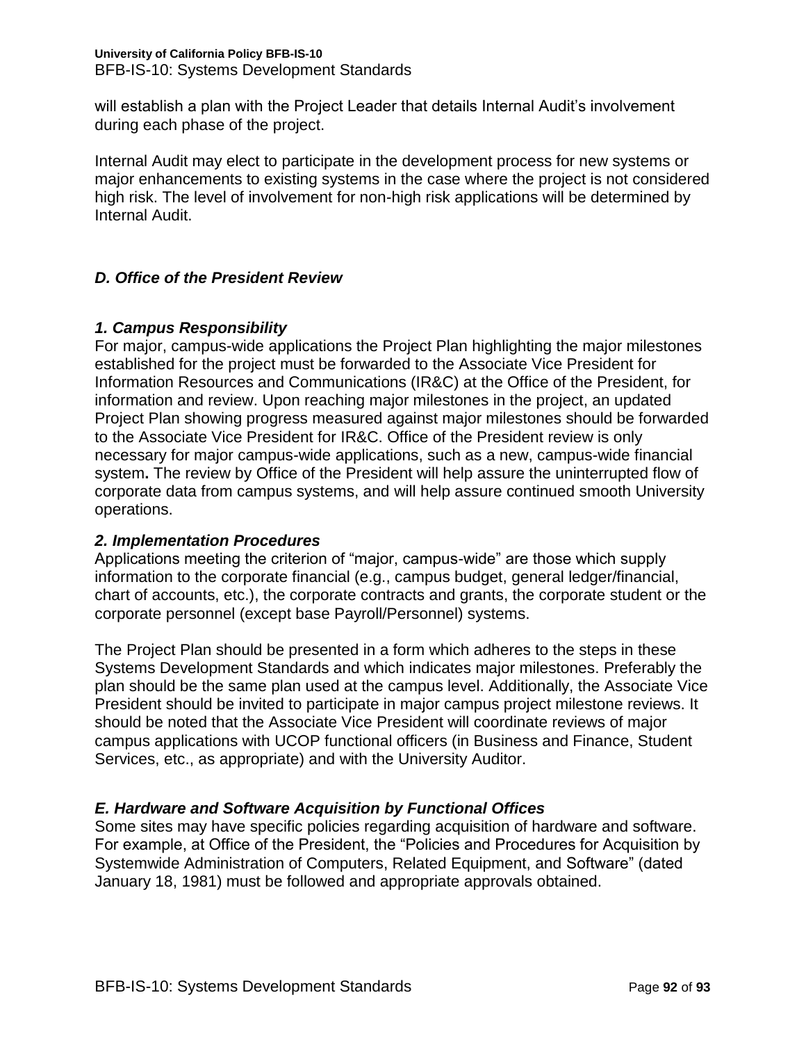will establish a plan with the Project Leader that details Internal Audit's involvement during each phase of the project.

Internal Audit may elect to participate in the development process for new systems or major enhancements to existing systems in the case where the project is not considered high risk. The level of involvement for non-high risk applications will be determined by Internal Audit.

### *D. Office of the President Review*

#### *1. Campus Responsibility*

For major, campus-wide applications the Project Plan highlighting the major milestones established for the project must be forwarded to the Associate Vice President for Information Resources and Communications (IR&C) at the Office of the President, for information and review. Upon reaching major milestones in the project, an updated Project Plan showing progress measured against major milestones should be forwarded to the Associate Vice President for IR&C. Office of the President review is only necessary for major campus-wide applications, such as a new, campus-wide financial system**.** The review by Office of the President will help assure the uninterrupted flow of corporate data from campus systems, and will help assure continued smooth University operations.

#### *2. Implementation Procedures*

Applications meeting the criterion of "major, campus-wide" are those which supply information to the corporate financial (e.g., campus budget, general ledger/financial, chart of accounts, etc.), the corporate contracts and grants, the corporate student or the corporate personnel (except base Payroll/Personnel) systems.

The Project Plan should be presented in a form which adheres to the steps in these Systems Development Standards and which indicates major milestones. Preferably the plan should be the same plan used at the campus level. Additionally, the Associate Vice President should be invited to participate in major campus project milestone reviews. It should be noted that the Associate Vice President will coordinate reviews of major campus applications with UCOP functional officers (in Business and Finance, Student Services, etc., as appropriate) and with the University Auditor.

### *E. Hardware and Software Acquisition by Functional Offices*

Some sites may have specific policies regarding acquisition of hardware and software. For example, at Office of the President, the "Policies and Procedures for Acquisition by Systemwide Administration of Computers, Related Equipment, and Software" (dated January 18, 1981) must be followed and appropriate approvals obtained.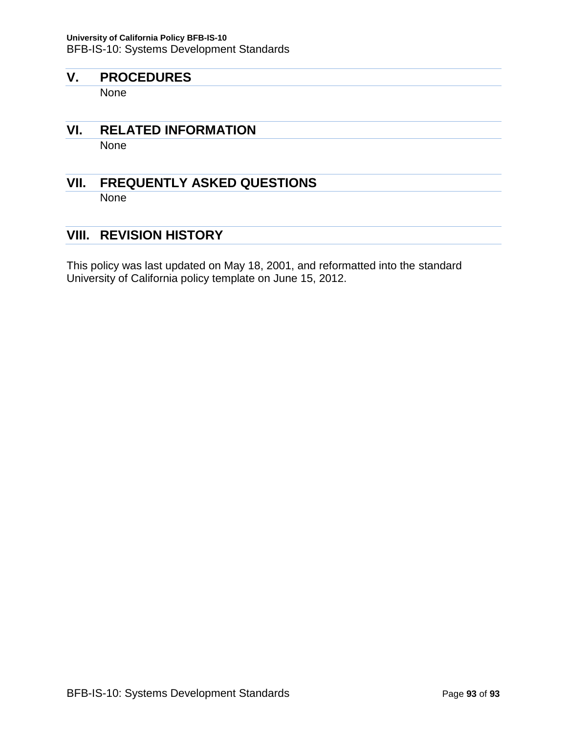## V. PROCEDURES

None

## VI. RELATED INFORMATION

None

## VII. FREQUENTLY ASKED QUESTIONS

None

## VIII. REVISION HISTORY

This policy was last updated on May 18, 2001, and reformatted into the standard University of California policy template on June 15, 2012.